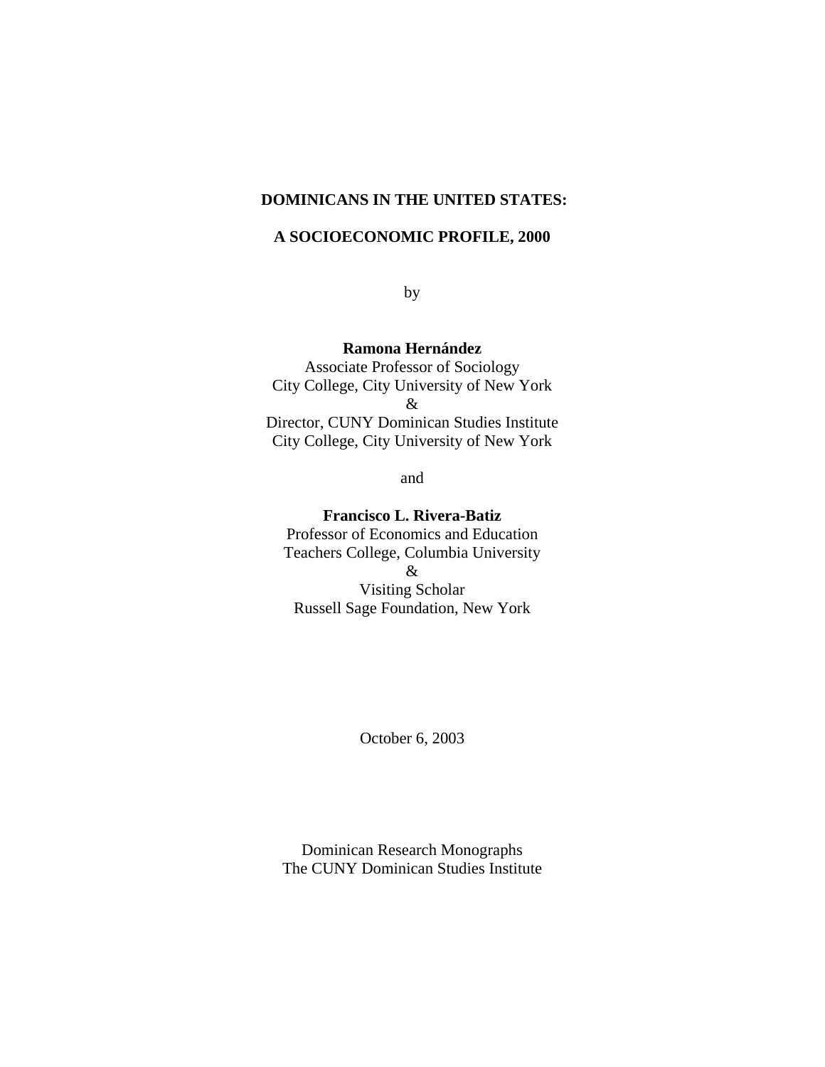# DOMINICANS IN THE UNITED STATES:

# A SOCIOECONOMIC PROFILE, 2000

by

**Ramona Hernández**
Associate Professor of Sociology
City College, City University of New York
&
Director, CUNY Dominican Studies Institute
City College, City University of New York

and

**Francisco L. Rivera-Batiz**
Professor of Economics and Education
Teachers College, Columbia University
&
Visiting Scholar
Russell Sage Foundation, New York

October 6, 2003

Dominican Research Monographs
The CUNY Dominican Studies Institute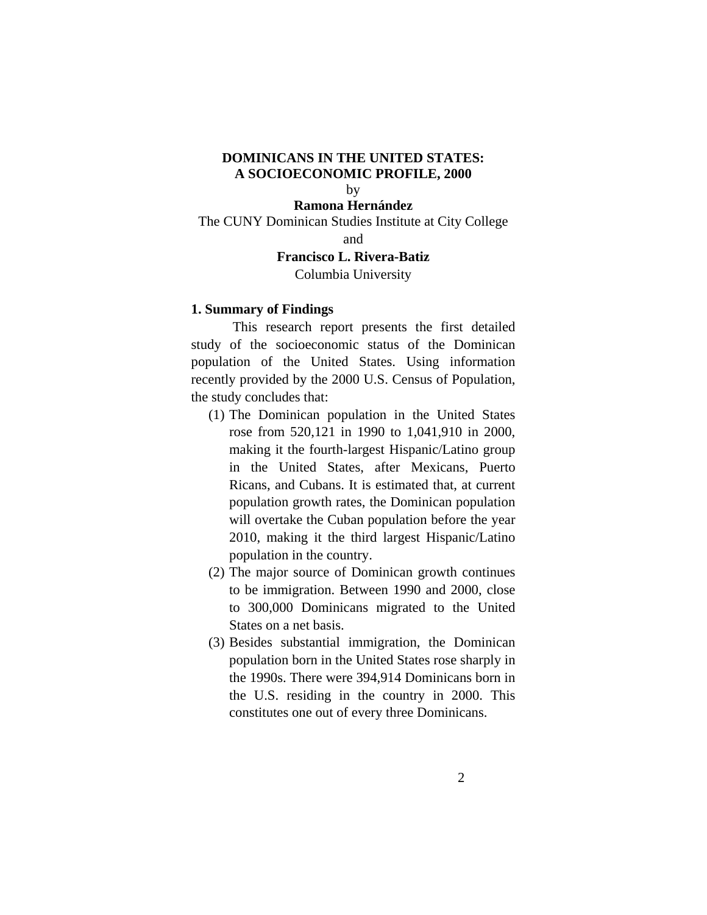# DOMINICANS IN THE UNITED STATES: A SOCIOECONOMIC PROFILE, 2000

by

**Ramona Hernández**

The CUNY Dominican Studies Institute at City College

and

**Francisco L. Rivera-Batiz**

Columbia University

## 1. Summary of Findings

This research report presents the first detailed study of the socioeconomic status of the Dominican population of the United States. Using information recently provided by the 2000 U.S. Census of Population, the study concludes that:

(1) The Dominican population in the United States rose from 520,121 in 1990 to 1,041,910 in 2000, making it the fourth-largest Hispanic/Latino group in the United States, after Mexicans, Puerto Ricans, and Cubans. It is estimated that, at current population growth rates, the Dominican population will overtake the Cuban population before the year 2010, making it the third largest Hispanic/Latino population in the country.

(2) The major source of Dominican growth continues to be immigration. Between 1990 and 2000, close to 300,000 Dominicans migrated to the United States on a net basis.

(3) Besides substantial immigration, the Dominican population born in the United States rose sharply in the 1990s. There were 394,914 Dominicans born in the U.S. residing in the country in 2000. This constitutes one out of every three Dominicans.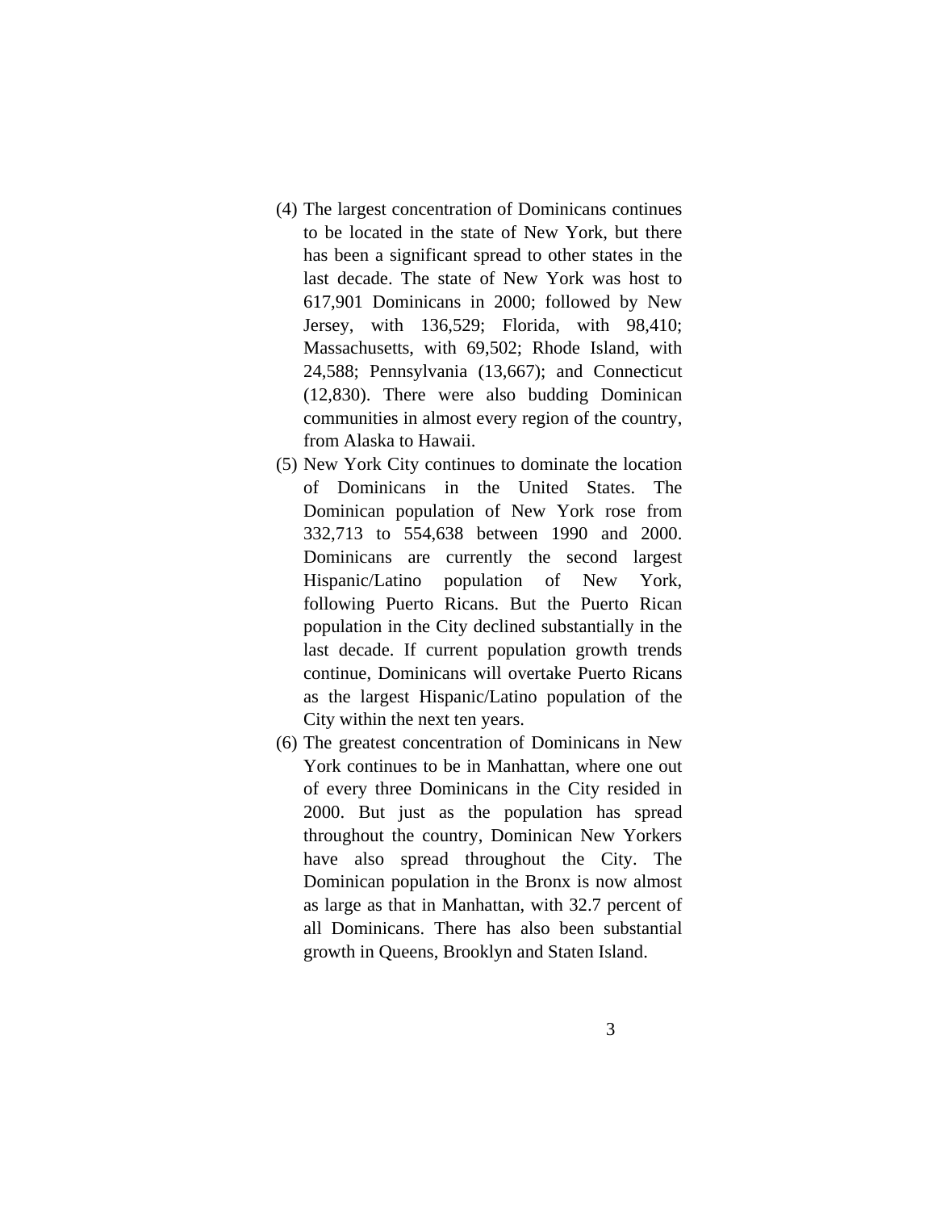(4) The largest concentration of Dominicans continues to be located in the state of New York, but there has been a significant spread to other states in the last decade. The state of New York was host to 617,901 Dominicans in 2000; followed by New Jersey, with 136,529; Florida, with 98,410; Massachusetts, with 69,502; Rhode Island, with 24,588; Pennsylvania (13,667); and Connecticut (12,830). There were also budding Dominican communities in almost every region of the country, from Alaska to Hawaii.

(5) New York City continues to dominate the location of Dominicans in the United States. The Dominican population of New York rose from 332,713 to 554,638 between 1990 and 2000. Dominicans are currently the second largest Hispanic/Latino population of New York, following Puerto Ricans. But the Puerto Rican population in the City declined substantially in the last decade. If current population growth trends continue, Dominicans will overtake Puerto Ricans as the largest Hispanic/Latino population of the City within the next ten years.

(6) The greatest concentration of Dominicans in New York continues to be in Manhattan, where one out of every three Dominicans in the City resided in 2000. But just as the population has spread throughout the country, Dominican New Yorkers have also spread throughout the City. The Dominican population in the Bronx is now almost as large as that in Manhattan, with 32.7 percent of all Dominicans. There has also been substantial growth in Queens, Brooklyn and Staten Island.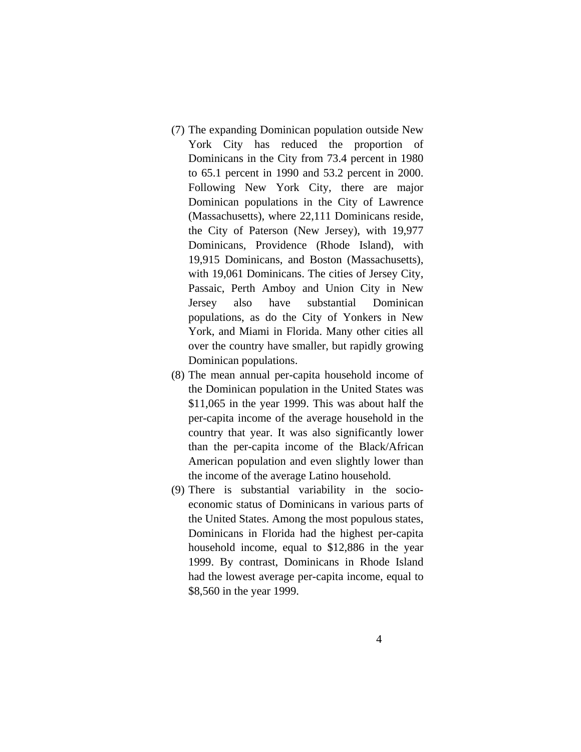(7) The expanding Dominican population outside New York City has reduced the proportion of Dominicans in the City from 73.4 percent in 1980 to 65.1 percent in 1990 and 53.2 percent in 2000. Following New York City, there are major Dominican populations in the City of Lawrence (Massachusetts), where 22,111 Dominicans reside, the City of Paterson (New Jersey), with 19,977 Dominicans, Providence (Rhode Island), with 19,915 Dominicans, and Boston (Massachusetts), with 19,061 Dominicans. The cities of Jersey City, Passaic, Perth Amboy and Union City in New Jersey also have substantial Dominican populations, as do the City of Yonkers in New York, and Miami in Florida. Many other cities all over the country have smaller, but rapidly growing Dominican populations.

(8) The mean annual per-capita household income of the Dominican population in the United States was $11,065 in the year 1999. This was about half the per-capita income of the average household in the country that year. It was also significantly lower than the per-capita income of the Black/African American population and even slightly lower than the income of the average Latino household.

(9) There is substantial variability in the socio-economic status of Dominicans in various parts of the United States. Among the most populous states, Dominicans in Florida had the highest per-capita household income, equal to $12,886 in the year 1999. By contrast, Dominicans in Rhode Island had the lowest average per-capita income, equal to $8,560 in the year 1999.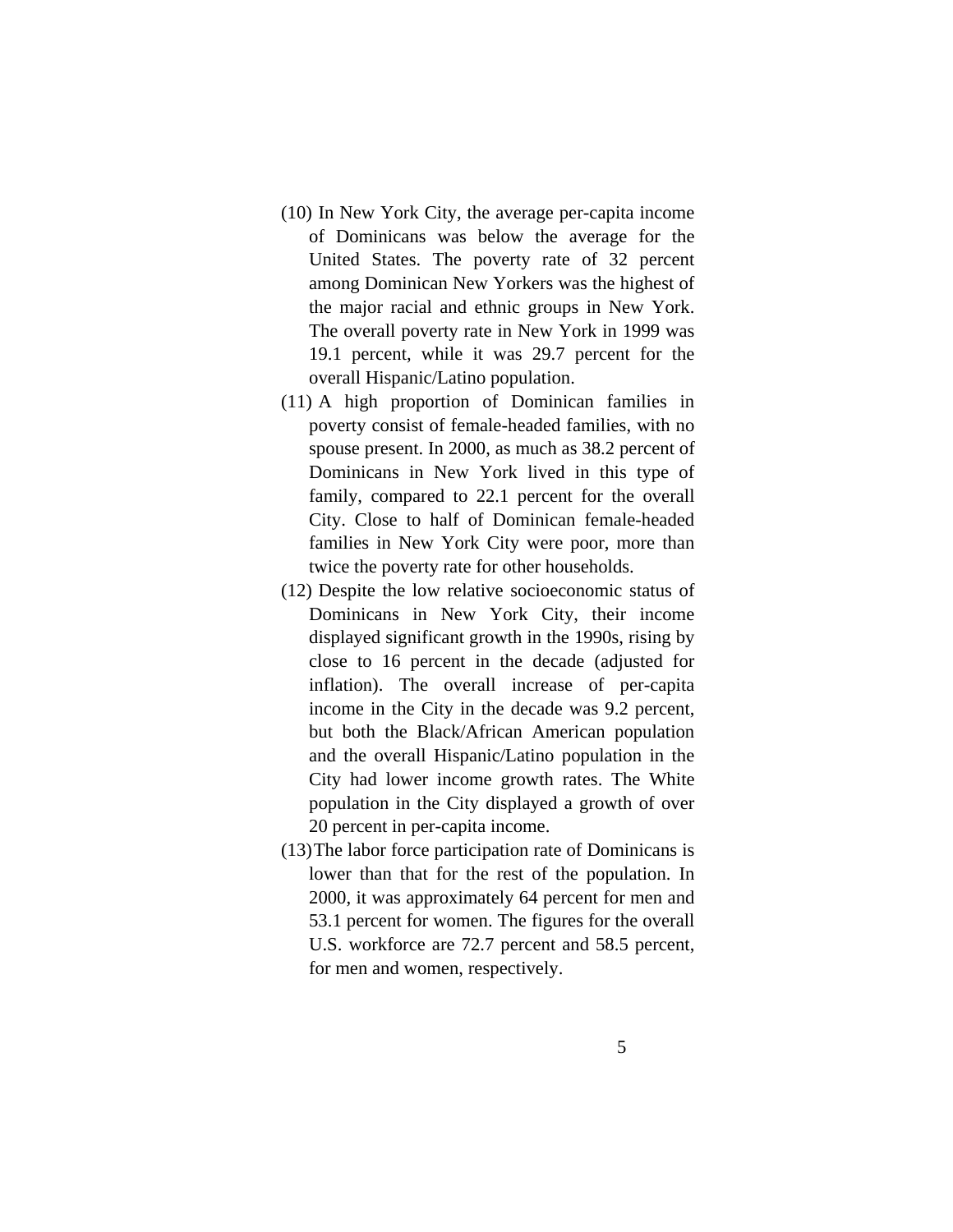(10) In New York City, the average per-capita income of Dominicans was below the average for the United States. The poverty rate of 32 percent among Dominican New Yorkers was the highest of the major racial and ethnic groups in New York. The overall poverty rate in New York in 1999 was 19.1 percent, while it was 29.7 percent for the overall Hispanic/Latino population.

(11) A high proportion of Dominican families in poverty consist of female-headed families, with no spouse present. In 2000, as much as 38.2 percent of Dominicans in New York lived in this type of family, compared to 22.1 percent for the overall City. Close to half of Dominican female-headed families in New York City were poor, more than twice the poverty rate for other households.

(12) Despite the low relative socioeconomic status of Dominicans in New York City, their income displayed significant growth in the 1990s, rising by close to 16 percent in the decade (adjusted for inflation). The overall increase of per-capita income in the City in the decade was 9.2 percent, but both the Black/African American population and the overall Hispanic/Latino population in the City had lower income growth rates. The White population in the City displayed a growth of over 20 percent in per-capita income.

(13) The labor force participation rate of Dominicans is lower than that for the rest of the population. In 2000, it was approximately 64 percent for men and 53.1 percent for women. The figures for the overall U.S. workforce are 72.7 percent and 58.5 percent, for men and women, respectively.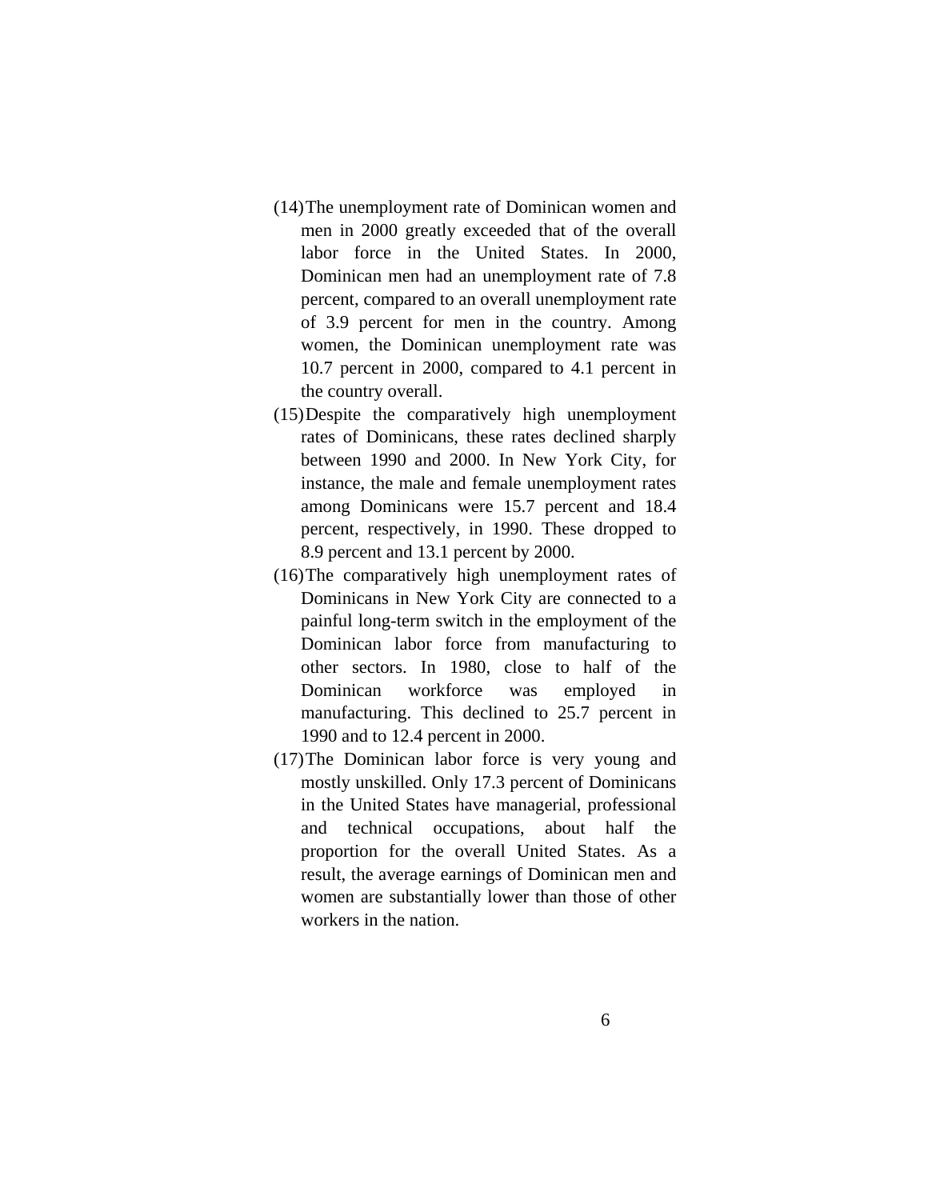(14) The unemployment rate of Dominican women and men in 2000 greatly exceeded that of the overall labor force in the United States. In 2000, Dominican men had an unemployment rate of 7.8 percent, compared to an overall unemployment rate of 3.9 percent for men in the country. Among women, the Dominican unemployment rate was 10.7 percent in 2000, compared to 4.1 percent in the country overall.

(15) Despite the comparatively high unemployment rates of Dominicans, these rates declined sharply between 1990 and 2000. In New York City, for instance, the male and female unemployment rates among Dominicans were 15.7 percent and 18.4 percent, respectively, in 1990. These dropped to 8.9 percent and 13.1 percent by 2000.

(16) The comparatively high unemployment rates of Dominicans in New York City are connected to a painful long-term switch in the employment of the Dominican labor force from manufacturing to other sectors. In 1980, close to half of the Dominican workforce was employed in manufacturing. This declined to 25.7 percent in 1990 and to 12.4 percent in 2000.

(17) The Dominican labor force is very young and mostly unskilled. Only 17.3 percent of Dominicans in the United States have managerial, professional and technical occupations, about half the proportion for the overall United States. As a result, the average earnings of Dominican men and women are substantially lower than those of other workers in the nation.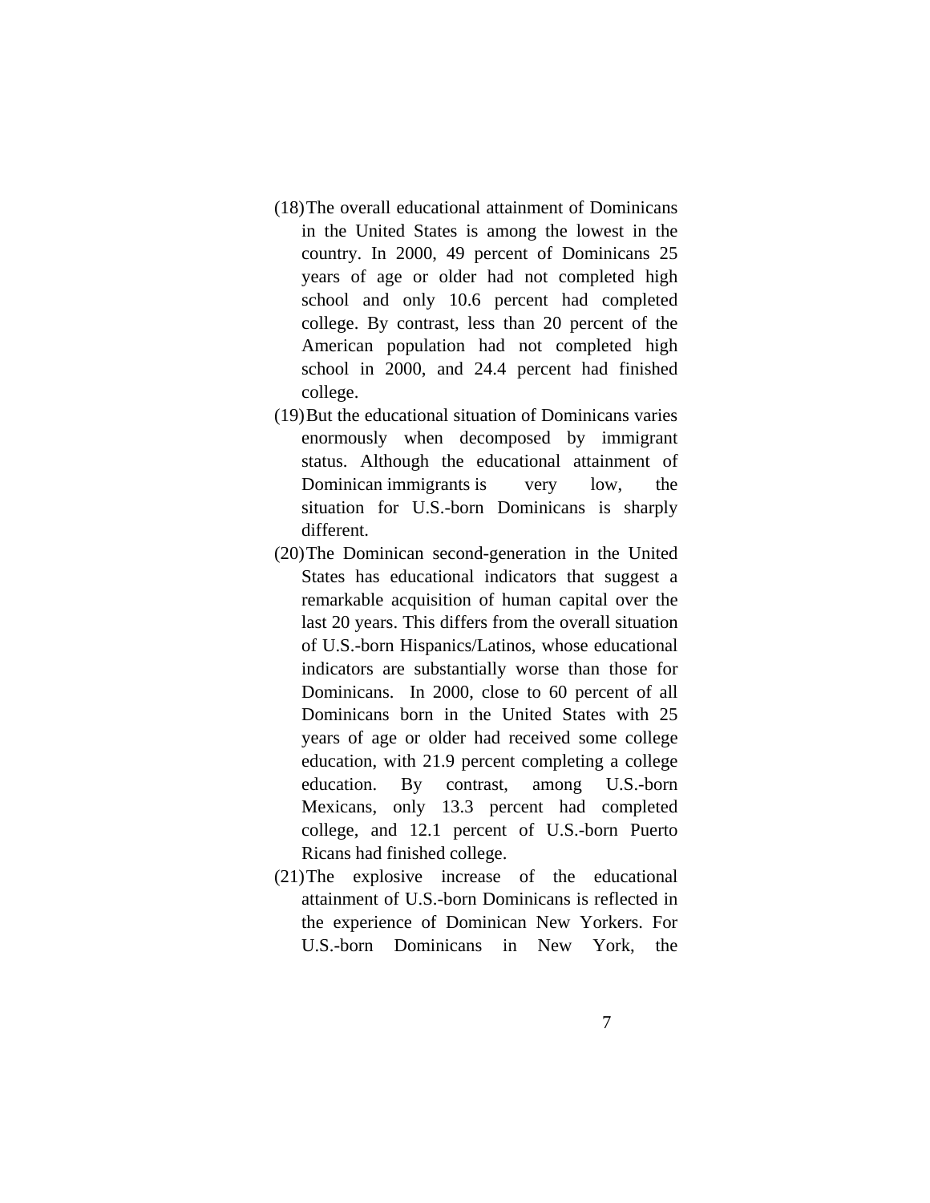(18) The overall educational attainment of Dominicans in the United States is among the lowest in the country. In 2000, 49 percent of Dominicans 25 years of age or older had not completed high school and only 10.6 percent had completed college. By contrast, less than 20 percent of the American population had not completed high school in 2000, and 24.4 percent had finished college.

(19) But the educational situation of Dominicans varies enormously when decomposed by immigrant status. Although the educational attainment of Dominican immigrants is very low, the situation for U.S.-born Dominicans is sharply different.

(20) The Dominican second-generation in the United States has educational indicators that suggest a remarkable acquisition of human capital over the last 20 years. This differs from the overall situation of U.S.-born Hispanics/Latinos, whose educational indicators are substantially worse than those for Dominicans. In 2000, close to 60 percent of all Dominicans born in the United States with 25 years of age or older had received some college education, with 21.9 percent completing a college education. By contrast, among U.S.-born Mexicans, only 13.3 percent had completed college, and 12.1 percent of U.S.-born Puerto Ricans had finished college.

(21) The explosive increase of the educational attainment of U.S.-born Dominicans is reflected in the experience of Dominican New Yorkers. For U.S.-born Dominicans in New York, the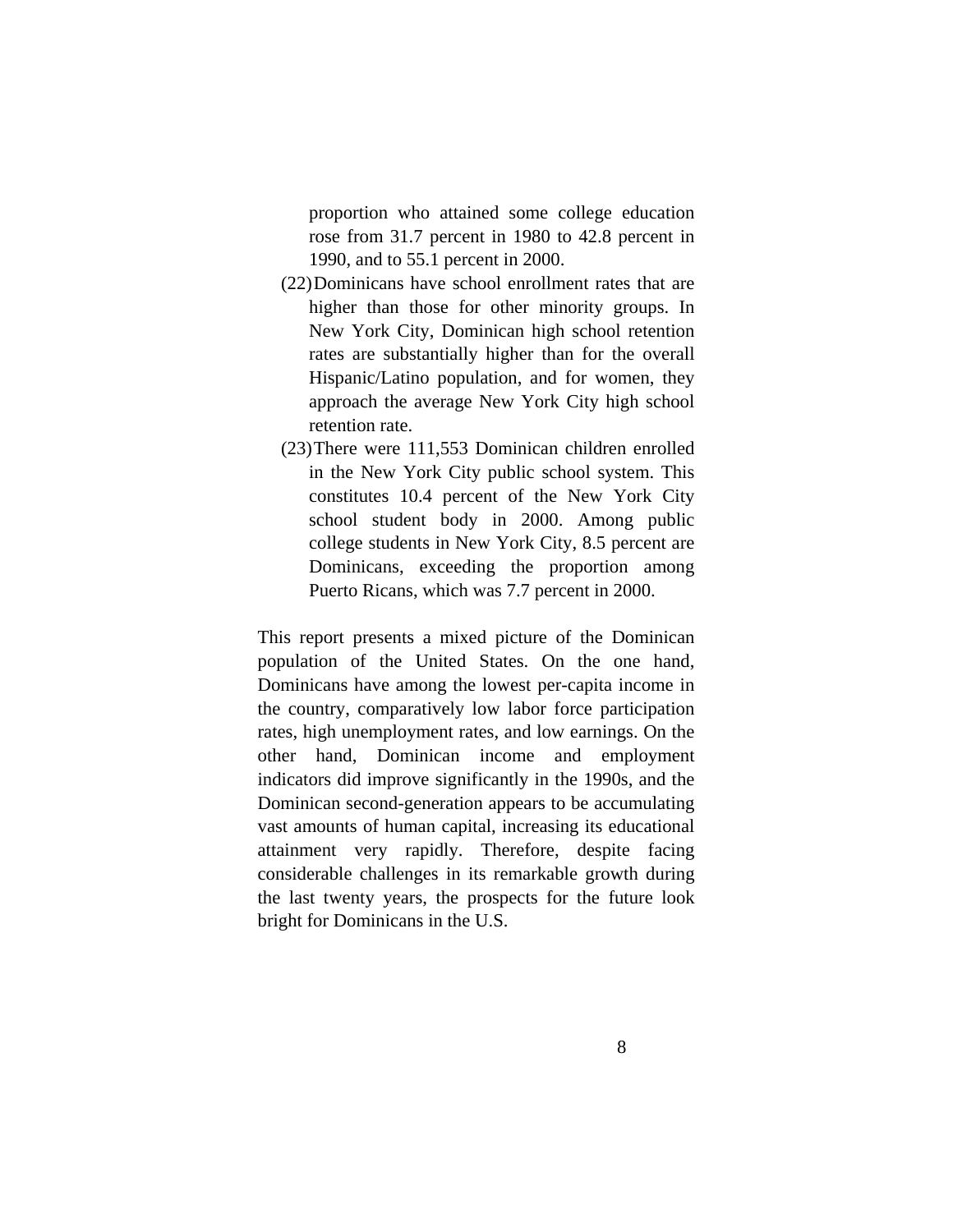proportion who attained some college education rose from 31.7 percent in 1980 to 42.8 percent in 1990, and to 55.1 percent in 2000.

(22) Dominicans have school enrollment rates that are higher than those for other minority groups. In New York City, Dominican high school retention rates are substantially higher than for the overall Hispanic/Latino population, and for women, they approach the average New York City high school retention rate.

(23) There were 111,553 Dominican children enrolled in the New York City public school system. This constitutes 10.4 percent of the New York City school student body in 2000. Among public college students in New York City, 8.5 percent are Dominicans, exceeding the proportion among Puerto Ricans, which was 7.7 percent in 2000.

This report presents a mixed picture of the Dominican population of the United States. On the one hand, Dominicans have among the lowest per-capita income in the country, comparatively low labor force participation rates, high unemployment rates, and low earnings. On the other hand, Dominican income and employment indicators did improve significantly in the 1990s, and the Dominican second-generation appears to be accumulating vast amounts of human capital, increasing its educational attainment very rapidly. Therefore, despite facing considerable challenges in its remarkable growth during the last twenty years, the prospects for the future look bright for Dominicans in the U.S.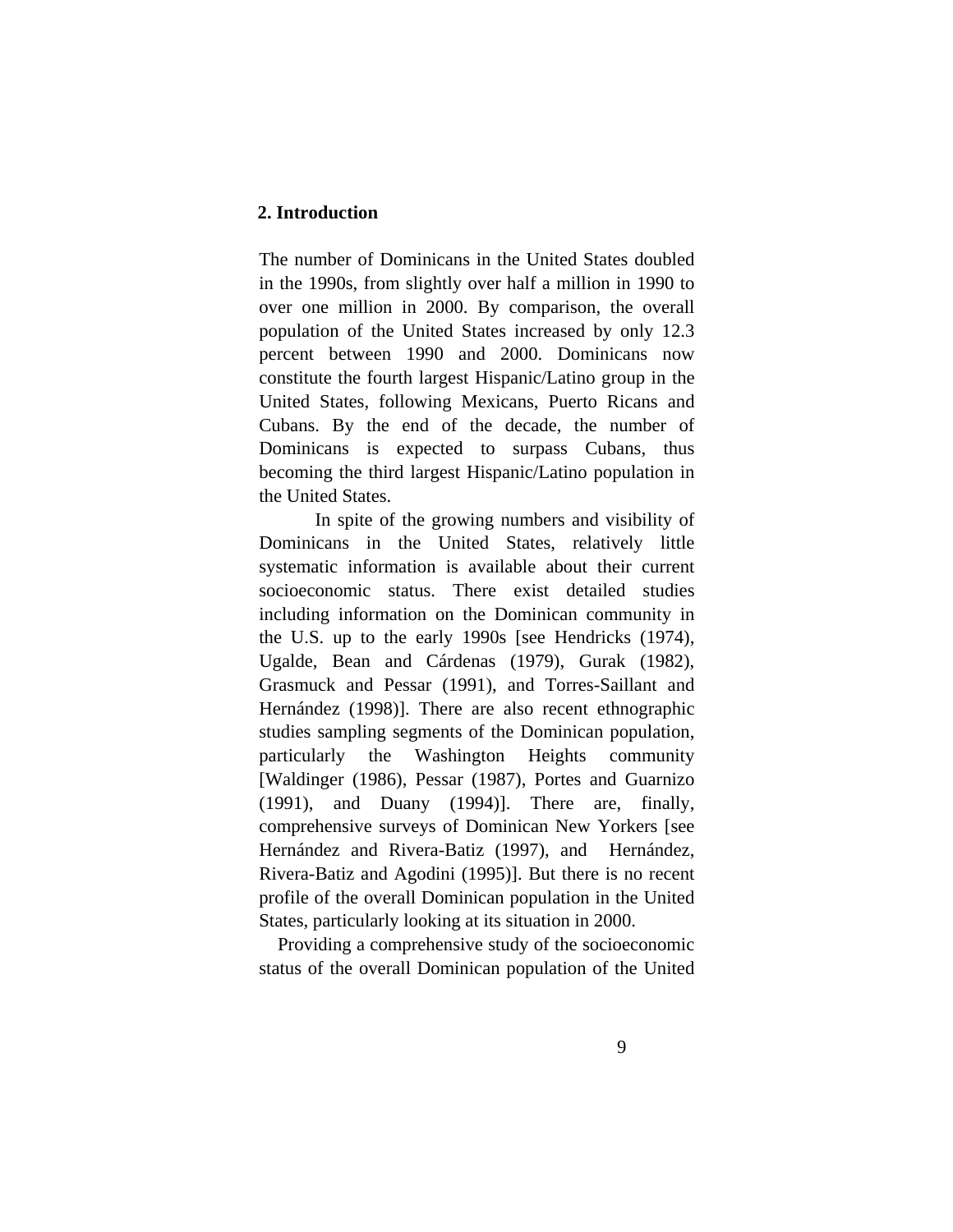## 2. Introduction

The number of Dominicans in the United States doubled in the 1990s, from slightly over half a million in 1990 to over one million in 2000. By comparison, the overall population of the United States increased by only 12.3 percent between 1990 and 2000. Dominicans now constitute the fourth largest Hispanic/Latino group in the United States, following Mexicans, Puerto Ricans and Cubans. By the end of the decade, the number of Dominicans is expected to surpass Cubans, thus becoming the third largest Hispanic/Latino population in the United States.

In spite of the growing numbers and visibility of Dominicans in the United States, relatively little systematic information is available about their current socioeconomic status. There exist detailed studies including information on the Dominican community in the U.S. up to the early 1990s [see Hendricks (1974), Ugalde, Bean and Cárdenas (1979), Gurak (1982), Grasmuck and Pessar (1991), and Torres-Saillant and Hernández (1998)]. There are also recent ethnographic studies sampling segments of the Dominican population, particularly the Washington Heights community [Waldinger (1986), Pessar (1987), Portes and Guarnizo (1991), and Duany (1994)]. There are, finally, comprehensive surveys of Dominican New Yorkers [see Hernández and Rivera-Batiz (1997), and Hernández, Rivera-Batiz and Agodini (1995)]. But there is no recent profile of the overall Dominican population in the United States, particularly looking at its situation in 2000.

Providing a comprehensive study of the socioeconomic status of the overall Dominican population of the United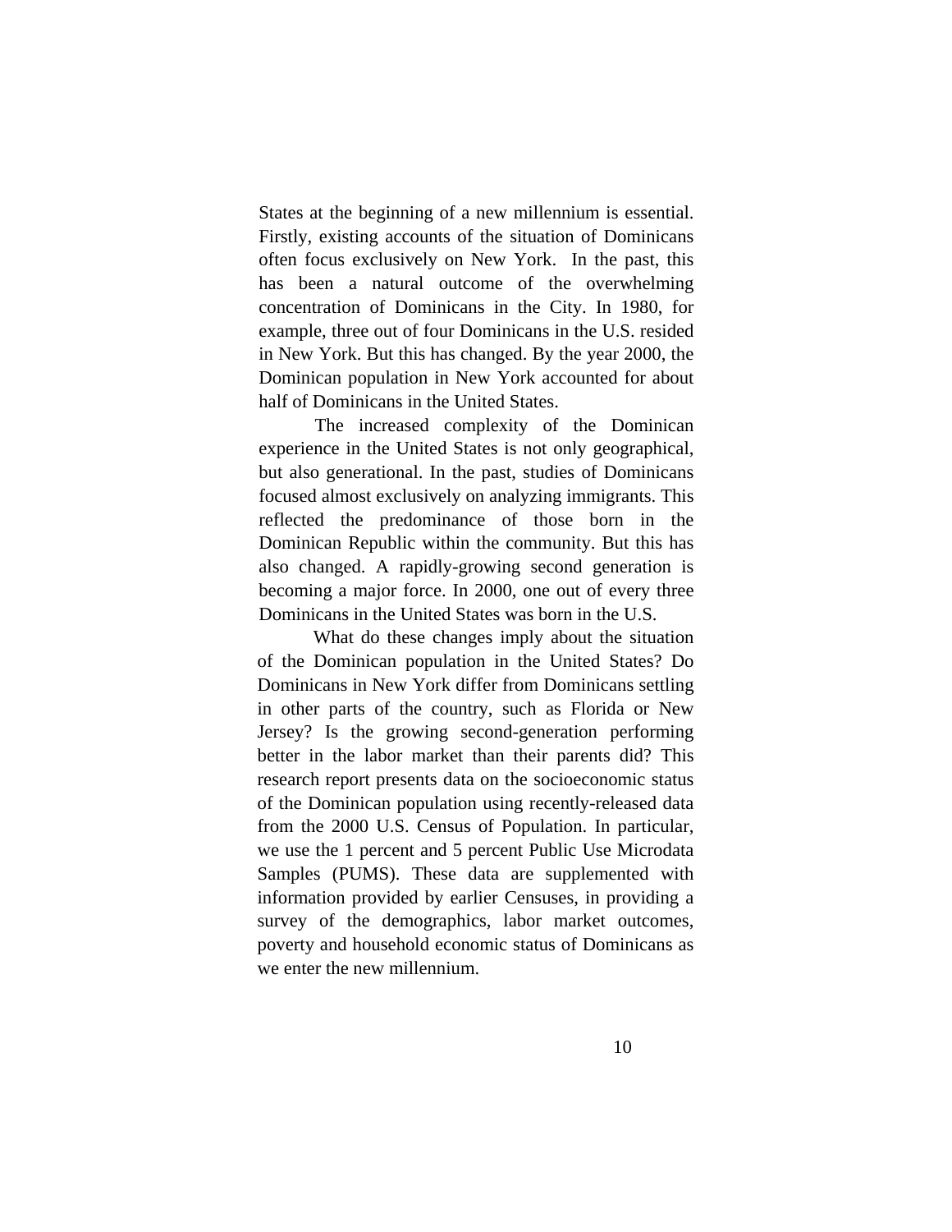States at the beginning of a new millennium is essential. Firstly, existing accounts of the situation of Dominicans often focus exclusively on New York. In the past, this has been a natural outcome of the overwhelming concentration of Dominicans in the City. In 1980, for example, three out of four Dominicans in the U.S. resided in New York. But this has changed. By the year 2000, the Dominican population in New York accounted for about half of Dominicans in the United States.

The increased complexity of the Dominican experience in the United States is not only geographical, but also generational. In the past, studies of Dominicans focused almost exclusively on analyzing immigrants. This reflected the predominance of those born in the Dominican Republic within the community. But this has also changed. A rapidly-growing second generation is becoming a major force. In 2000, one out of every three Dominicans in the United States was born in the U.S.

What do these changes imply about the situation of the Dominican population in the United States? Do Dominicans in New York differ from Dominicans settling in other parts of the country, such as Florida or New Jersey? Is the growing second-generation performing better in the labor market than their parents did? This research report presents data on the socioeconomic status of the Dominican population using recently-released data from the 2000 U.S. Census of Population. In particular, we use the 1 percent and 5 percent Public Use Microdata Samples (PUMS). These data are supplemented with information provided by earlier Censuses, in providing a survey of the demographics, labor market outcomes, poverty and household economic status of Dominicans as we enter the new millennium.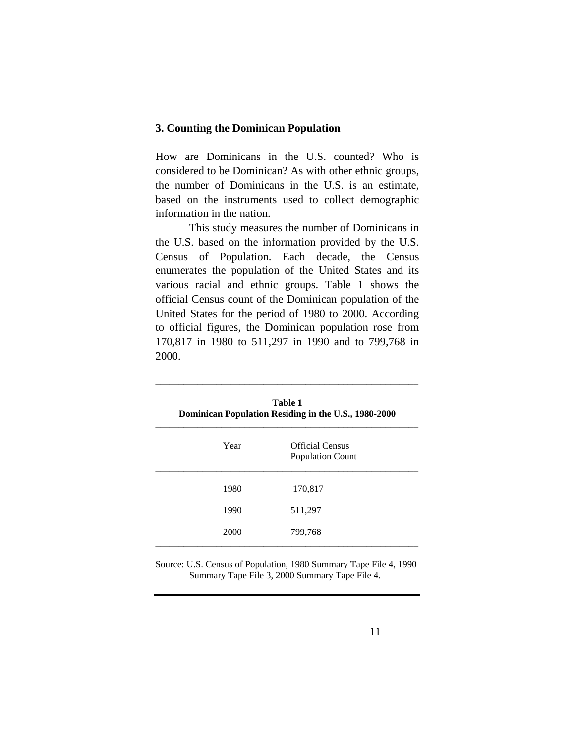## 3. Counting the Dominican Population

How are Dominicans in the U.S. counted? Who is considered to be Dominican? As with other ethnic groups, the number of Dominicans in the U.S. is an estimate, based on the instruments used to collect demographic information in the nation.

This study measures the number of Dominicans in the U.S. based on the information provided by the U.S. Census of Population. Each decade, the Census enumerates the population of the United States and its various racial and ethnic groups. Table 1 shows the official Census count of the Dominican population of the United States for the period of 1980 to 2000. According to official figures, the Dominican population rose from 170,817 in 1980 to 511,297 in 1990 and to 799,768 in 2000.

**Table 1**
**Dominican Population Residing in the U.S., 1980-2000**

| Year | Official Census Population Count |
|---|---|
| 1980 | 170,817 |
| 1990 | 511,297 |
| 2000 | 799,768 |

Source: U.S. Census of Population, 1980 Summary Tape File 4, 1990 Summary Tape File 3, 2000 Summary Tape File 4.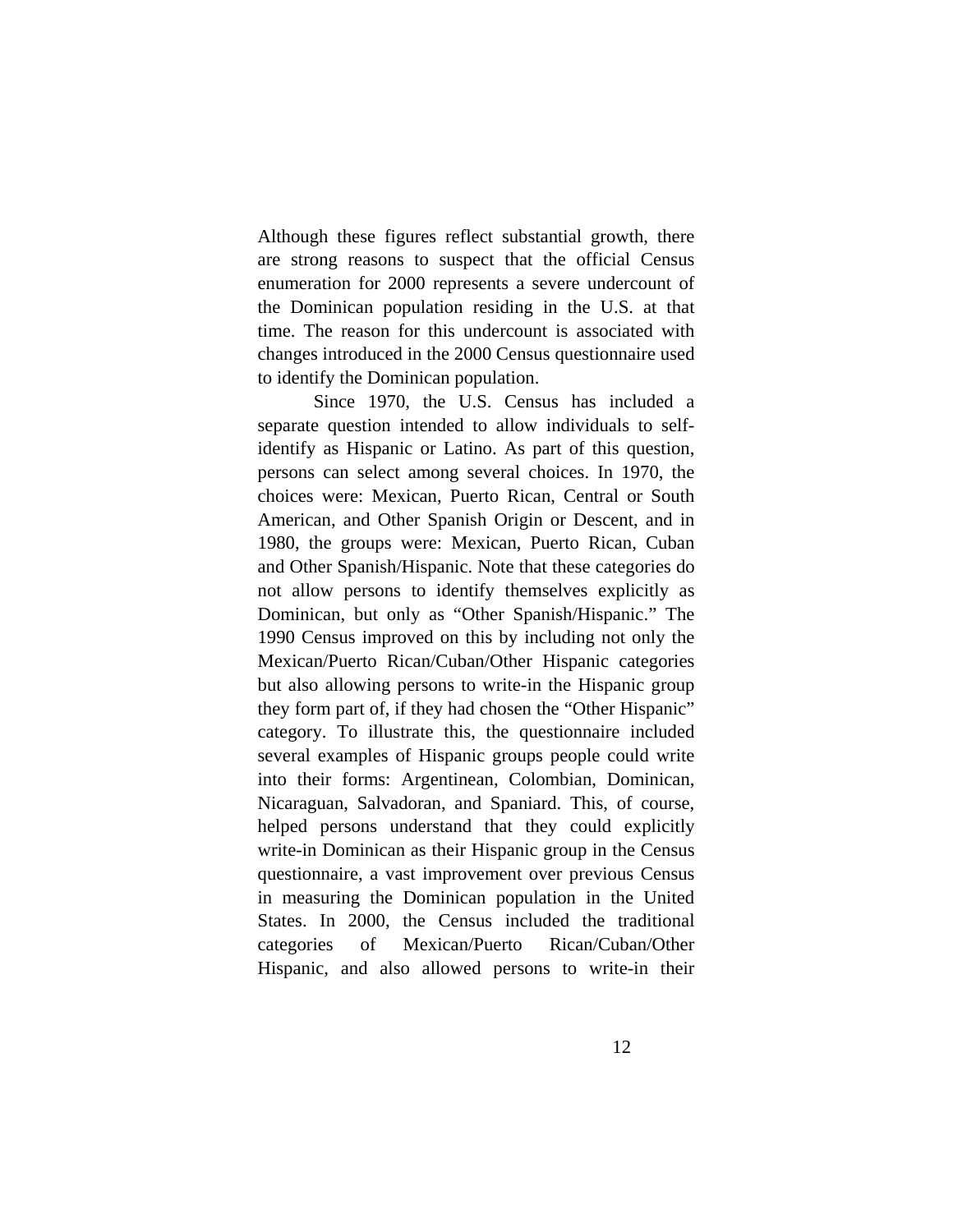Although these figures reflect substantial growth, there are strong reasons to suspect that the official Census enumeration for 2000 represents a severe undercount of the Dominican population residing in the U.S. at that time. The reason for this undercount is associated with changes introduced in the 2000 Census questionnaire used to identify the Dominican population.

Since 1970, the U.S. Census has included a separate question intended to allow individuals to self-identify as Hispanic or Latino. As part of this question, persons can select among several choices. In 1970, the choices were: Mexican, Puerto Rican, Central or South American, and Other Spanish Origin or Descent, and in 1980, the groups were: Mexican, Puerto Rican, Cuban and Other Spanish/Hispanic. Note that these categories do not allow persons to identify themselves explicitly as Dominican, but only as "Other Spanish/Hispanic." The 1990 Census improved on this by including not only the Mexican/Puerto Rican/Cuban/Other Hispanic categories but also allowing persons to write-in the Hispanic group they form part of, if they had chosen the "Other Hispanic" category. To illustrate this, the questionnaire included several examples of Hispanic groups people could write into their forms: Argentinean, Colombian, Dominican, Nicaraguan, Salvadoran, and Spaniard. This, of course, helped persons understand that they could explicitly write-in Dominican as their Hispanic group in the Census questionnaire, a vast improvement over previous Census in measuring the Dominican population in the United States. In 2000, the Census included the traditional categories of Mexican/Puerto Rican/Cuban/Other Hispanic, and also allowed persons to write-in their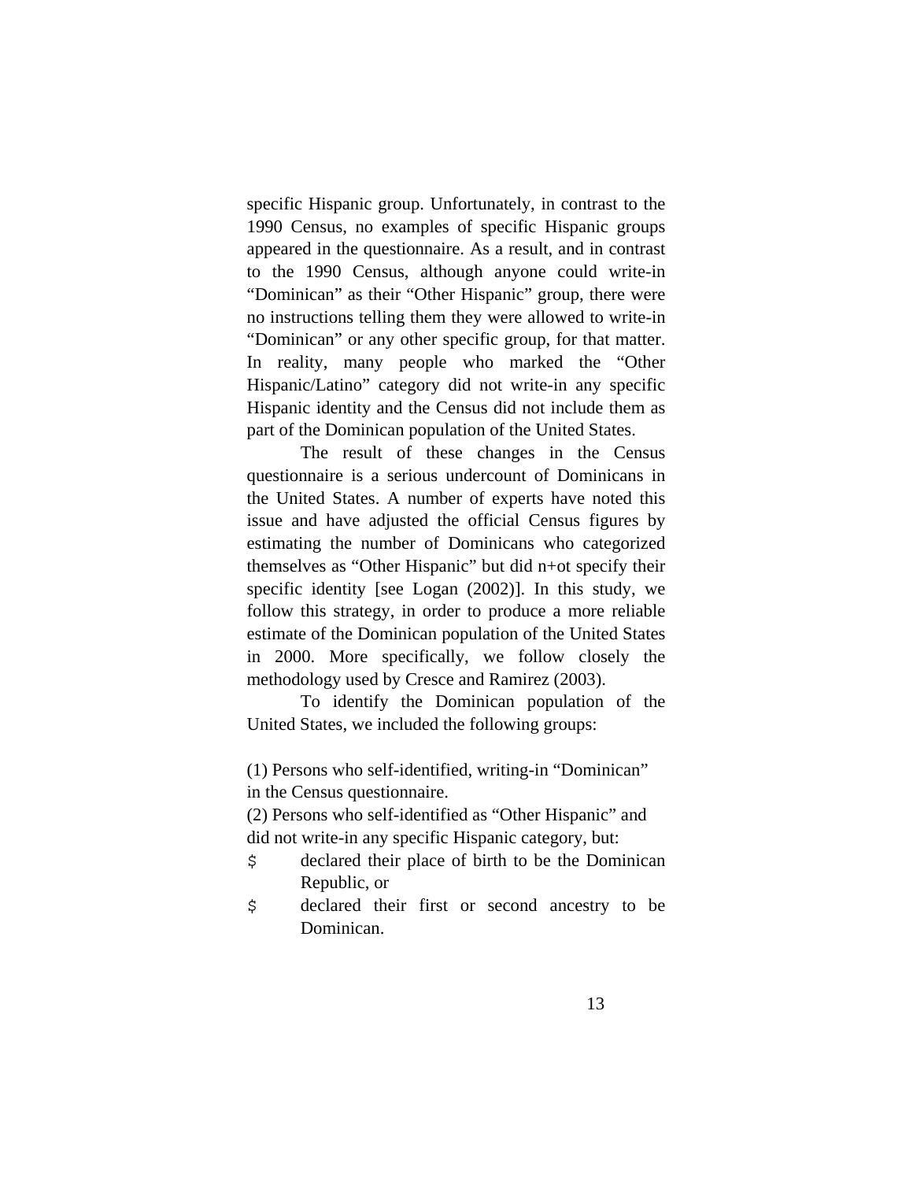specific Hispanic group. Unfortunately, in contrast to the 1990 Census, no examples of specific Hispanic groups appeared in the questionnaire. As a result, and in contrast to the 1990 Census, although anyone could write-in "Dominican" as their "Other Hispanic" group, there were no instructions telling them they were allowed to write-in "Dominican" or any other specific group, for that matter. In reality, many people who marked the "Other Hispanic/Latino" category did not write-in any specific Hispanic identity and the Census did not include them as part of the Dominican population of the United States.

The result of these changes in the Census questionnaire is a serious undercount of Dominicans in the United States. A number of experts have noted this issue and have adjusted the official Census figures by estimating the number of Dominicans who categorized themselves as "Other Hispanic" but did n+ot specify their specific identity [see Logan (2002)]. In this study, we follow this strategy, in order to produce a more reliable estimate of the Dominican population of the United States in 2000. More specifically, we follow closely the methodology used by Cresce and Ramirez (2003).

To identify the Dominican population of the United States, we included the following groups:

(1) Persons who self-identified, writing-in "Dominican" in the Census questionnaire.
(2) Persons who self-identified as "Other Hispanic" and did not write-in any specific Hispanic category, but:

- declared their place of birth to be the Dominican Republic, or
- declared their first or second ancestry to be Dominican.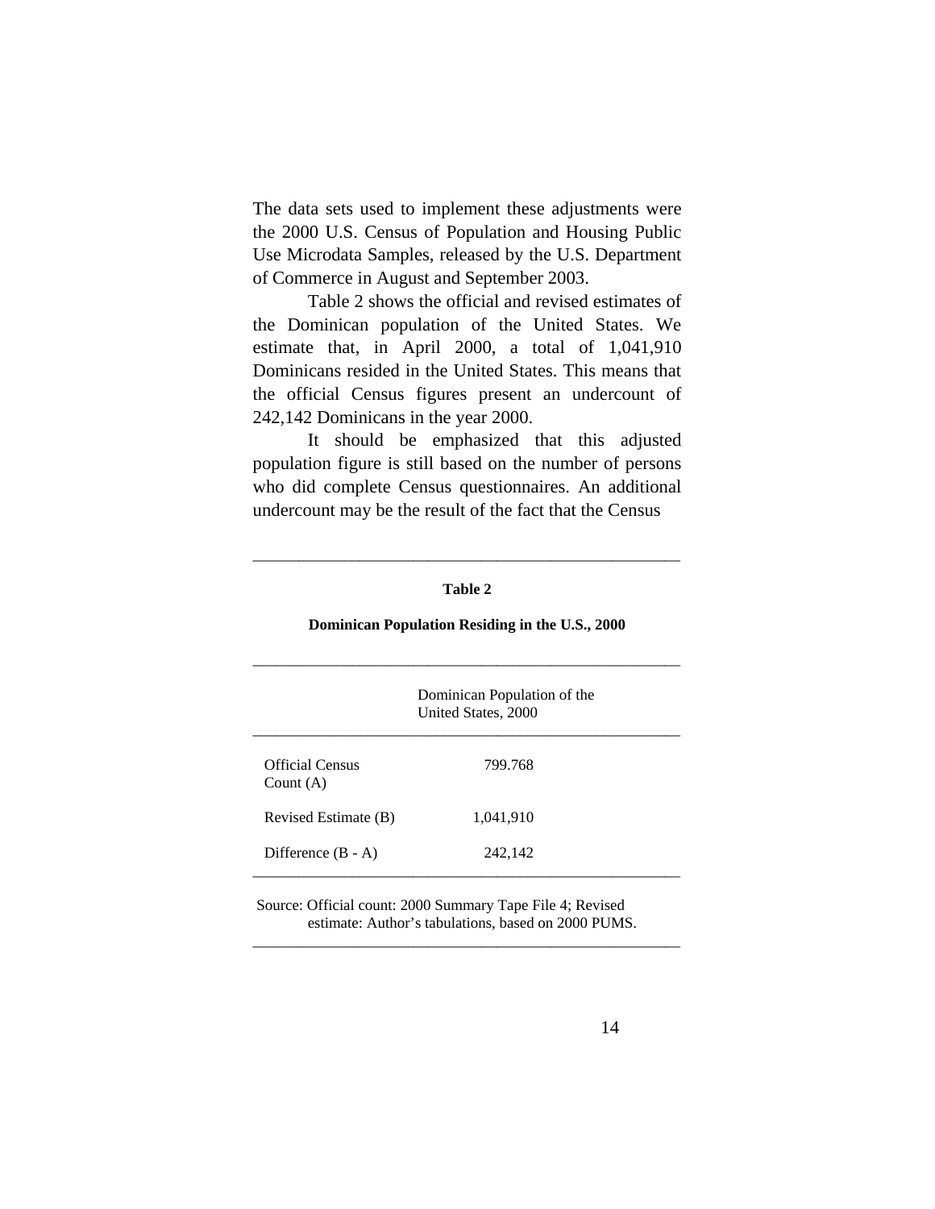The data sets used to implement these adjustments were the 2000 U.S. Census of Population and Housing Public Use Microdata Samples, released by the U.S. Department of Commerce in August and September 2003.

Table 2 shows the official and revised estimates of the Dominican population of the United States. We estimate that, in April 2000, a total of 1,041,910 Dominicans resided in the United States. This means that the official Census figures present an undercount of 242,142 Dominicans in the year 2000.

It should be emphasized that this adjusted population figure is still based on the number of persons who did complete Census questionnaires. An additional undercount may be the result of the fact that the Census

**Table 2**

**Dominican Population Residing in the U.S., 2000**

| | Dominican Population of the United States, 2000 |
|---|---|
| Official Census Count (A) | 799.768 |
| Revised Estimate (B) | 1,041,910 |
| Difference (B - A) | 242,142 |

Source: Official count: 2000 Summary Tape File 4; Revised estimate: Author's tabulations, based on 2000 PUMS.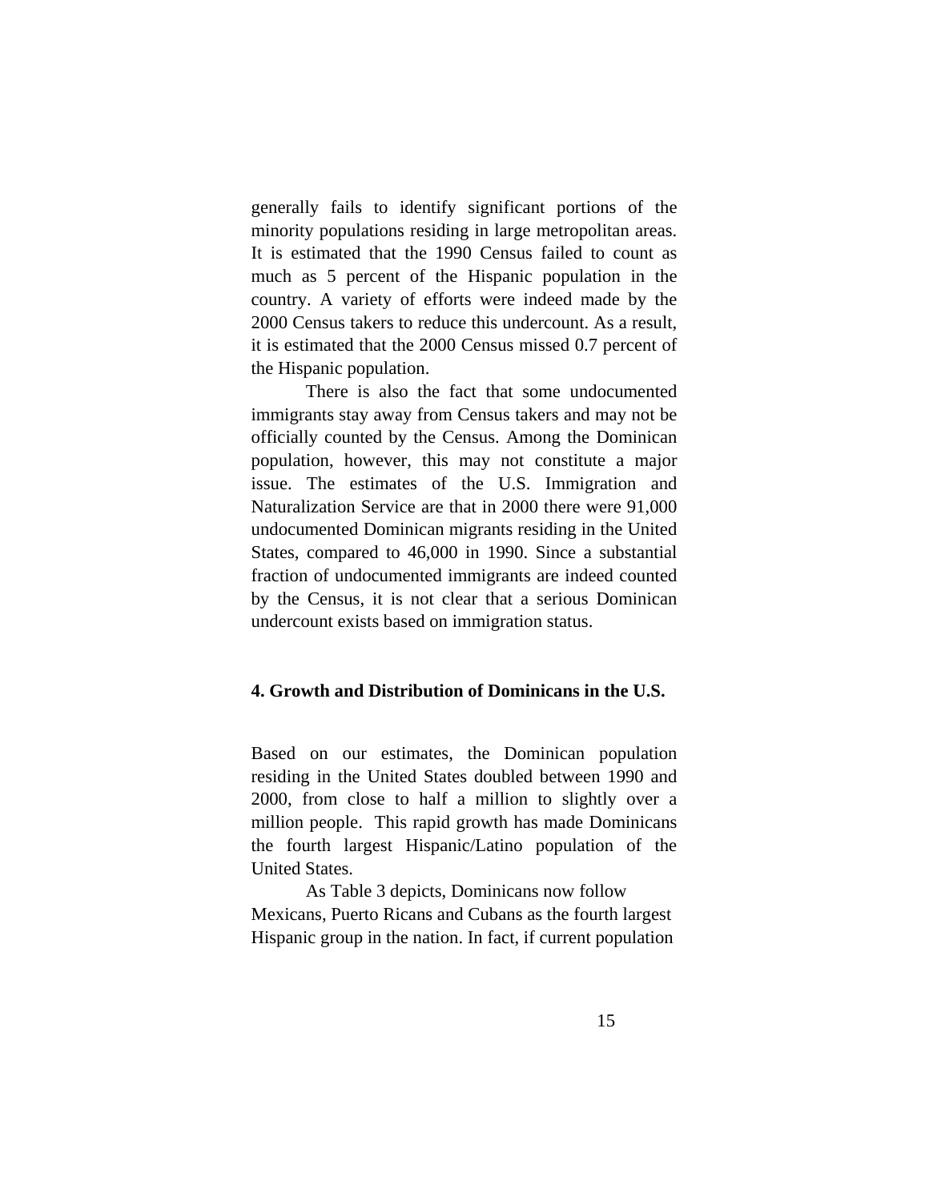generally fails to identify significant portions of the minority populations residing in large metropolitan areas. It is estimated that the 1990 Census failed to count as much as 5 percent of the Hispanic population in the country. A variety of efforts were indeed made by the 2000 Census takers to reduce this undercount. As a result, it is estimated that the 2000 Census missed 0.7 percent of the Hispanic population.

There is also the fact that some undocumented immigrants stay away from Census takers and may not be officially counted by the Census. Among the Dominican population, however, this may not constitute a major issue. The estimates of the U.S. Immigration and Naturalization Service are that in 2000 there were 91,000 undocumented Dominican migrants residing in the United States, compared to 46,000 in 1990. Since a substantial fraction of undocumented immigrants are indeed counted by the Census, it is not clear that a serious Dominican undercount exists based on immigration status.

## 4. Growth and Distribution of Dominicans in the U.S.

Based on our estimates, the Dominican population residing in the United States doubled between 1990 and 2000, from close to half a million to slightly over a million people. This rapid growth has made Dominicans the fourth largest Hispanic/Latino population of the United States.

As Table 3 depicts, Dominicans now follow Mexicans, Puerto Ricans and Cubans as the fourth largest Hispanic group in the nation. In fact, if current population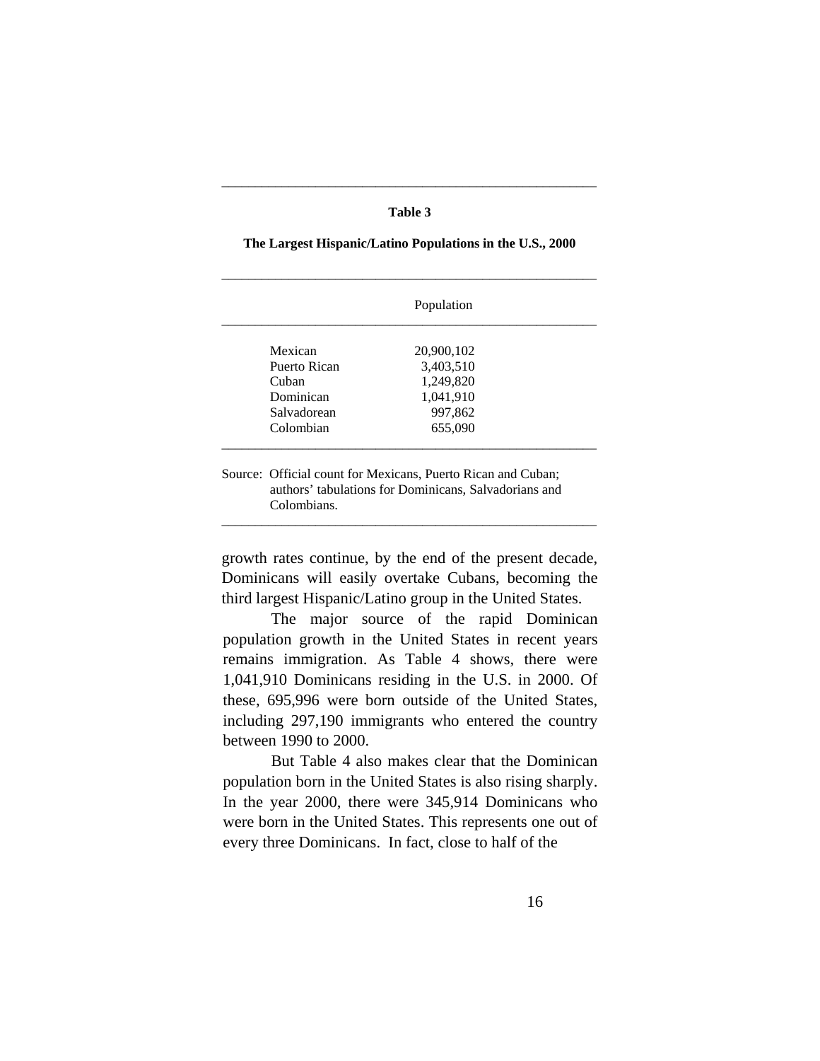**Table 3**

**The Largest Hispanic/Latino Populations in the U.S., 2000**

| | Population |
|---|---|
| Mexican | 20,900,102 |
| Puerto Rican | 3,403,510 |
| Cuban | 1,249,820 |
| Dominican | 1,041,910 |
| Salvadorean | 997,862 |
| Colombian | 655,090 |

Source: Official count for Mexicans, Puerto Rican and Cuban; authors' tabulations for Dominicans, Salvadorians and Colombians.

growth rates continue, by the end of the present decade, Dominicans will easily overtake Cubans, becoming the third largest Hispanic/Latino group in the United States.

The major source of the rapid Dominican population growth in the United States in recent years remains immigration. As Table 4 shows, there were 1,041,910 Dominicans residing in the U.S. in 2000. Of these, 695,996 were born outside of the United States, including 297,190 immigrants who entered the country between 1990 to 2000.

But Table 4 also makes clear that the Dominican population born in the United States is also rising sharply. In the year 2000, there were 345,914 Dominicans who were born in the United States. This represents one out of every three Dominicans. In fact, close to half of the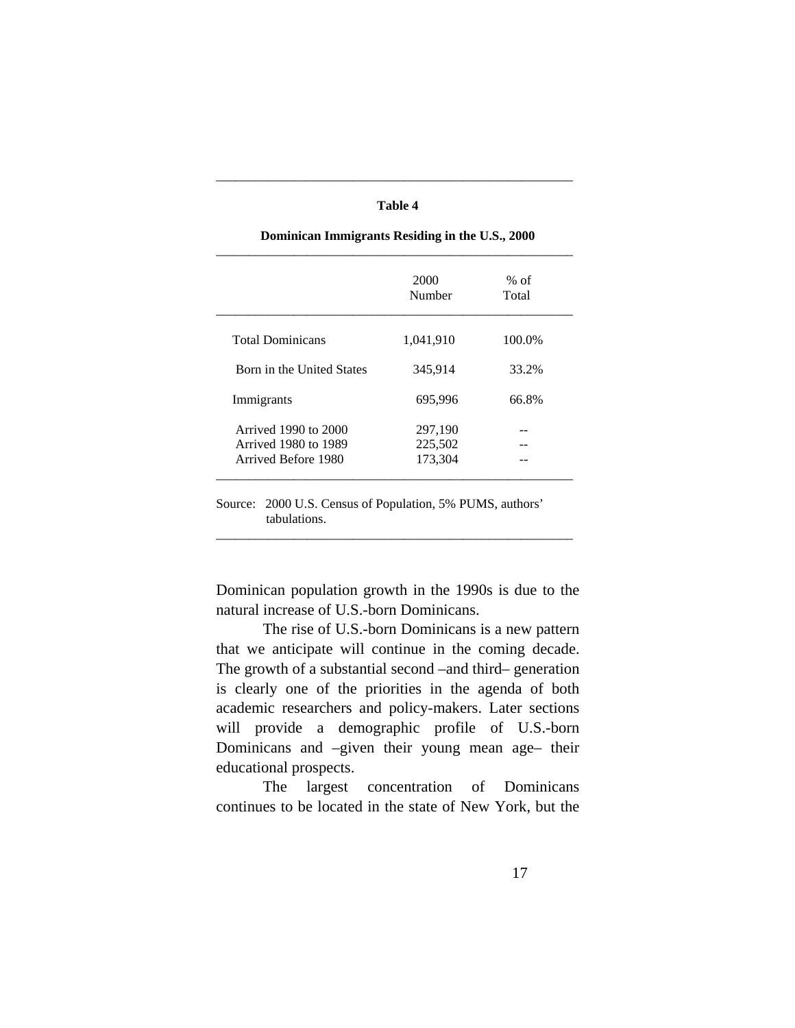**Table 4**

**Dominican Immigrants Residing in the U.S., 2000**

| | 2000 Number | % of Total |
|---|---|---|
| Total Dominicans | 1,041,910 | 100.0% |
| Born in the United States | 345,914 | 33.2% |
| Immigrants | 695,996 | 66.8% |
| Arrived 1990 to 2000 | 297,190 | -- |
| Arrived 1980 to 1989 | 225,502 | -- |
| Arrived Before 1980 | 173,304 | -- |

Source: 2000 U.S. Census of Population, 5% PUMS, authors' tabulations.

Dominican population growth in the 1990s is due to the natural increase of U.S.-born Dominicans.

The rise of U.S.-born Dominicans is a new pattern that we anticipate will continue in the coming decade. The growth of a substantial second –and third– generation is clearly one of the priorities in the agenda of both academic researchers and policy-makers. Later sections will provide a demographic profile of U.S.-born Dominicans and –given their young mean age– their educational prospects.

The largest concentration of Dominicans continues to be located in the state of New York, but the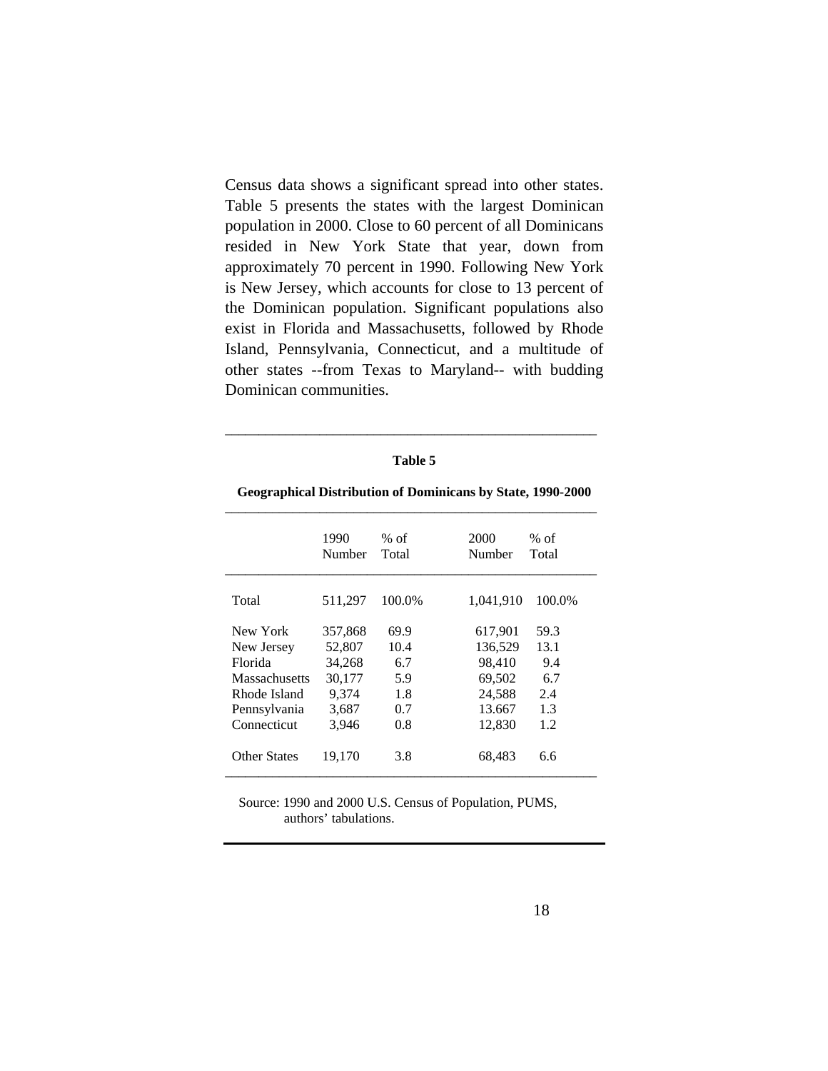Census data shows a significant spread into other states. Table 5 presents the states with the largest Dominican population in 2000. Close to 60 percent of all Dominicans resided in New York State that year, down from approximately 70 percent in 1990. Following New York is New Jersey, which accounts for close to 13 percent of the Dominican population. Significant populations also exist in Florida and Massachusetts, followed by Rhode Island, Pennsylvania, Connecticut, and a multitude of other states --from Texas to Maryland-- with budding Dominican communities.

**Table 5**

**Geographical Distribution of Dominicans by State, 1990-2000**

| | 1990 Number | % of Total | 2000 Number | % of Total |
|---|---|---|---|---|
| Total | 511,297 | 100.0% | 1,041,910 | 100.0% |
| New York | 357,868 | 69.9 | 617,901 | 59.3 |
| New Jersey | 52,807 | 10.4 | 136,529 | 13.1 |
| Florida | 34,268 | 6.7 | 98,410 | 9.4 |
| Massachusetts | 30,177 | 5.9 | 69,502 | 6.7 |
| Rhode Island | 9,374 | 1.8 | 24,588 | 2.4 |
| Pennsylvania | 3,687 | 0.7 | 13.667 | 1.3 |
| Connecticut | 3,946 | 0.8 | 12,830 | 1.2 |
| Other States | 19,170 | 3.8 | 68,483 | 6.6 |

Source: 1990 and 2000 U.S. Census of Population, PUMS, authors' tabulations.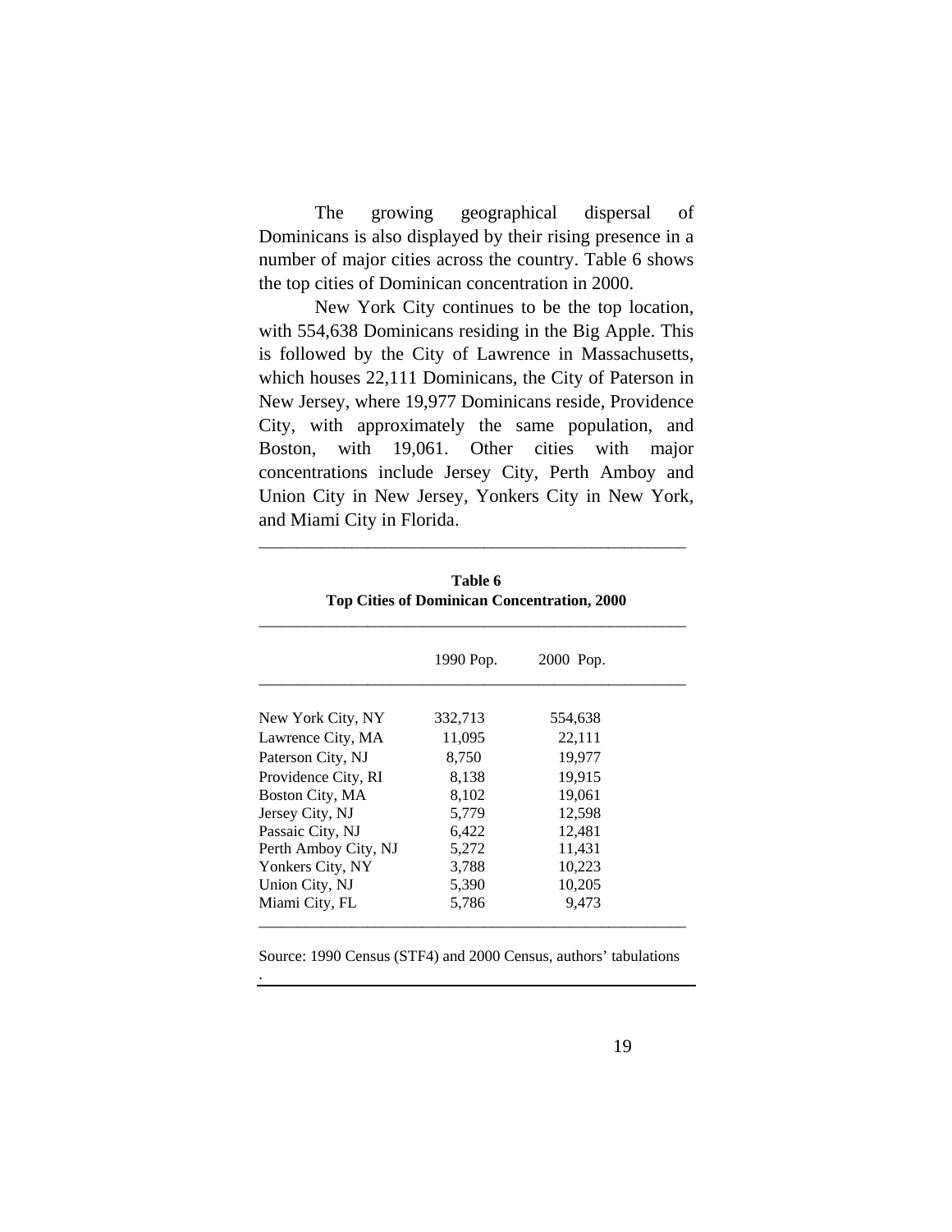The growing geographical dispersal of Dominicans is also displayed by their rising presence in a number of major cities across the country. Table 6 shows the top cities of Dominican concentration in 2000.

New York City continues to be the top location, with 554,638 Dominicans residing in the Big Apple. This is followed by the City of Lawrence in Massachusetts, which houses 22,111 Dominicans, the City of Paterson in New Jersey, where 19,977 Dominicans reside, Providence City, with approximately the same population, and Boston, with 19,061. Other cities with major concentrations include Jersey City, Perth Amboy and Union City in New Jersey, Yonkers City in New York, and Miami City in Florida.

**Table 6**
**Top Cities of Dominican Concentration, 2000**

| | 1990 Pop. | 2000 Pop. |
|---|---|---|
| New York City, NY | 332,713 | 554,638 |
| Lawrence City, MA | 11,095 | 22,111 |
| Paterson City, NJ | 8,750 | 19,977 |
| Providence City, RI | 8,138 | 19,915 |
| Boston City, MA | 8,102 | 19,061 |
| Jersey City, NJ | 5,779 | 12,598 |
| Passaic City, NJ | 6,422 | 12,481 |
| Perth Amboy City, NJ | 5,272 | 11,431 |
| Yonkers City, NY | 3,788 | 10,223 |
| Union City, NJ | 5,390 | 10,205 |
| Miami City, FL | 5,786 | 9,473 |

Source: 1990 Census (STF4) and 2000 Census, authors' tabulations
.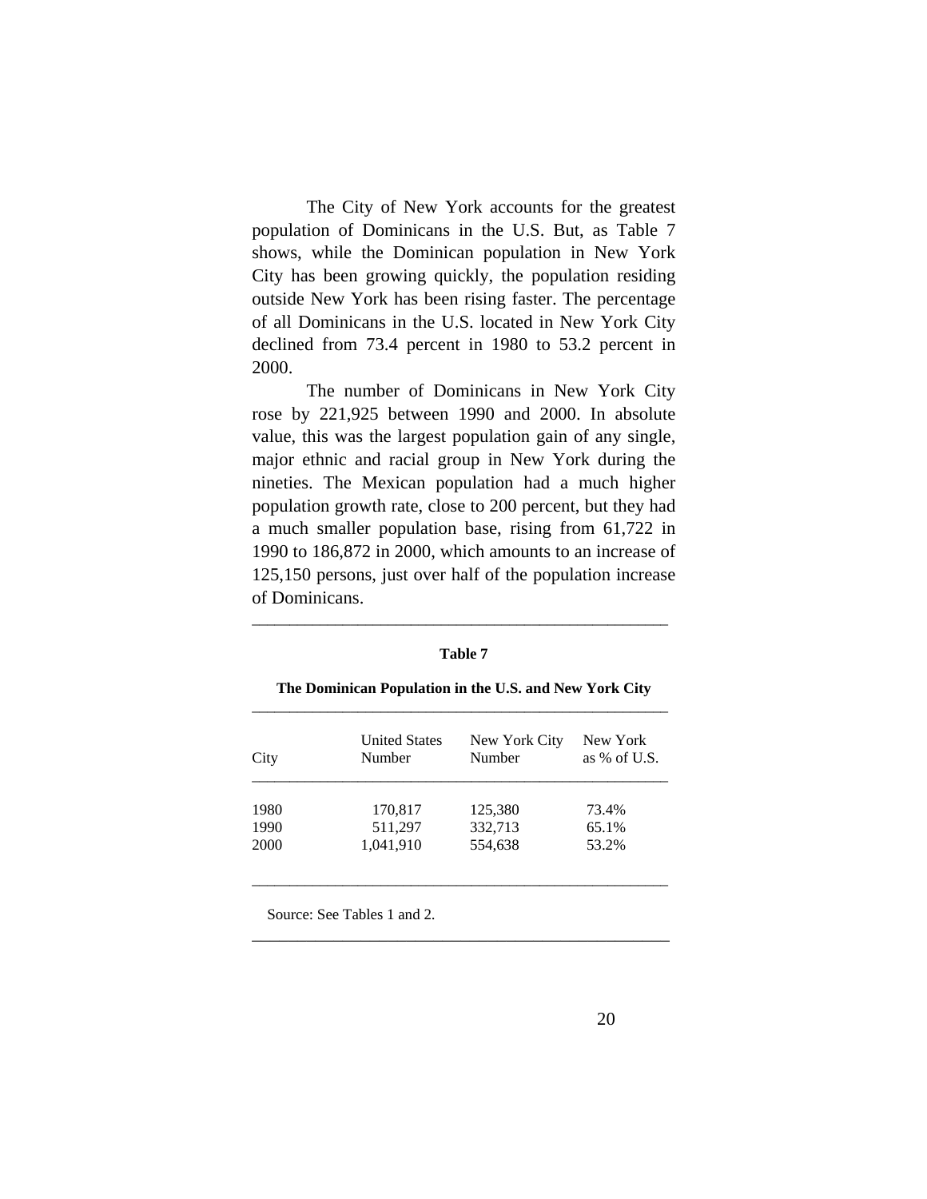The City of New York accounts for the greatest population of Dominicans in the U.S. But, as Table 7 shows, while the Dominican population in New York City has been growing quickly, the population residing outside New York has been rising faster. The percentage of all Dominicans in the U.S. located in New York City declined from 73.4 percent in 1980 to 53.2 percent in 2000.

The number of Dominicans in New York City rose by 221,925 between 1990 and 2000. In absolute value, this was the largest population gain of any single, major ethnic and racial group in New York during the nineties. The Mexican population had a much higher population growth rate, close to 200 percent, but they had a much smaller population base, rising from 61,722 in 1990 to 186,872 in 2000, which amounts to an increase of 125,150 persons, just over half of the population increase of Dominicans.

**Table 7**

**The Dominican Population in the U.S. and New York City**

| City | United States Number | New York City Number | New York as % of U.S. |
|---|---|---|---|
| 1980 | 170,817 | 125,380 | 73.4% |
| 1990 | 511,297 | 332,713 | 65.1% |
| 2000 | 1,041,910 | 554,638 | 53.2% |

Source: See Tables 1 and 2.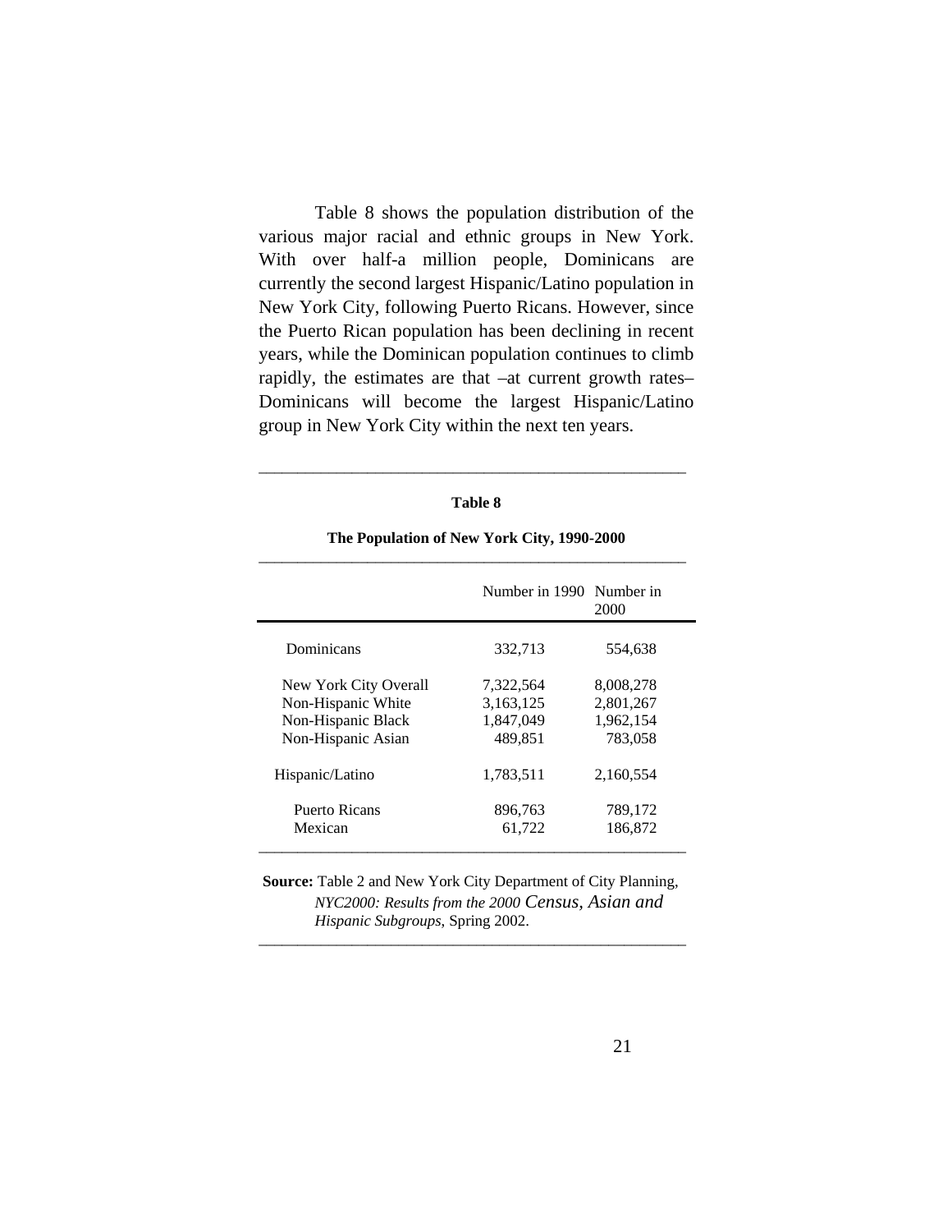Table 8 shows the population distribution of the various major racial and ethnic groups in New York. With over half-a million people, Dominicans are currently the second largest Hispanic/Latino population in New York City, following Puerto Ricans. However, since the Puerto Rican population has been declining in recent years, while the Dominican population continues to climb rapidly, the estimates are that –at current growth rates– Dominicans will become the largest Hispanic/Latino group in New York City within the next ten years.

**Table 8**

**The Population of New York City, 1990-2000**

| | Number in 1990 | Number in 2000 |
|---|---|---|
| Dominicans | 332,713 | 554,638 |
| New York City Overall | 7,322,564 | 8,008,278 |
| Non-Hispanic White | 3,163,125 | 2,801,267 |
| Non-Hispanic Black | 1,847,049 | 1,962,154 |
| Non-Hispanic Asian | 489,851 | 783,058 |
| Hispanic/Latino | 1,783,511 | 2,160,554 |
| Puerto Ricans | 896,763 | 789,172 |
| Mexican | 61,722 | 186,872 |

**Source:** Table 2 and New York City Department of City Planning, *NYC2000: Results from the 2000 Census, Asian and Hispanic Subgroups*, Spring 2002.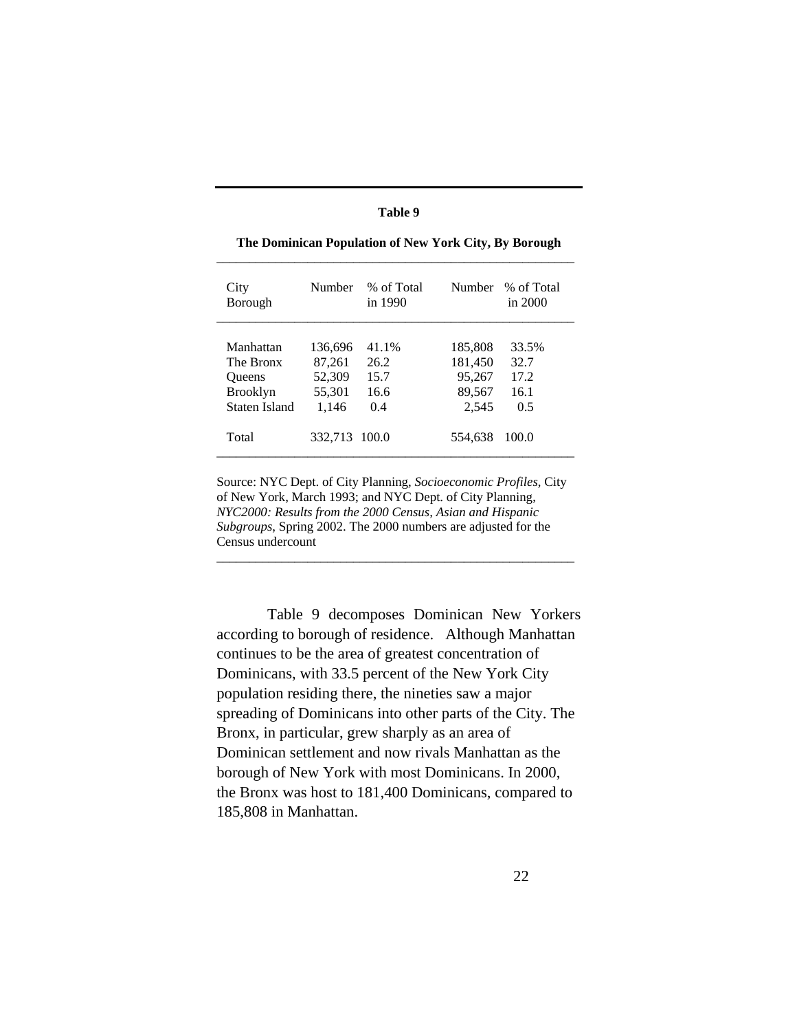**Table 9**

**The Dominican Population of New York City, By Borough**

| City Borough | Number | % of Total in 1990 | Number | % of Total in 2000 |
|---|---|---|---|---|
| Manhattan | 136,696 | 41.1% | 185,808 | 33.5% |
| The Bronx | 87,261 | 26.2 | 181,450 | 32.7 |
| Queens | 52,309 | 15.7 | 95,267 | 17.2 |
| Brooklyn | 55,301 | 16.6 | 89,567 | 16.1 |
| Staten Island | 1,146 | 0.4 | 2,545 | 0.5 |
| Total | 332,713 | 100.0 | 554,638 | 100.0 |

Source: NYC Dept. of City Planning, *Socioeconomic Profiles*, City of New York, March 1993; and NYC Dept. of City Planning, *NYC2000: Results from the 2000 Census, Asian and Hispanic Subgroups*, Spring 2002. The 2000 numbers are adjusted for the Census undercount

Table 9 decomposes Dominican New Yorkers according to borough of residence. Although Manhattan continues to be the area of greatest concentration of Dominicans, with 33.5 percent of the New York City population residing there, the nineties saw a major spreading of Dominicans into other parts of the City. The Bronx, in particular, grew sharply as an area of Dominican settlement and now rivals Manhattan as the borough of New York with most Dominicans. In 2000, the Bronx was host to 181,400 Dominicans, compared to 185,808 in Manhattan.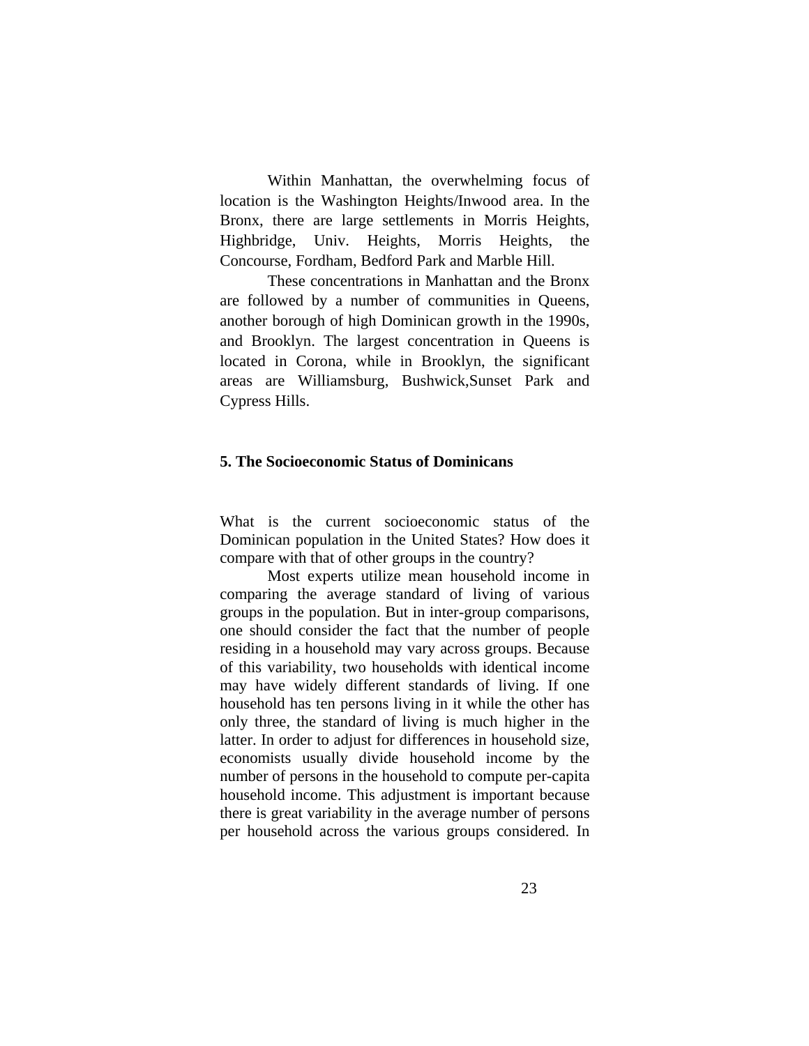Within Manhattan, the overwhelming focus of location is the Washington Heights/Inwood area. In the Bronx, there are large settlements in Morris Heights, Highbridge, Univ. Heights, Morris Heights, the Concourse, Fordham, Bedford Park and Marble Hill.

These concentrations in Manhattan and the Bronx are followed by a number of communities in Queens, another borough of high Dominican growth in the 1990s, and Brooklyn. The largest concentration in Queens is located in Corona, while in Brooklyn, the significant areas are Williamsburg, Bushwick,Sunset Park and Cypress Hills.

## 5. The Socioeconomic Status of Dominicans

What is the current socioeconomic status of the Dominican population in the United States? How does it compare with that of other groups in the country?

Most experts utilize mean household income in comparing the average standard of living of various groups in the population. But in inter-group comparisons, one should consider the fact that the number of people residing in a household may vary across groups. Because of this variability, two households with identical income may have widely different standards of living. If one household has ten persons living in it while the other has only three, the standard of living is much higher in the latter. In order to adjust for differences in household size, economists usually divide household income by the number of persons in the household to compute per-capita household income. This adjustment is important because there is great variability in the average number of persons per household across the various groups considered. In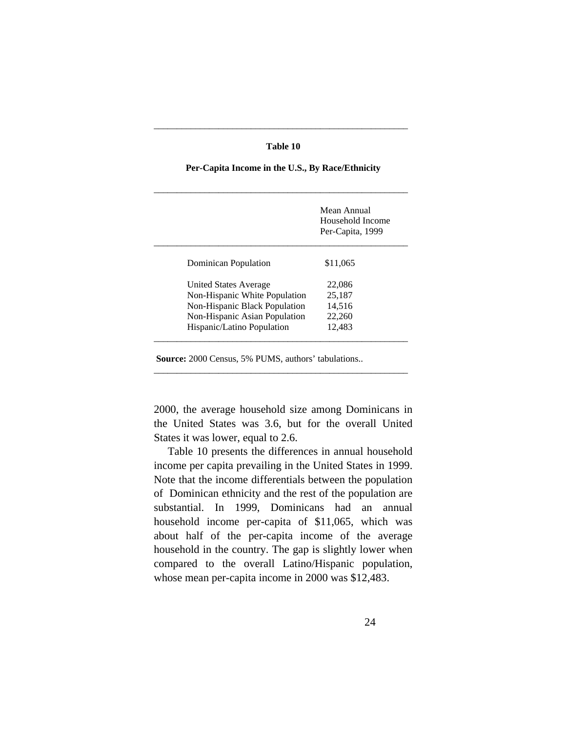**Table 10**

**Per-Capita Income in the U.S., By Race/Ethnicity**

| | Mean Annual Household Income Per-Capita, 1999 |
|---|---|
| Dominican Population | $11,065 |
| United States Average | 22,086 |
| Non-Hispanic White Population | 25,187 |
| Non-Hispanic Black Population | 14,516 |
| Non-Hispanic Asian Population | 22,260 |
| Hispanic/Latino Population | 12,483 |

**Source:** 2000 Census, 5% PUMS, authors' tabulations..

2000, the average household size among Dominicans in the United States was 3.6, but for the overall United States it was lower, equal to 2.6.

Table 10 presents the differences in annual household income per capita prevailing in the United States in 1999. Note that the income differentials between the population of Dominican ethnicity and the rest of the population are substantial. In 1999, Dominicans had an annual household income per-capita of $11,065, which was about half of the per-capita income of the average household in the country. The gap is slightly lower when compared to the overall Latino/Hispanic population, whose mean per-capita income in 2000 was $12,483.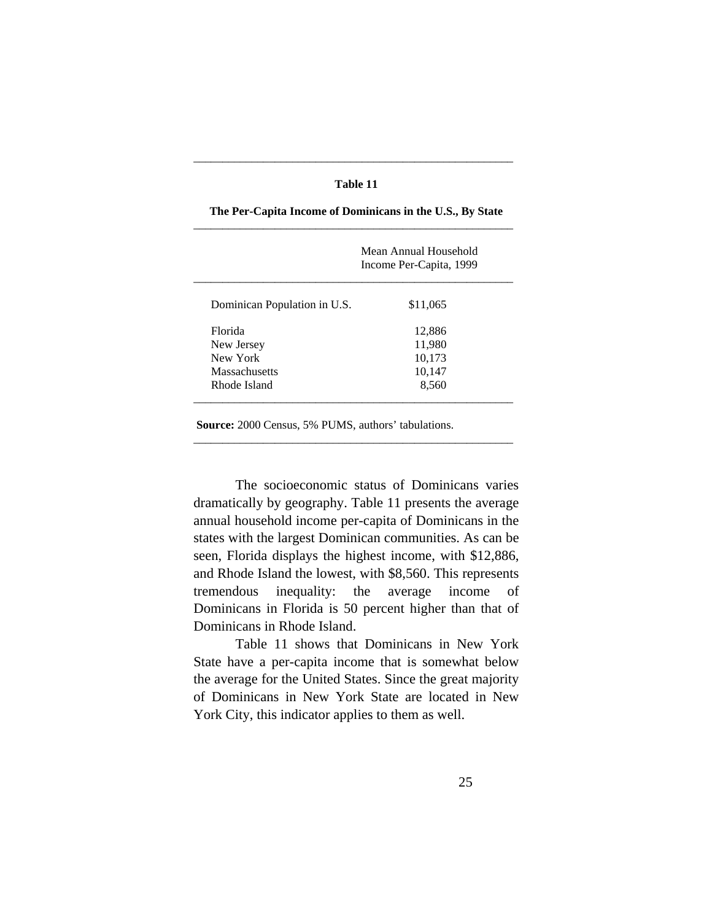**Table 11**

**The Per-Capita Income of Dominicans in the U.S., By State**

| | Mean Annual Household Income Per-Capita, 1999 |
|---|---|
| Dominican Population in U.S. | $11,065 |
| Florida | 12,886 |
| New Jersey | 11,980 |
| New York | 10,173 |
| Massachusetts | 10,147 |
| Rhode Island | 8,560 |

**Source:** 2000 Census, 5% PUMS, authors' tabulations.

The socioeconomic status of Dominicans varies dramatically by geography. Table 11 presents the average annual household income per-capita of Dominicans in the states with the largest Dominican communities. As can be seen, Florida displays the highest income, with $12,886, and Rhode Island the lowest, with $8,560. This represents tremendous inequality: the average income of Dominicans in Florida is 50 percent higher than that of Dominicans in Rhode Island.

Table 11 shows that Dominicans in New York State have a per-capita income that is somewhat below the average for the United States. Since the great majority of Dominicans in New York State are located in New York City, this indicator applies to them as well.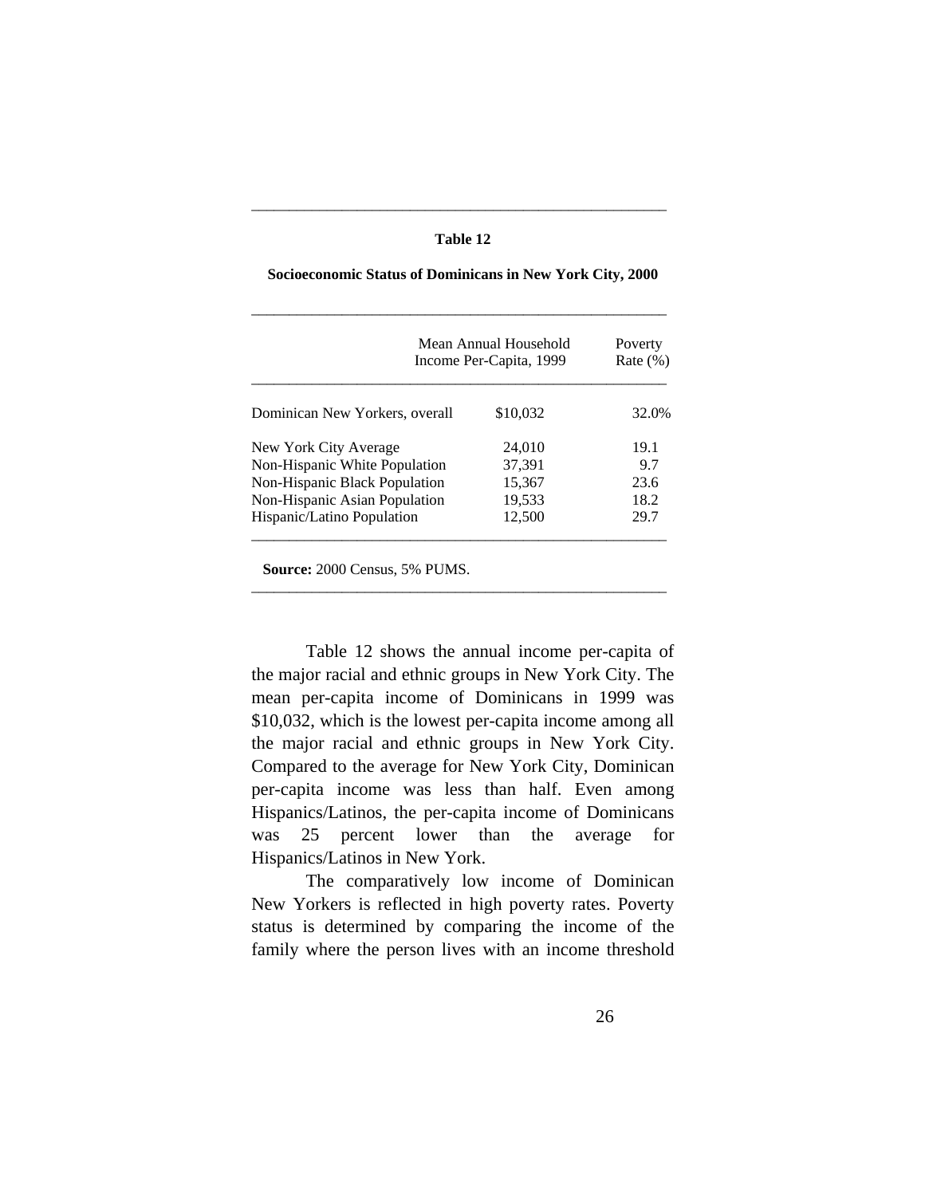**Table 12**

**Socioeconomic Status of Dominicans in New York City, 2000**

| | Mean Annual Household Income Per-Capita, 1999 | Poverty Rate (%) |
|---|---|---|
| Dominican New Yorkers, overall | $10,032 | 32.0% |
| New York City Average | 24,010 | 19.1 |
| Non-Hispanic White Population | 37,391 | 9.7 |
| Non-Hispanic Black Population | 15,367 | 23.6 |
| Non-Hispanic Asian Population | 19,533 | 18.2 |
| Hispanic/Latino Population | 12,500 | 29.7 |

**Source:** 2000 Census, 5% PUMS.

Table 12 shows the annual income per-capita of the major racial and ethnic groups in New York City. The mean per-capita income of Dominicans in 1999 was $10,032, which is the lowest per-capita income among all the major racial and ethnic groups in New York City. Compared to the average for New York City, Dominican per-capita income was less than half. Even among Hispanics/Latinos, the per-capita income of Dominicans was 25 percent lower than the average for Hispanics/Latinos in New York.

The comparatively low income of Dominican New Yorkers is reflected in high poverty rates. Poverty status is determined by comparing the income of the family where the person lives with an income threshold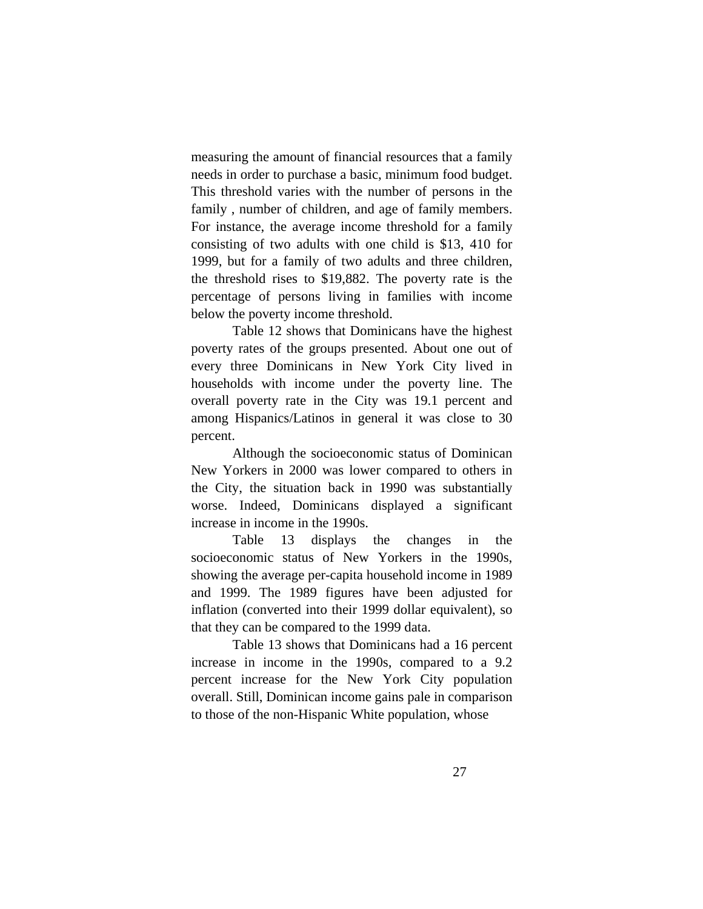measuring the amount of financial resources that a family needs in order to purchase a basic, minimum food budget. This threshold varies with the number of persons in the family , number of children, and age of family members. For instance, the average income threshold for a family consisting of two adults with one child is $13, 410 for 1999, but for a family of two adults and three children, the threshold rises to $19,882. The poverty rate is the percentage of persons living in families with income below the poverty income threshold.

Table 12 shows that Dominicans have the highest poverty rates of the groups presented. About one out of every three Dominicans in New York City lived in households with income under the poverty line. The overall poverty rate in the City was 19.1 percent and among Hispanics/Latinos in general it was close to 30 percent.

Although the socioeconomic status of Dominican New Yorkers in 2000 was lower compared to others in the City, the situation back in 1990 was substantially worse. Indeed, Dominicans displayed a significant increase in income in the 1990s.

Table 13 displays the changes in the socioeconomic status of New Yorkers in the 1990s, showing the average per-capita household income in 1989 and 1999. The 1989 figures have been adjusted for inflation (converted into their 1999 dollar equivalent), so that they can be compared to the 1999 data.

Table 13 shows that Dominicans had a 16 percent increase in income in the 1990s, compared to a 9.2 percent increase for the New York City population overall. Still, Dominican income gains pale in comparison to those of the non-Hispanic White population, whose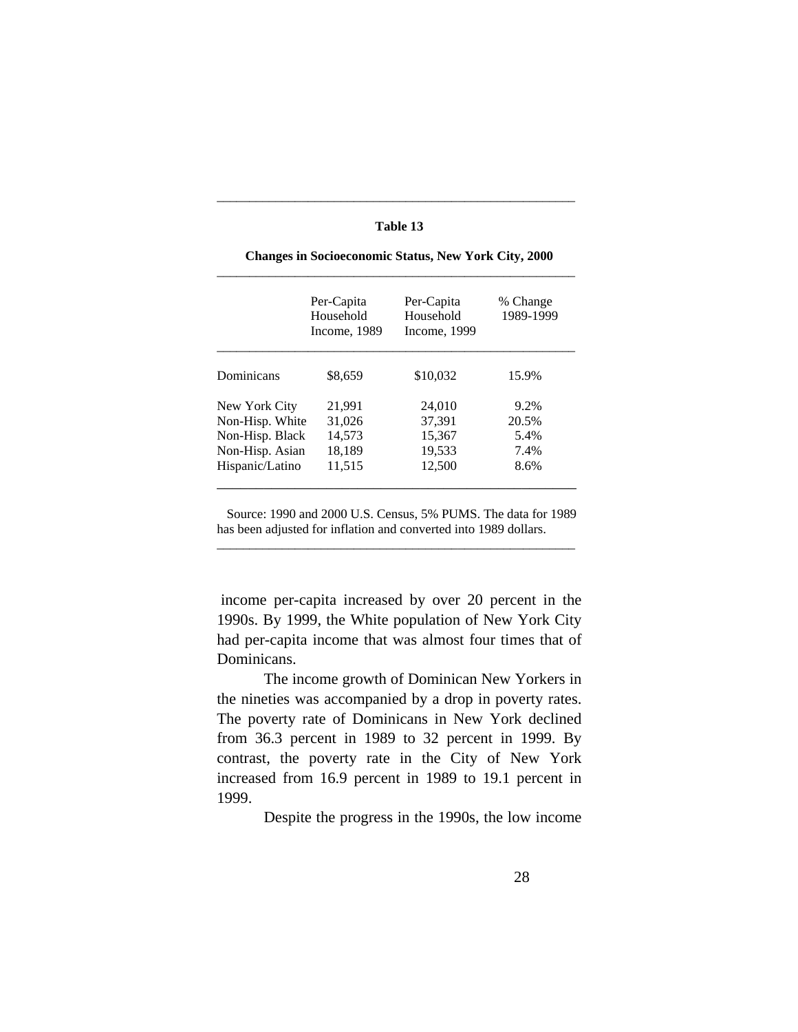**Table 13**

**Changes in Socioeconomic Status, New York City, 2000**

| | Per-Capita Household Income, 1989 | Per-Capita Household Income, 1999 | % Change 1989-1999 |
|---|---|---|---|
| Dominicans | $8,659 | $10,032 | 15.9% |
| New York City | 21,991 | 24,010 | 9.2% |
| Non-Hisp. White | 31,026 | 37,391 | 20.5% |
| Non-Hisp. Black | 14,573 | 15,367 | 5.4% |
| Non-Hisp. Asian | 18,189 | 19,533 | 7.4% |
| Hispanic/Latino | 11,515 | 12,500 | 8.6% |

Source: 1990 and 2000 U.S. Census, 5% PUMS. The data for 1989 has been adjusted for inflation and converted into 1989 dollars.

income per-capita increased by over 20 percent in the 1990s. By 1999, the White population of New York City had per-capita income that was almost four times that of Dominicans.

The income growth of Dominican New Yorkers in the nineties was accompanied by a drop in poverty rates. The poverty rate of Dominicans in New York declined from 36.3 percent in 1989 to 32 percent in 1999. By contrast, the poverty rate in the City of New York increased from 16.9 percent in 1989 to 19.1 percent in 1999.

Despite the progress in the 1990s, the low income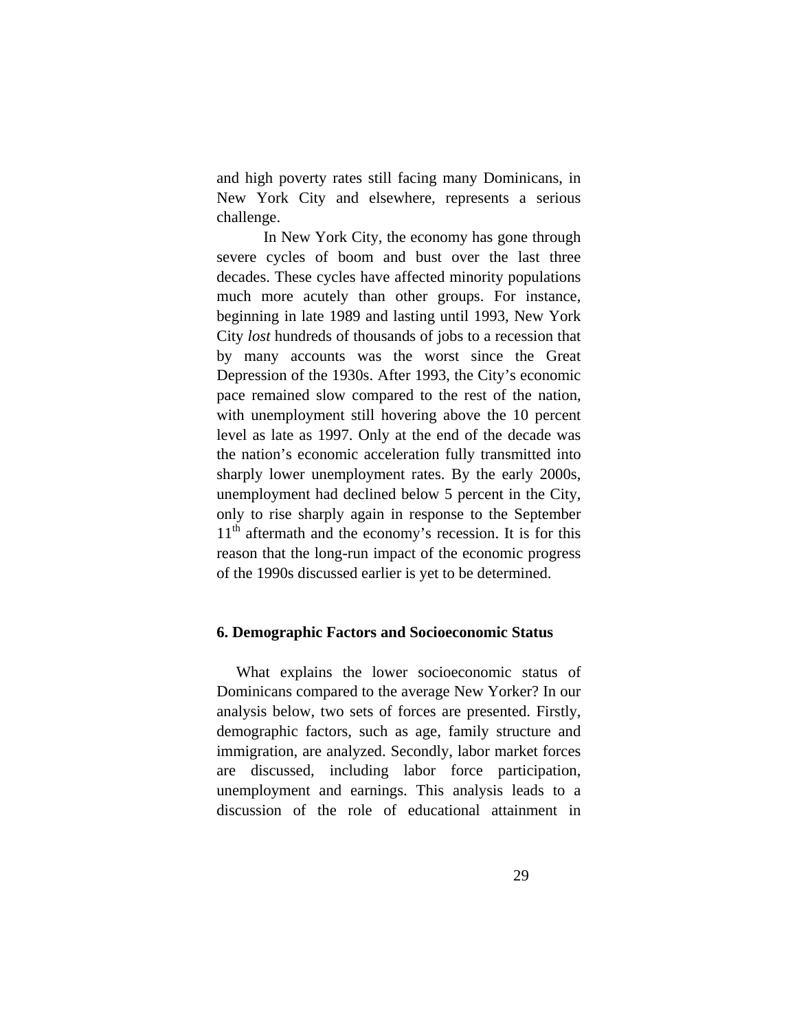and high poverty rates still facing many Dominicans, in New York City and elsewhere, represents a serious challenge.

In New York City, the economy has gone through severe cycles of boom and bust over the last three decades. These cycles have affected minority populations much more acutely than other groups. For instance, beginning in late 1989 and lasting until 1993, New York City *lost* hundreds of thousands of jobs to a recession that by many accounts was the worst since the Great Depression of the 1930s. After 1993, the City's economic pace remained slow compared to the rest of the nation, with unemployment still hovering above the 10 percent level as late as 1997. Only at the end of the decade was the nation's economic acceleration fully transmitted into sharply lower unemployment rates. By the early 2000s, unemployment had declined below 5 percent in the City, only to rise sharply again in response to the September 11th aftermath and the economy's recession. It is for this reason that the long-run impact of the economic progress of the 1990s discussed earlier is yet to be determined.

### 6. Demographic Factors and Socioeconomic Status

What explains the lower socioeconomic status of Dominicans compared to the average New Yorker? In our analysis below, two sets of forces are presented. Firstly, demographic factors, such as age, family structure and immigration, are analyzed. Secondly, labor market forces are discussed, including labor force participation, unemployment and earnings. This analysis leads to a discussion of the role of educational attainment in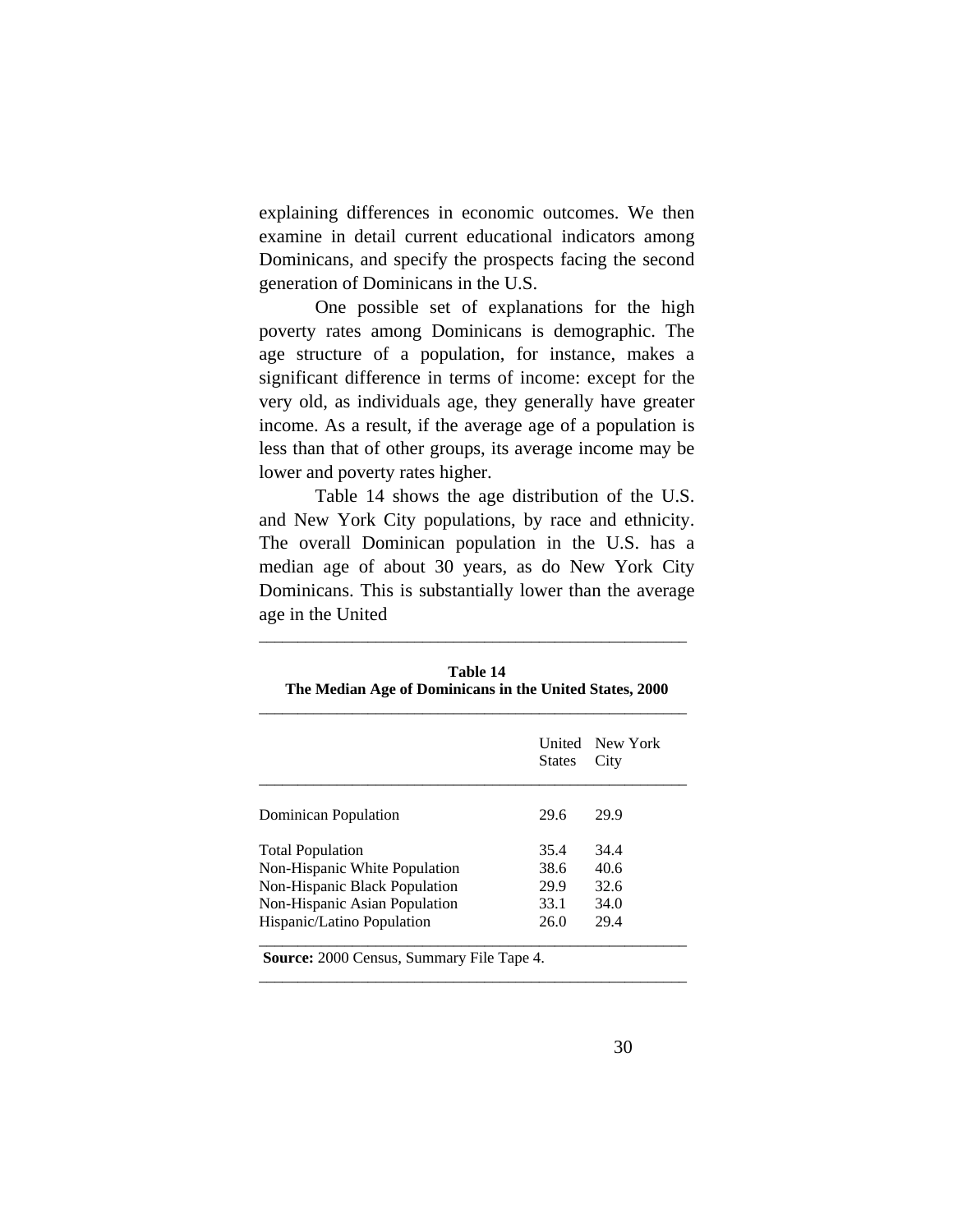explaining differences in economic outcomes. We then examine in detail current educational indicators among Dominicans, and specify the prospects facing the second generation of Dominicans in the U.S.

One possible set of explanations for the high poverty rates among Dominicans is demographic. The age structure of a population, for instance, makes a significant difference in terms of income: except for the very old, as individuals age, they generally have greater income. As a result, if the average age of a population is less than that of other groups, its average income may be lower and poverty rates higher.

Table 14 shows the age distribution of the U.S. and New York City populations, by race and ethnicity. The overall Dominican population in the U.S. has a median age of about 30 years, as do New York City Dominicans. This is substantially lower than the average age in the United

**Table 14**
**The Median Age of Dominicans in the United States, 2000**

| | United States | New York City |
|---|---|---|
| Dominican Population | 29.6 | 29.9 |
| Total Population | 35.4 | 34.4 |
| Non-Hispanic White Population | 38.6 | 40.6 |
| Non-Hispanic Black Population | 29.9 | 32.6 |
| Non-Hispanic Asian Population | 33.1 | 34.0 |
| Hispanic/Latino Population | 26.0 | 29.4 |

**Source:** 2000 Census, Summary File Tape 4.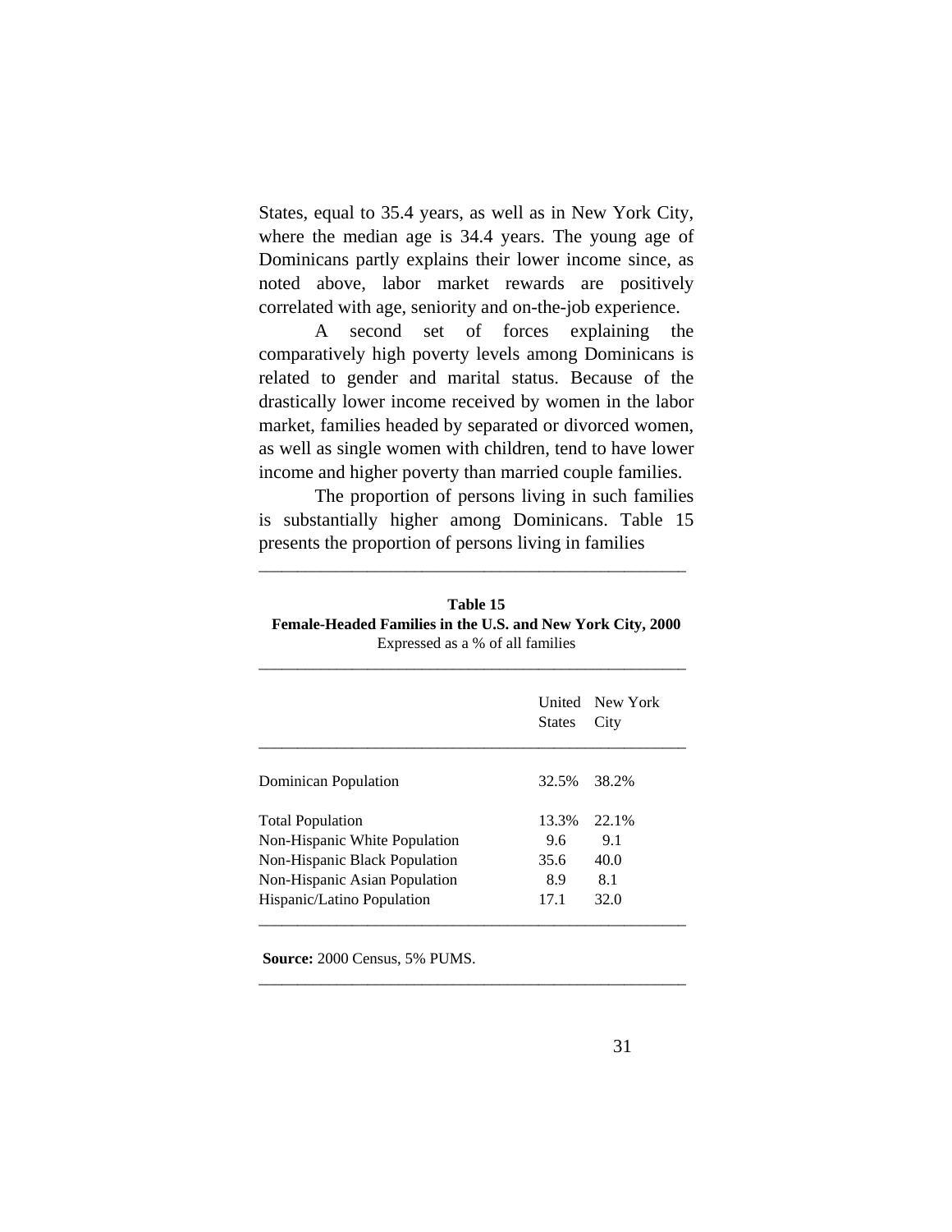States, equal to 35.4 years, as well as in New York City, where the median age is 34.4 years. The young age of Dominicans partly explains their lower income since, as noted above, labor market rewards are positively correlated with age, seniority and on-the-job experience.

A second set of forces explaining the comparatively high poverty levels among Dominicans is related to gender and marital status. Because of the drastically lower income received by women in the labor market, families headed by separated or divorced women, as well as single women with children, tend to have lower income and higher poverty than married couple families.

The proportion of persons living in such families is substantially higher among Dominicans. Table 15 presents the proportion of persons living in families

**Table 15**
**Female-Headed Families in the U.S. and New York City, 2000**
Expressed as a % of all families

| | United States | New York City |
|---|---|---|
| Dominican Population | 32.5% | 38.2% |
| Total Population | 13.3% | 22.1% |
| Non-Hispanic White Population | 9.6 | 9.1 |
| Non-Hispanic Black Population | 35.6 | 40.0 |
| Non-Hispanic Asian Population | 8.9 | 8.1 |
| Hispanic/Latino Population | 17.1 | 32.0 |

**Source:** 2000 Census, 5% PUMS.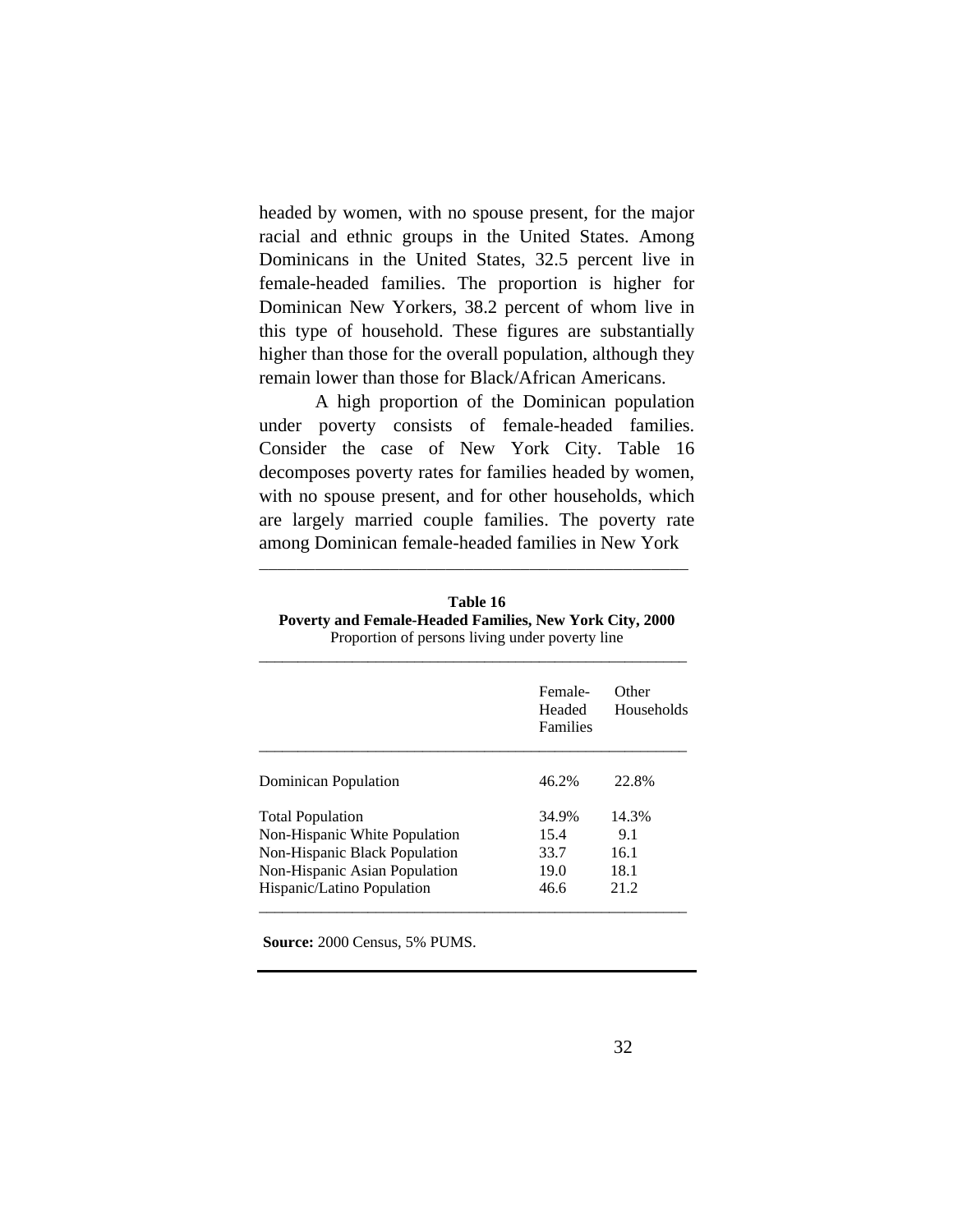headed by women, with no spouse present, for the major racial and ethnic groups in the United States. Among Dominicans in the United States, 32.5 percent live in female-headed families. The proportion is higher for Dominican New Yorkers, 38.2 percent of whom live in this type of household. These figures are substantially higher than those for the overall population, although they remain lower than those for Black/African Americans.

A high proportion of the Dominican population under poverty consists of female-headed families. Consider the case of New York City. Table 16 decomposes poverty rates for families headed by women, with no spouse present, and for other households, which are largely married couple families. The poverty rate among Dominican female-headed families in New York

**Table 16**
**Poverty and Female-Headed Families, New York City, 2000**
Proportion of persons living under poverty line

| | Female-Headed Families | Other Households |
|---|---|---|
| Dominican Population | 46.2% | 22.8% |
| Total Population | 34.9% | 14.3% |
| Non-Hispanic White Population | 15.4 | 9.1 |
| Non-Hispanic Black Population | 33.7 | 16.1 |
| Non-Hispanic Asian Population | 19.0 | 18.1 |
| Hispanic/Latino Population | 46.6 | 21.2 |

**Source:** 2000 Census, 5% PUMS.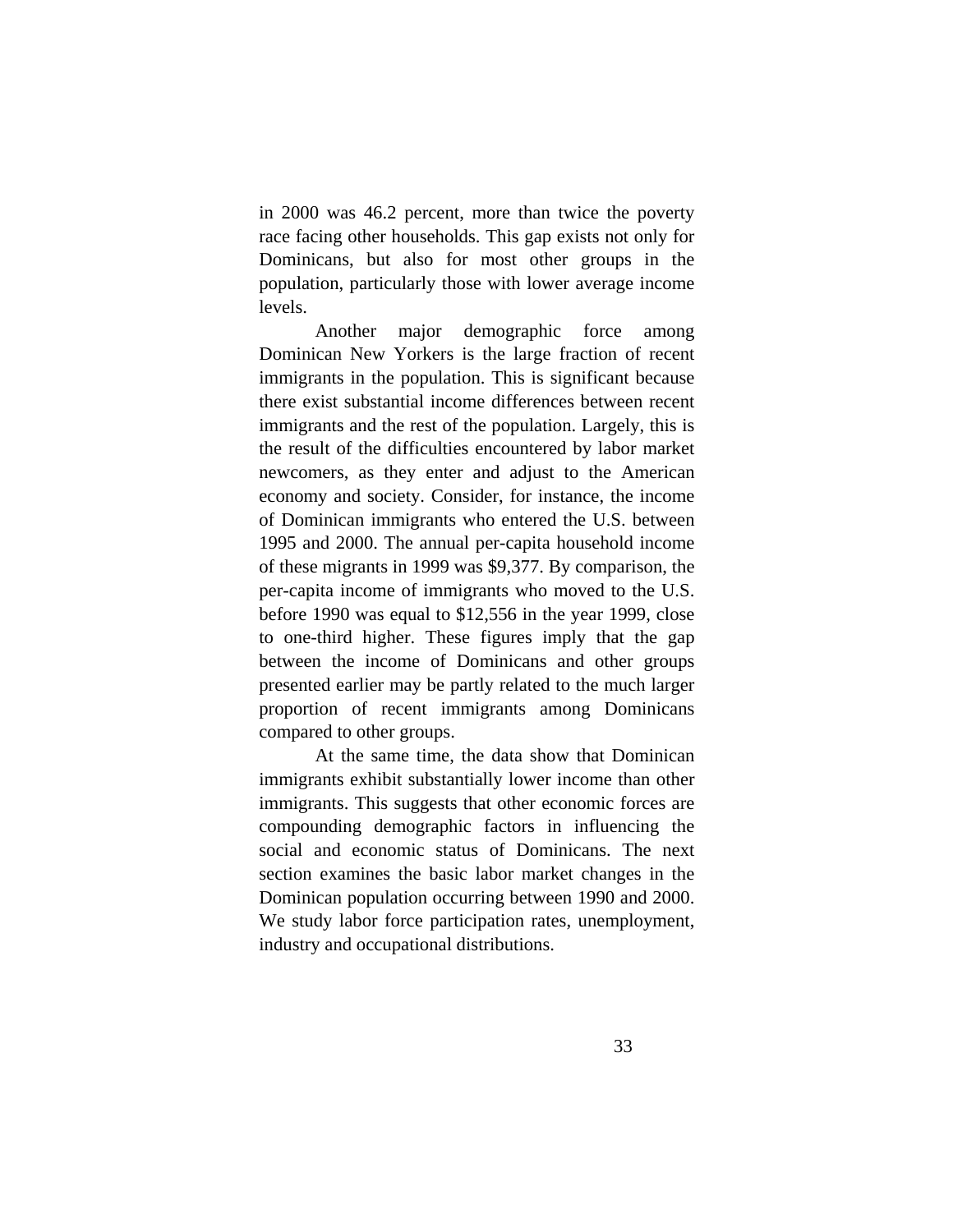in 2000 was 46.2 percent, more than twice the poverty race facing other households. This gap exists not only for Dominicans, but also for most other groups in the population, particularly those with lower average income levels.

Another major demographic force among Dominican New Yorkers is the large fraction of recent immigrants in the population. This is significant because there exist substantial income differences between recent immigrants and the rest of the population. Largely, this is the result of the difficulties encountered by labor market newcomers, as they enter and adjust to the American economy and society. Consider, for instance, the income of Dominican immigrants who entered the U.S. between 1995 and 2000. The annual per-capita household income of these migrants in 1999 was $9,377. By comparison, the per-capita income of immigrants who moved to the U.S. before 1990 was equal to $12,556 in the year 1999, close to one-third higher. These figures imply that the gap between the income of Dominicans and other groups presented earlier may be partly related to the much larger proportion of recent immigrants among Dominicans compared to other groups.

At the same time, the data show that Dominican immigrants exhibit substantially lower income than other immigrants. This suggests that other economic forces are compounding demographic factors in influencing the social and economic status of Dominicans. The next section examines the basic labor market changes in the Dominican population occurring between 1990 and 2000. We study labor force participation rates, unemployment, industry and occupational distributions.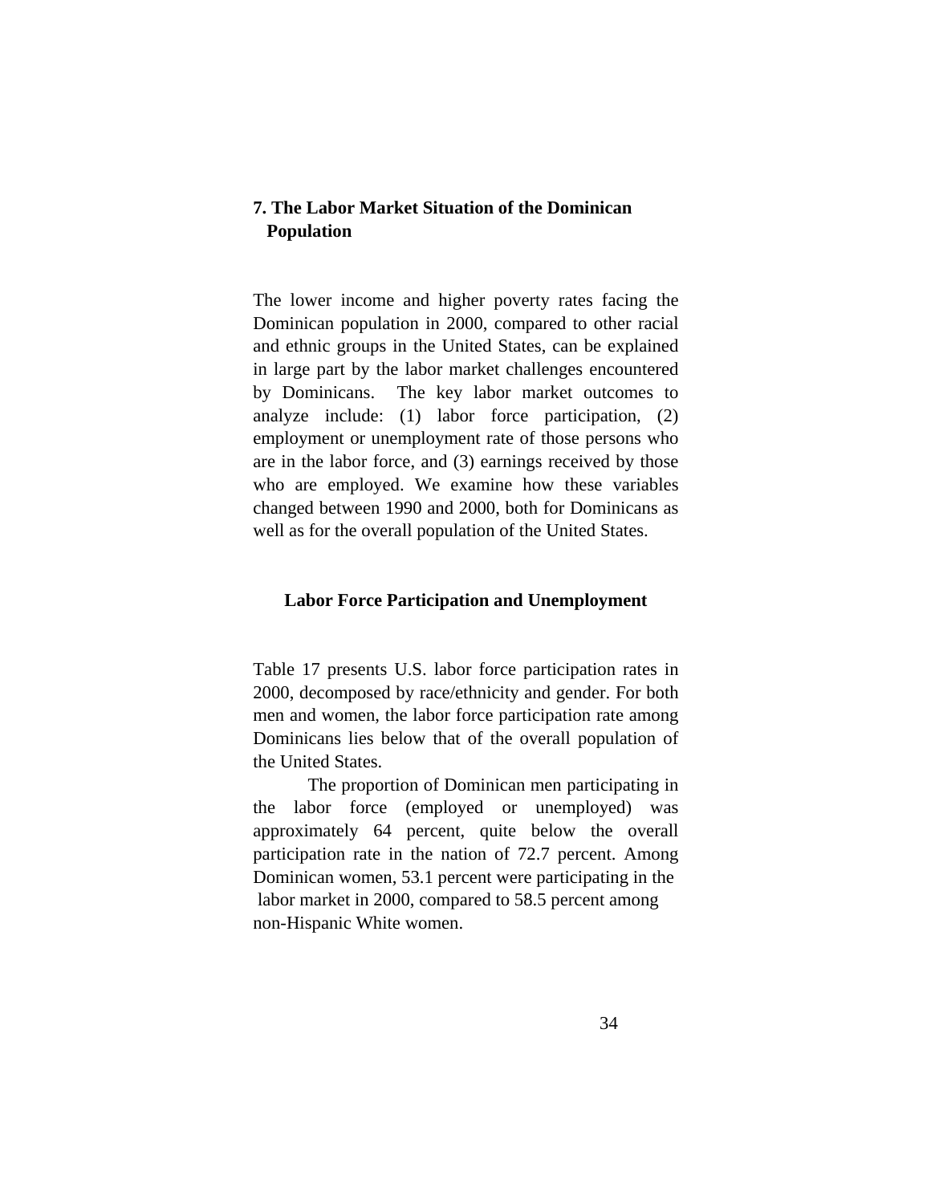## 7. The Labor Market Situation of the Dominican Population

The lower income and higher poverty rates facing the Dominican population in 2000, compared to other racial and ethnic groups in the United States, can be explained in large part by the labor market challenges encountered by Dominicans. The key labor market outcomes to analyze include: (1) labor force participation, (2) employment or unemployment rate of those persons who are in the labor force, and (3) earnings received by those who are employed. We examine how these variables changed between 1990 and 2000, both for Dominicans as well as for the overall population of the United States.

### Labor Force Participation and Unemployment

Table 17 presents U.S. labor force participation rates in 2000, decomposed by race/ethnicity and gender. For both men and women, the labor force participation rate among Dominicans lies below that of the overall population of the United States.

The proportion of Dominican men participating in the labor force (employed or unemployed) was approximately 64 percent, quite below the overall participation rate in the nation of 72.7 percent. Among Dominican women, 53.1 percent were participating in the labor market in 2000, compared to 58.5 percent among non-Hispanic White women.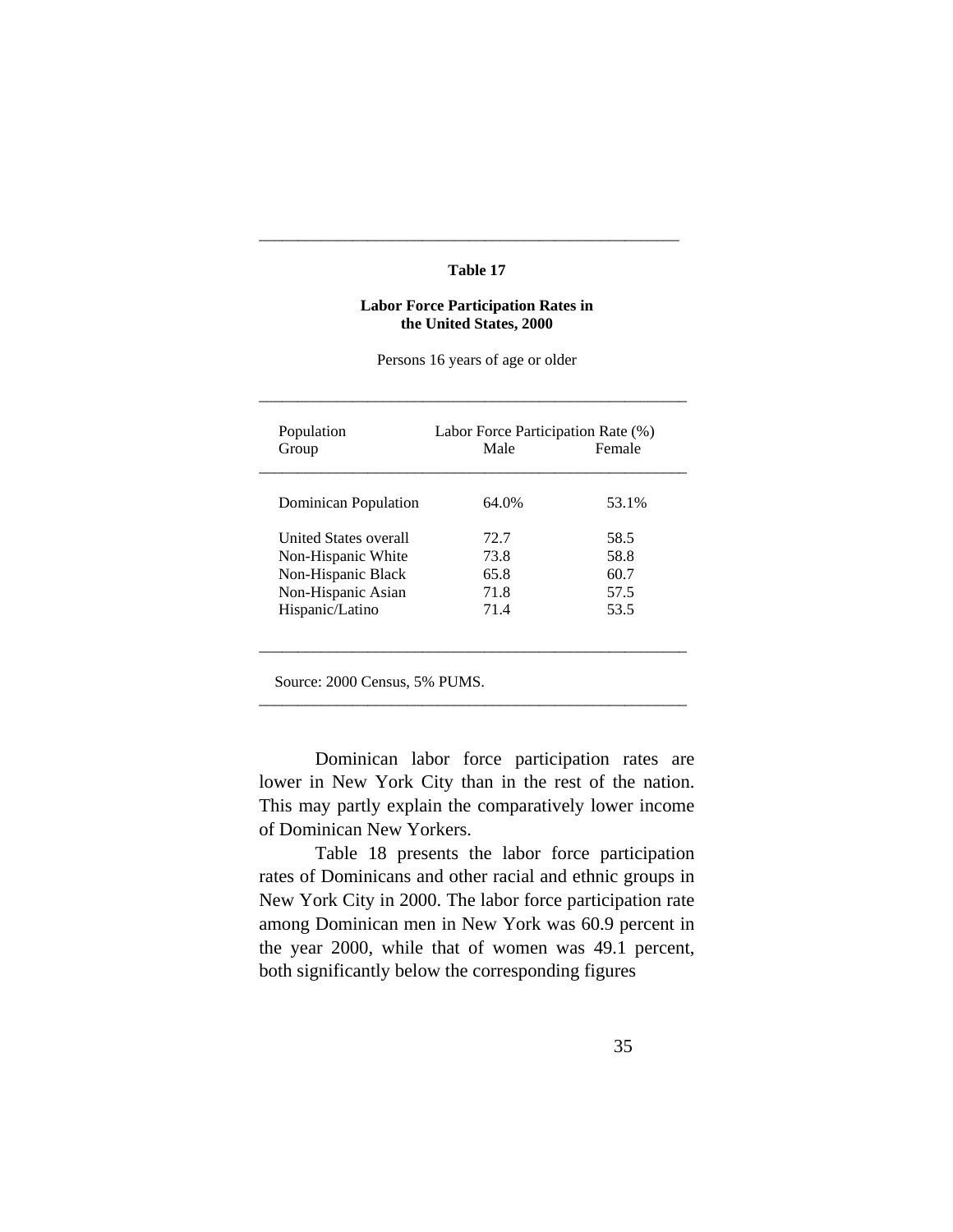**Table 17**

**Labor Force Participation Rates in the United States, 2000**

Persons 16 years of age or older

| Population Group | Labor Force Participation Rate (%) Male | Female |
|---|---|---|
| Dominican Population | 64.0% | 53.1% |
| United States overall | 72.7 | 58.5 |
| Non-Hispanic White | 73.8 | 58.8 |
| Non-Hispanic Black | 65.8 | 60.7 |
| Non-Hispanic Asian | 71.8 | 57.5 |
| Hispanic/Latino | 71.4 | 53.5 |

Source: 2000 Census, 5% PUMS.

Dominican labor force participation rates are lower in New York City than in the rest of the nation. This may partly explain the comparatively lower income of Dominican New Yorkers.

Table 18 presents the labor force participation rates of Dominicans and other racial and ethnic groups in New York City in 2000. The labor force participation rate among Dominican men in New York was 60.9 percent in the year 2000, while that of women was 49.1 percent, both significantly below the corresponding figures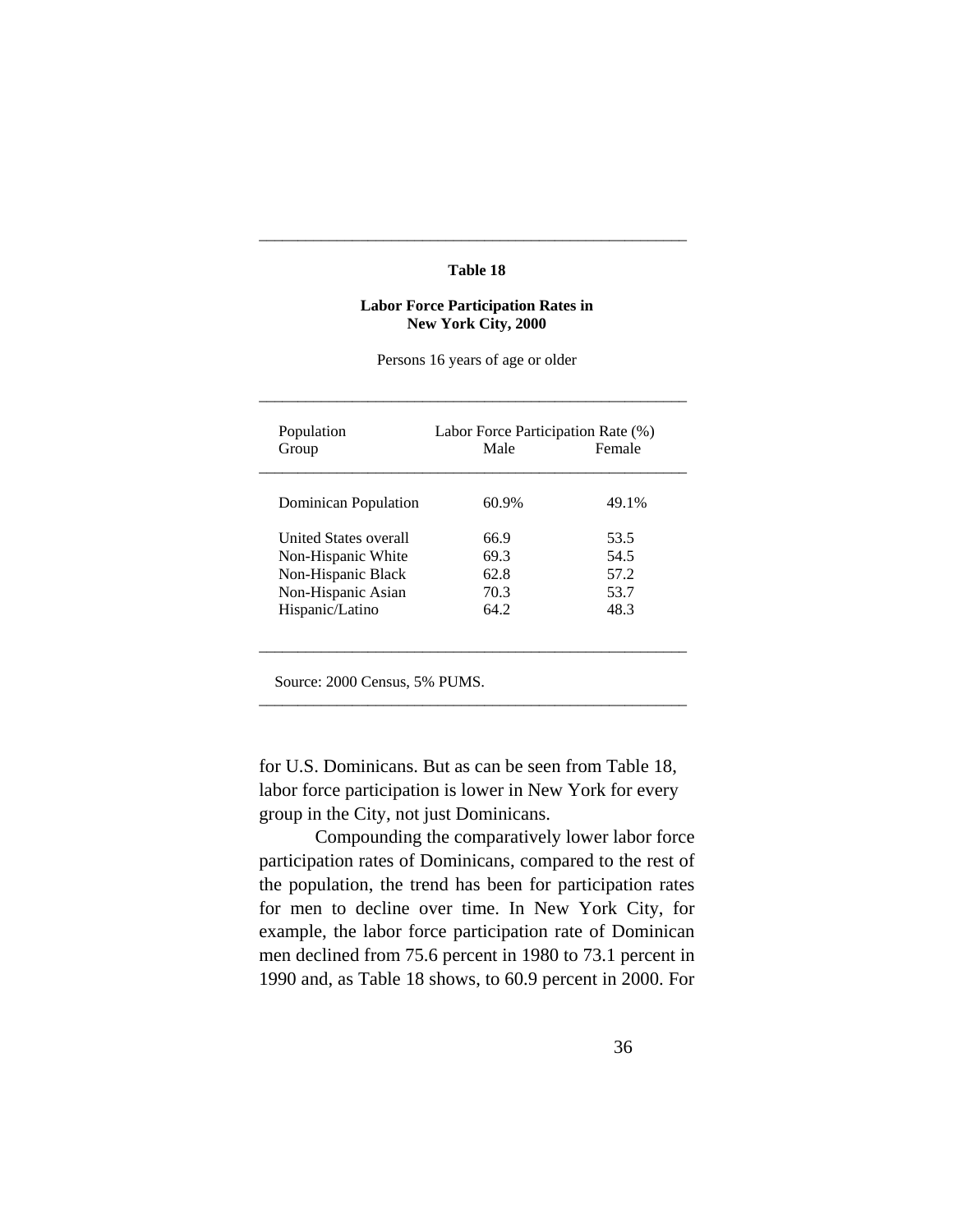**Table 18**

**Labor Force Participation Rates in New York City, 2000**

Persons 16 years of age or older

| Population Group | Labor Force Participation Rate (%) | |
|---|---|---|
| | Male | Female |
| Dominican Population | 60.9% | 49.1% |
| United States overall | 66.9 | 53.5 |
| Non-Hispanic White | 69.3 | 54.5 |
| Non-Hispanic Black | 62.8 | 57.2 |
| Non-Hispanic Asian | 70.3 | 53.7 |
| Hispanic/Latino | 64.2 | 48.3 |

Source: 2000 Census, 5% PUMS.

for U.S. Dominicans. But as can be seen from Table 18, labor force participation is lower in New York for every group in the City, not just Dominicans.

Compounding the comparatively lower labor force participation rates of Dominicans, compared to the rest of the population, the trend has been for participation rates for men to decline over time. In New York City, for example, the labor force participation rate of Dominican men declined from 75.6 percent in 1980 to 73.1 percent in 1990 and, as Table 18 shows, to 60.9 percent in 2000. For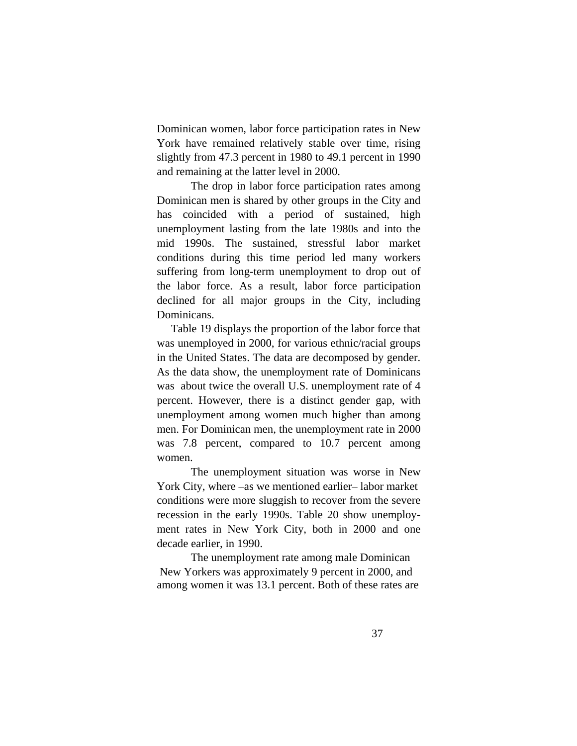Dominican women, labor force participation rates in New York have remained relatively stable over time, rising slightly from 47.3 percent in 1980 to 49.1 percent in 1990 and remaining at the latter level in 2000.

The drop in labor force participation rates among Dominican men is shared by other groups in the City and has coincided with a period of sustained, high unemployment lasting from the late 1980s and into the mid 1990s. The sustained, stressful labor market conditions during this time period led many workers suffering from long-term unemployment to drop out of the labor force. As a result, labor force participation declined for all major groups in the City, including Dominicans.

Table 19 displays the proportion of the labor force that was unemployed in 2000, for various ethnic/racial groups in the United States. The data are decomposed by gender. As the data show, the unemployment rate of Dominicans was about twice the overall U.S. unemployment rate of 4 percent. However, there is a distinct gender gap, with unemployment among women much higher than among men. For Dominican men, the unemployment rate in 2000 was 7.8 percent, compared to 10.7 percent among women.

The unemployment situation was worse in New York City, where –as we mentioned earlier– labor market conditions were more sluggish to recover from the severe recession in the early 1990s. Table 20 show unemployment rates in New York City, both in 2000 and one decade earlier, in 1990.

The unemployment rate among male Dominican New Yorkers was approximately 9 percent in 2000, and among women it was 13.1 percent. Both of these rates are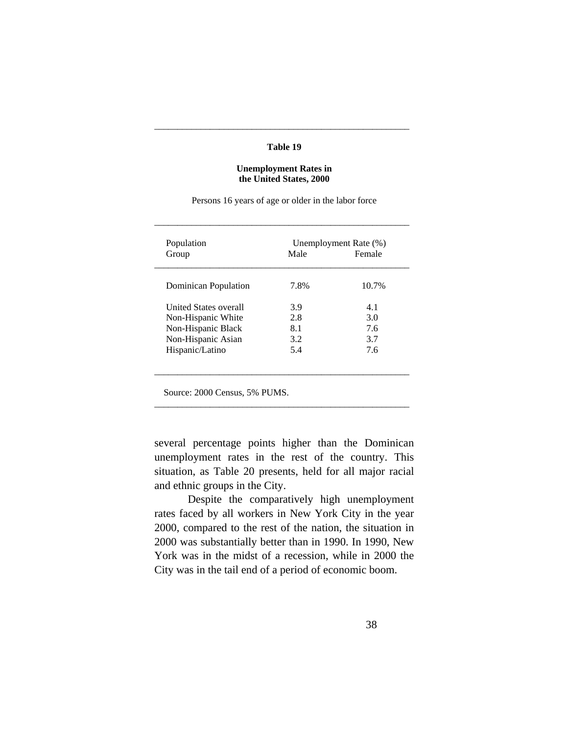**Table 19**

**Unemployment Rates in the United States, 2000**

Persons 16 years of age or older in the labor force

| Population Group | Unemployment Rate (%) | |
|---|---|---|
| | Male | Female |
| Dominican Population | 7.8% | 10.7% |
| United States overall | 3.9 | 4.1 |
| Non-Hispanic White | 2.8 | 3.0 |
| Non-Hispanic Black | 8.1 | 7.6 |
| Non-Hispanic Asian | 3.2 | 3.7 |
| Hispanic/Latino | 5.4 | 7.6 |

Source: 2000 Census, 5% PUMS.

several percentage points higher than the Dominican unemployment rates in the rest of the country. This situation, as Table 20 presents, held for all major racial and ethnic groups in the City.

Despite the comparatively high unemployment rates faced by all workers in New York City in the year 2000, compared to the rest of the nation, the situation in 2000 was substantially better than in 1990. In 1990, New York was in the midst of a recession, while in 2000 the City was in the tail end of a period of economic boom.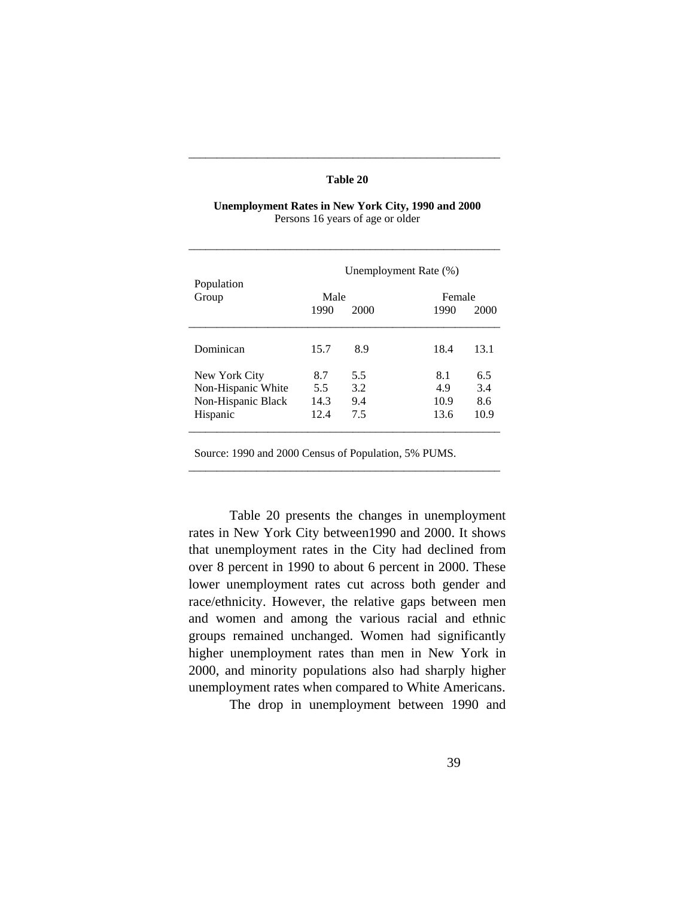**Table 20**

**Unemployment Rates in New York City, 1990 and 2000**
Persons 16 years of age or older

| Population Group | Unemployment Rate (%) | | | |
|---|---|---|---|---|
| | Male | | Female | |
| | 1990 | 2000 | 1990 | 2000 |
| Dominican | 15.7 | 8.9 | 18.4 | 13.1 |
| New York City | 8.7 | 5.5 | 8.1 | 6.5 |
| Non-Hispanic White | 5.5 | 3.2 | 4.9 | 3.4 |
| Non-Hispanic Black | 14.3 | 9.4 | 10.9 | 8.6 |
| Hispanic | 12.4 | 7.5 | 13.6 | 10.9 |

Source: 1990 and 2000 Census of Population, 5% PUMS.

Table 20 presents the changes in unemployment rates in New York City between1990 and 2000. It shows that unemployment rates in the City had declined from over 8 percent in 1990 to about 6 percent in 2000. These lower unemployment rates cut across both gender and race/ethnicity. However, the relative gaps between men and women and among the various racial and ethnic groups remained unchanged. Women had significantly higher unemployment rates than men in New York in 2000, and minority populations also had sharply higher unemployment rates when compared to White Americans.

The drop in unemployment between 1990 and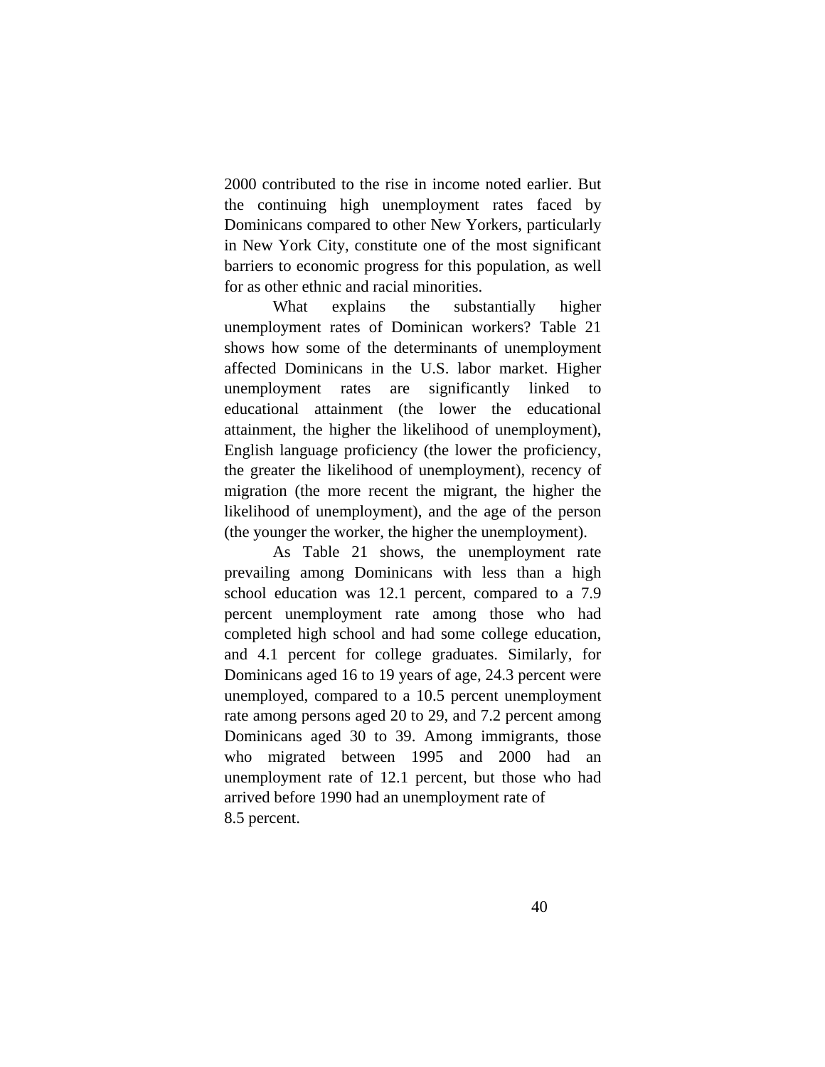2000 contributed to the rise in income noted earlier. But the continuing high unemployment rates faced by Dominicans compared to other New Yorkers, particularly in New York City, constitute one of the most significant barriers to economic progress for this population, as well for as other ethnic and racial minorities.

What explains the substantially higher unemployment rates of Dominican workers? Table 21 shows how some of the determinants of unemployment affected Dominicans in the U.S. labor market. Higher unemployment rates are significantly linked to educational attainment (the lower the educational attainment, the higher the likelihood of unemployment), English language proficiency (the lower the proficiency, the greater the likelihood of unemployment), recency of migration (the more recent the migrant, the higher the likelihood of unemployment), and the age of the person (the younger the worker, the higher the unemployment).

As Table 21 shows, the unemployment rate prevailing among Dominicans with less than a high school education was 12.1 percent, compared to a 7.9 percent unemployment rate among those who had completed high school and had some college education, and 4.1 percent for college graduates. Similarly, for Dominicans aged 16 to 19 years of age, 24.3 percent were unemployed, compared to a 10.5 percent unemployment rate among persons aged 20 to 29, and 7.2 percent among Dominicans aged 30 to 39. Among immigrants, those who migrated between 1995 and 2000 had an unemployment rate of 12.1 percent, but those who had arrived before 1990 had an unemployment rate of 8.5 percent.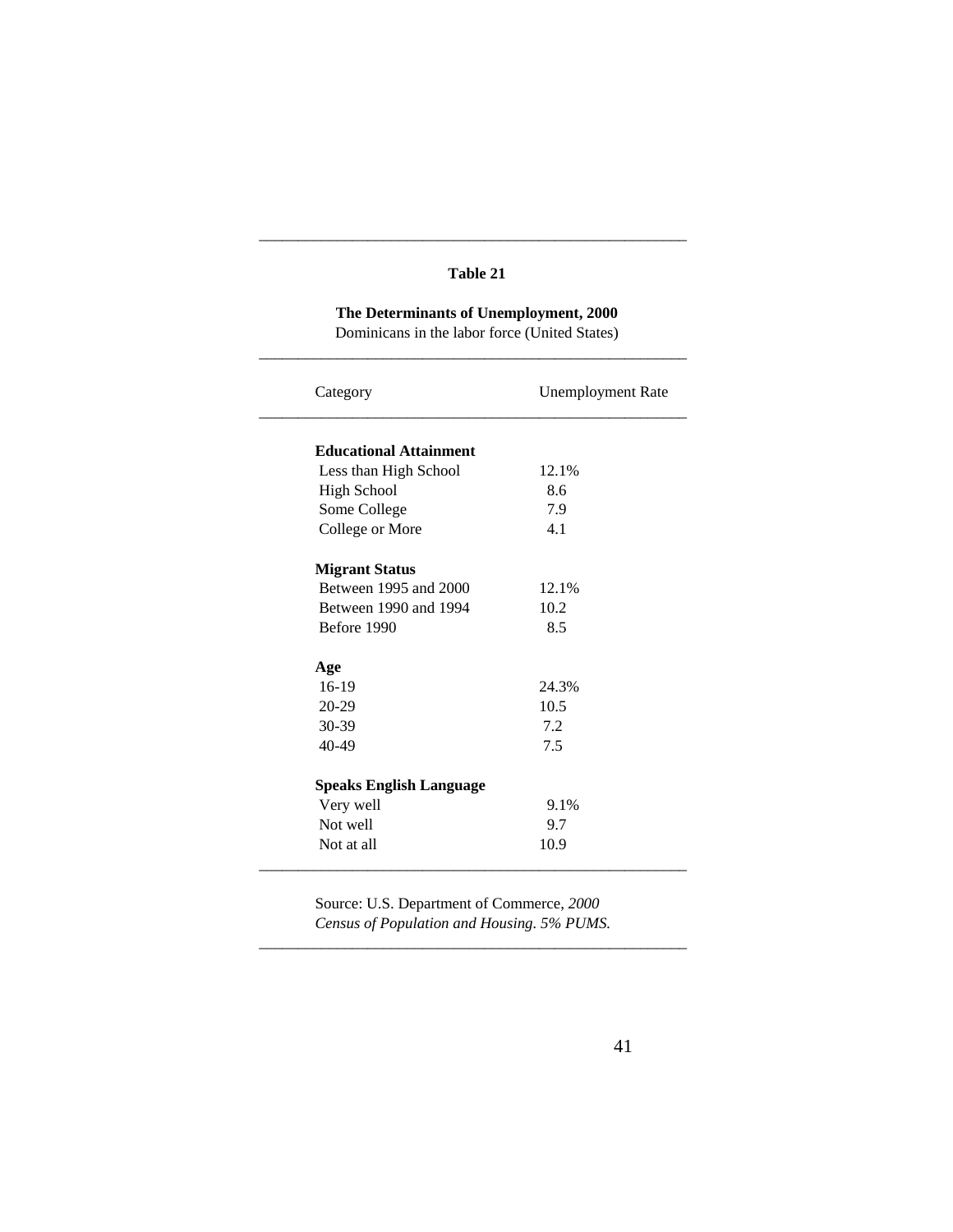**Table 21**

**The Determinants of Unemployment, 2000**
Dominicans in the labor force (United States)

| Category | Unemployment Rate |
|---|---|
| **Educational Attainment** | |
| Less than High School | 12.1% |
| High School | 8.6 |
| Some College | 7.9 |
| College or More | 4.1 |
| **Migrant Status** | |
| Between 1995 and 2000 | 12.1% |
| Between 1990 and 1994 | 10.2 |
| Before 1990 | 8.5 |
| **Age** | |
| 16-19 | 24.3% |
| 20-29 | 10.5 |
| 30-39 | 7.2 |
| 40-49 | 7.5 |
| **Speaks English Language** | |
| Very well | 9.1% |
| Not well | 9.7 |
| Not at all | 10.9 |

Source: U.S. Department of Commerce, *2000 Census of Population and Housing. 5% PUMS.*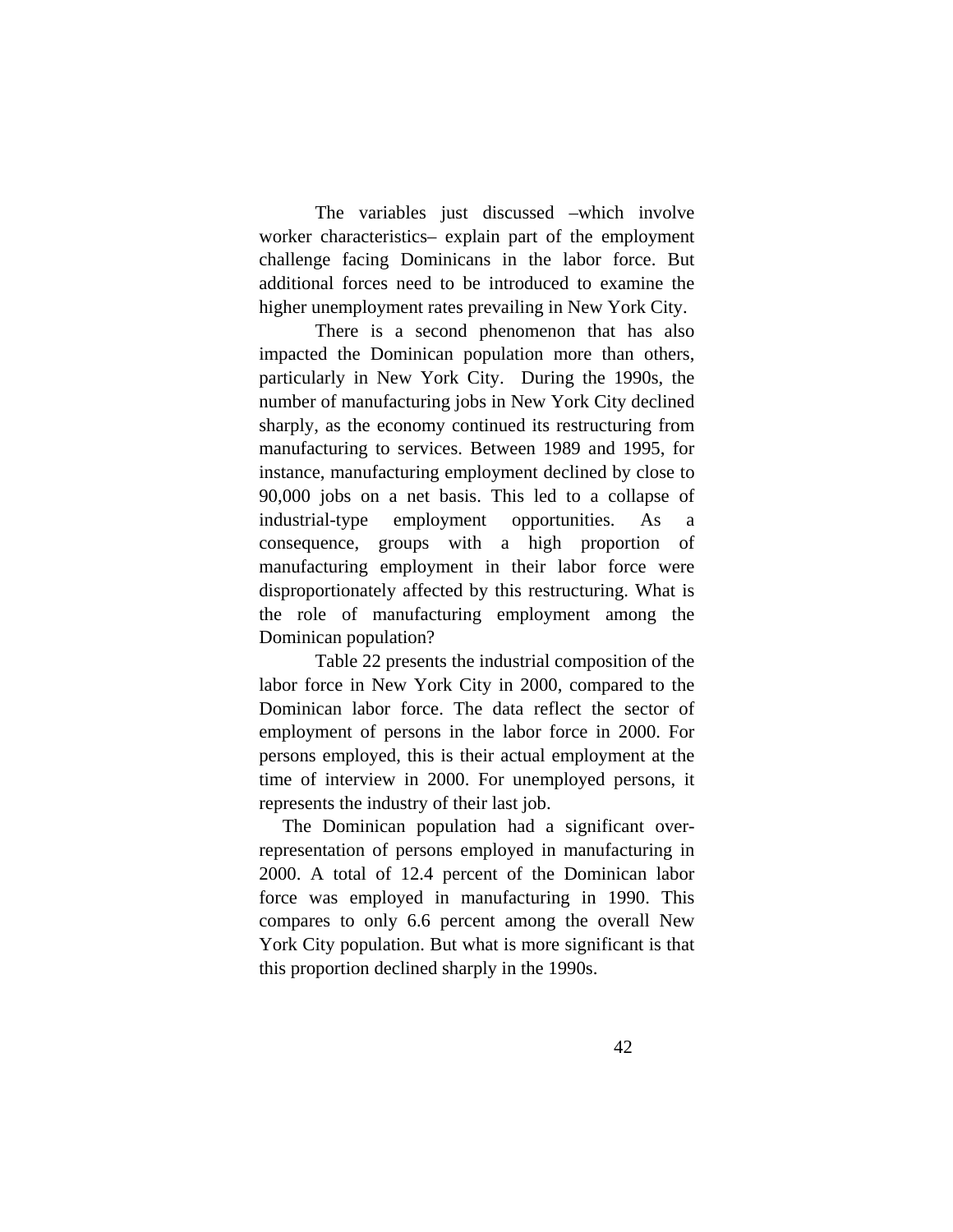The variables just discussed –which involve worker characteristics– explain part of the employment challenge facing Dominicans in the labor force. But additional forces need to be introduced to examine the higher unemployment rates prevailing in New York City.

There is a second phenomenon that has also impacted the Dominican population more than others, particularly in New York City. During the 1990s, the number of manufacturing jobs in New York City declined sharply, as the economy continued its restructuring from manufacturing to services. Between 1989 and 1995, for instance, manufacturing employment declined by close to 90,000 jobs on a net basis. This led to a collapse of industrial-type employment opportunities. As a consequence, groups with a high proportion of manufacturing employment in their labor force were disproportionately affected by this restructuring. What is the role of manufacturing employment among the Dominican population?

Table 22 presents the industrial composition of the labor force in New York City in 2000, compared to the Dominican labor force. The data reflect the sector of employment of persons in the labor force in 2000. For persons employed, this is their actual employment at the time of interview in 2000. For unemployed persons, it represents the industry of their last job.

The Dominican population had a significant over-representation of persons employed in manufacturing in 2000. A total of 12.4 percent of the Dominican labor force was employed in manufacturing in 1990. This compares to only 6.6 percent among the overall New York City population. But what is more significant is that this proportion declined sharply in the 1990s.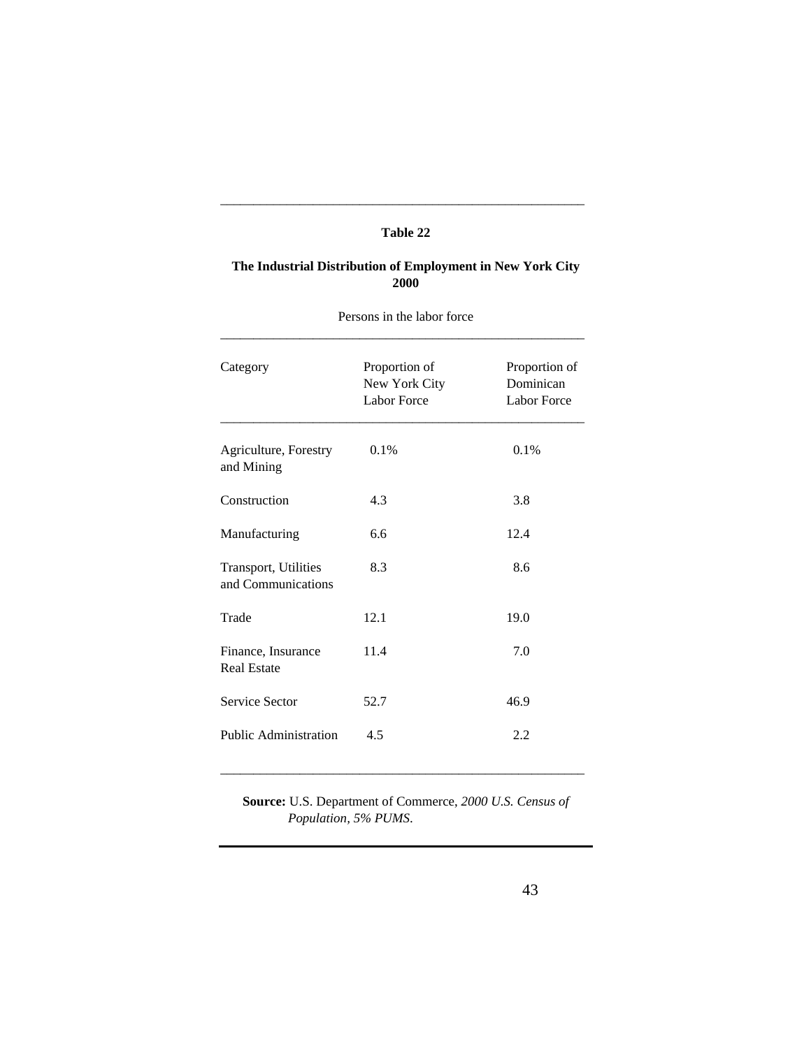**Table 22**

**The Industrial Distribution of Employment in New York City 2000**

Persons in the labor force

| Category | Proportion of New York City Labor Force | Proportion of Dominican Labor Force |
|---|---|---|
| Agriculture, Forestry and Mining | 0.1% | 0.1% |
| Construction | 4.3 | 3.8 |
| Manufacturing | 6.6 | 12.4 |
| Transport, Utilities and Communications | 8.3 | 8.6 |
| Trade | 12.1 | 19.0 |
| Finance, Insurance Real Estate | 11.4 | 7.0 |
| Service Sector | 52.7 | 46.9 |
| Public Administration | 4.5 | 2.2 |

**Source:** U.S. Department of Commerce, *2000 U.S. Census of Population, 5% PUMS.*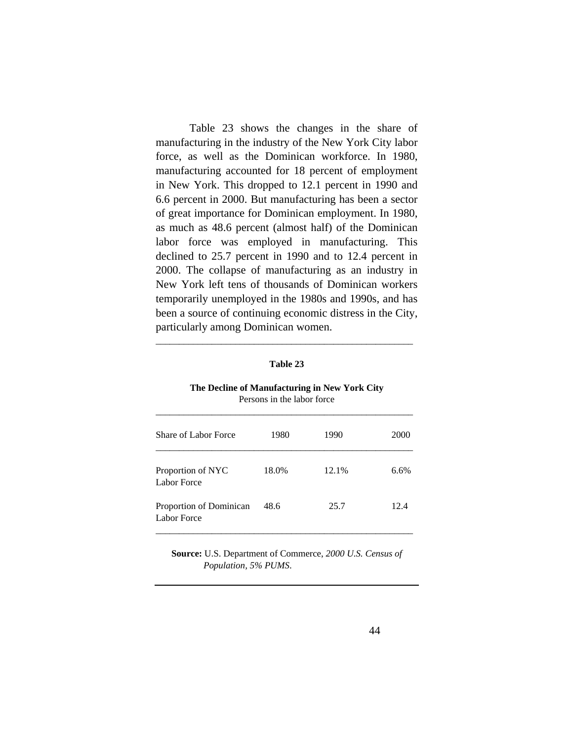Table 23 shows the changes in the share of manufacturing in the industry of the New York City labor force, as well as the Dominican workforce. In 1980, manufacturing accounted for 18 percent of employment in New York. This dropped to 12.1 percent in 1990 and 6.6 percent in 2000. But manufacturing has been a sector of great importance for Dominican employment. In 1980, as much as 48.6 percent (almost half) of the Dominican labor force was employed in manufacturing. This declined to 25.7 percent in 1990 and to 12.4 percent in 2000. The collapse of manufacturing as an industry in New York left tens of thousands of Dominican workers temporarily unemployed in the 1980s and 1990s, and has been a source of continuing economic distress in the City, particularly among Dominican women.

**Table 23**

**The Decline of Manufacturing in New York City**
Persons in the labor force

| Share of Labor Force | 1980 | 1990 | 2000 |
|---|---|---|---|
| Proportion of NYC Labor Force | 18.0% | 12.1% | 6.6% |
| Proportion of Dominican Labor Force | 48.6 | 25.7 | 12.4 |

**Source:** U.S. Department of Commerce, *2000 U.S. Census of Population, 5% PUMS.*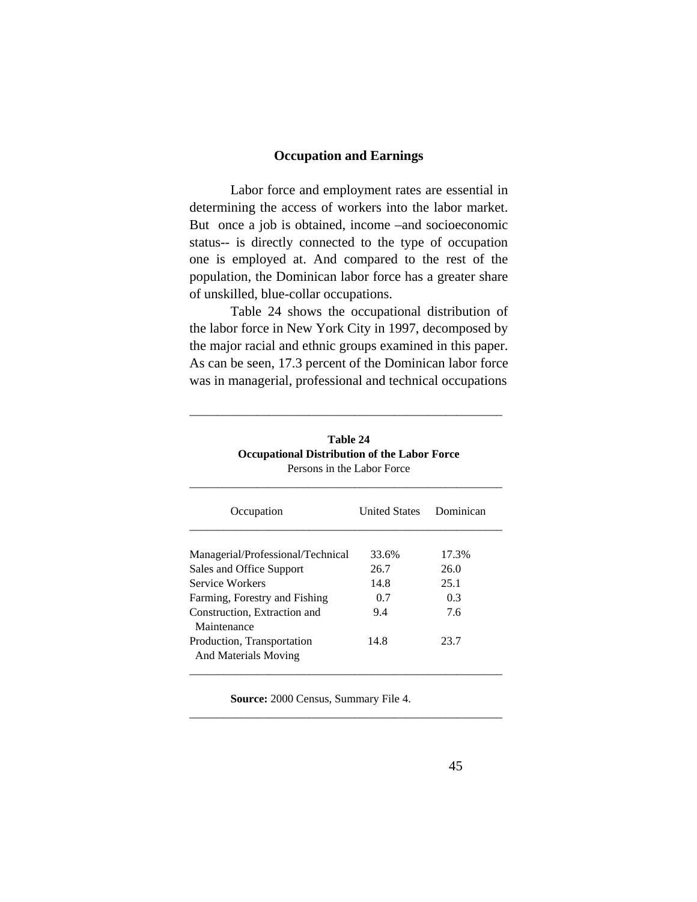### Occupation and Earnings

Labor force and employment rates are essential in determining the access of workers into the labor market. But once a job is obtained, income –and socioeconomic status-- is directly connected to the type of occupation one is employed at. And compared to the rest of the population, the Dominican labor force has a greater share of unskilled, blue-collar occupations.

Table 24 shows the occupational distribution of the labor force in New York City in 1997, decomposed by the major racial and ethnic groups examined in this paper. As can be seen, 17.3 percent of the Dominican labor force was in managerial, professional and technical occupations

**Table 24**
**Occupational Distribution of the Labor Force**
Persons in the Labor Force

| Occupation | United States | Dominican |
|---|---|---|
| Managerial/Professional/Technical | 33.6% | 17.3% |
| Sales and Office Support | 26.7 | 26.0 |
| Service Workers | 14.8 | 25.1 |
| Farming, Forestry and Fishing | 0.7 | 0.3 |
| Construction, Extraction and Maintenance | 9.4 | 7.6 |
| Production, Transportation And Materials Moving | 14.8 | 23.7 |

**Source:** 2000 Census, Summary File 4.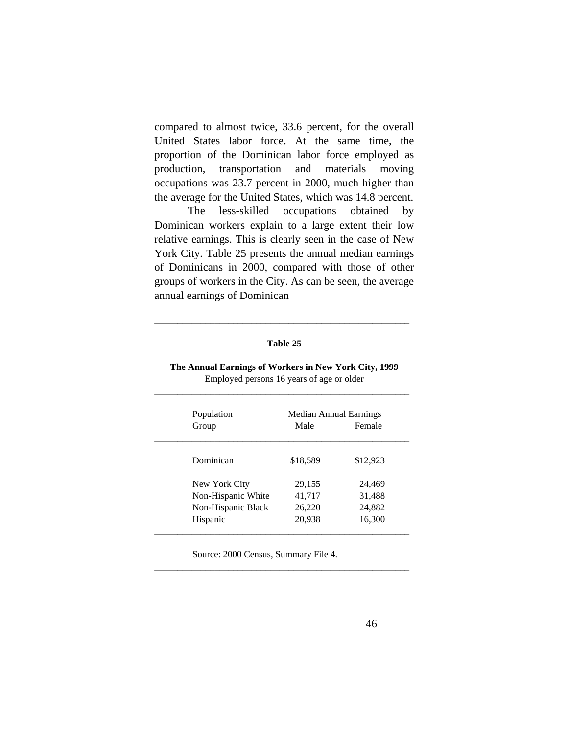compared to almost twice, 33.6 percent, for the overall United States labor force. At the same time, the proportion of the Dominican labor force employed as production, transportation and materials moving occupations was 23.7 percent in 2000, much higher than the average for the United States, which was 14.8 percent.

The less-skilled occupations obtained by Dominican workers explain to a large extent their low relative earnings. This is clearly seen in the case of New York City. Table 25 presents the annual median earnings of Dominicans in 2000, compared with those of other groups of workers in the City. As can be seen, the average annual earnings of Dominican

**Table 25**

**The Annual Earnings of Workers in New York City, 1999**

Employed persons 16 years of age or older

| Population Group | Median Annual Earnings | |
|---|---|---|
| | Male | Female |
| Dominican | $18,589 | $12,923 |
| New York City | 29,155 | 24,469 |
| Non-Hispanic White | 41,717 | 31,488 |
| Non-Hispanic Black | 26,220 | 24,882 |
| Hispanic | 20,938 | 16,300 |

Source: 2000 Census, Summary File 4.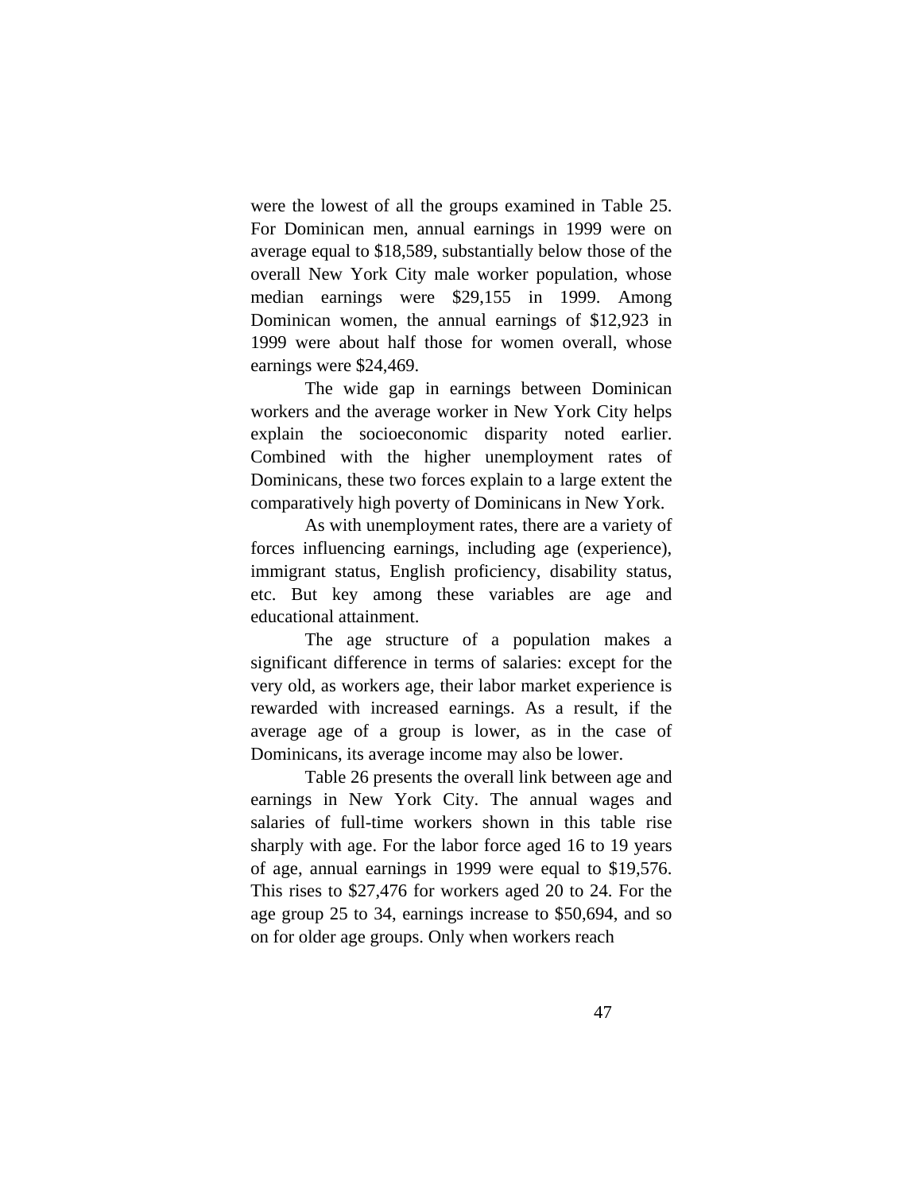were the lowest of all the groups examined in Table 25. For Dominican men, annual earnings in 1999 were on average equal to $18,589, substantially below those of the overall New York City male worker population, whose median earnings were $29,155 in 1999. Among Dominican women, the annual earnings of $12,923 in 1999 were about half those for women overall, whose earnings were $24,469.

The wide gap in earnings between Dominican workers and the average worker in New York City helps explain the socioeconomic disparity noted earlier. Combined with the higher unemployment rates of Dominicans, these two forces explain to a large extent the comparatively high poverty of Dominicans in New York.

As with unemployment rates, there are a variety of forces influencing earnings, including age (experience), immigrant status, English proficiency, disability status, etc. But key among these variables are age and educational attainment.

The age structure of a population makes a significant difference in terms of salaries: except for the very old, as workers age, their labor market experience is rewarded with increased earnings. As a result, if the average age of a group is lower, as in the case of Dominicans, its average income may also be lower.

Table 26 presents the overall link between age and earnings in New York City. The annual wages and salaries of full-time workers shown in this table rise sharply with age. For the labor force aged 16 to 19 years of age, annual earnings in 1999 were equal to $19,576. This rises to $27,476 for workers aged 20 to 24. For the age group 25 to 34, earnings increase to $50,694, and so on for older age groups. Only when workers reach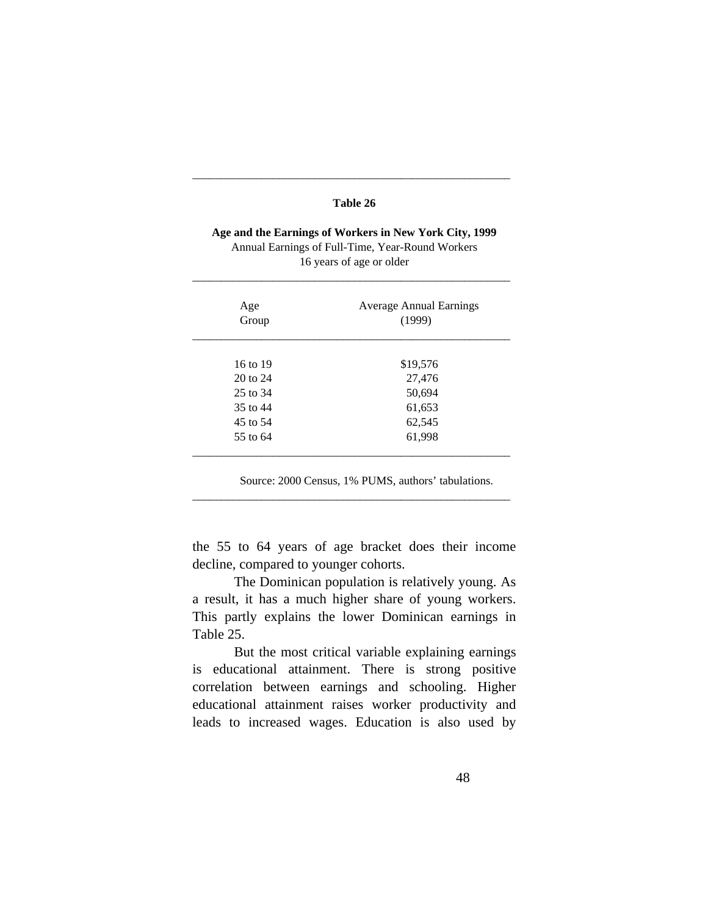**Table 26**

**Age and the Earnings of Workers in New York City, 1999**
Annual Earnings of Full-Time, Year-Round Workers
16 years of age or older

| Age Group | Average Annual Earnings (1999) |
|---|---|
| 16 to 19 | $19,576 |
| 20 to 24 | 27,476 |
| 25 to 34 | 50,694 |
| 35 to 44 | 61,653 |
| 45 to 54 | 62,545 |
| 55 to 64 | 61,998 |

Source: 2000 Census, 1% PUMS, authors' tabulations.

the 55 to 64 years of age bracket does their income decline, compared to younger cohorts.

The Dominican population is relatively young. As a result, it has a much higher share of young workers. This partly explains the lower Dominican earnings in Table 25.

But the most critical variable explaining earnings is educational attainment. There is strong positive correlation between earnings and schooling. Higher educational attainment raises worker productivity and leads to increased wages. Education is also used by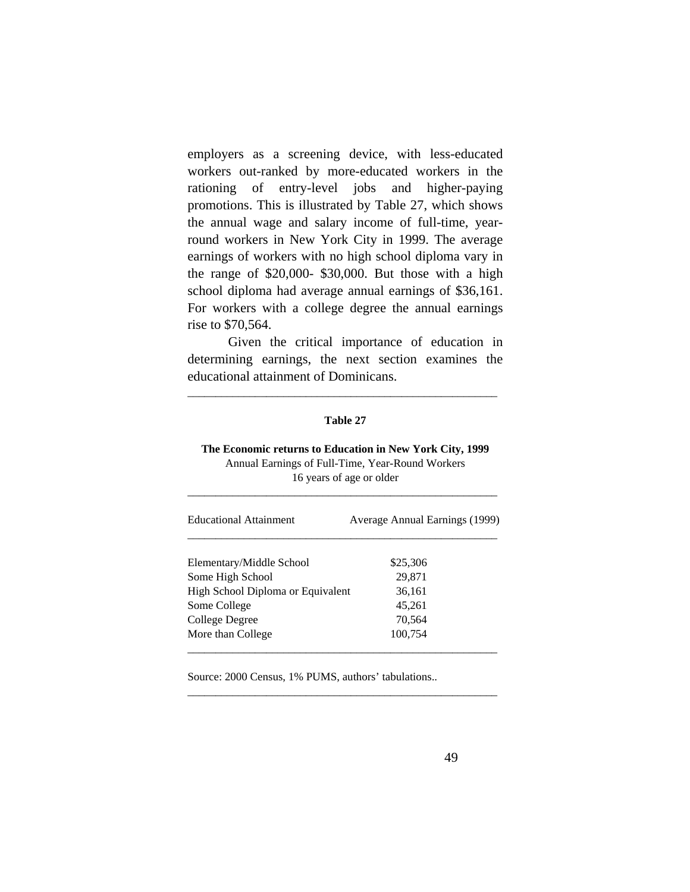employers as a screening device, with less-educated workers out-ranked by more-educated workers in the rationing of entry-level jobs and higher-paying promotions. This is illustrated by Table 27, which shows the annual wage and salary income of full-time, year-round workers in New York City in 1999. The average earnings of workers with no high school diploma vary in the range of $20,000- $30,000. But those with a high school diploma had average annual earnings of $36,161. For workers with a college degree the annual earnings rise to $70,564.

Given the critical importance of education in determining earnings, the next section examines the educational attainment of Dominicans.

**Table 27**

**The Economic returns to Education in New York City, 1999**
Annual Earnings of Full-Time, Year-Round Workers
16 years of age or older

| Educational Attainment | Average Annual Earnings (1999) |
|---|---|
| Elementary/Middle School | $25,306 |
| Some High School | 29,871 |
| High School Diploma or Equivalent | 36,161 |
| Some College | 45,261 |
| College Degree | 70,564 |
| More than College | 100,754 |

Source: 2000 Census, 1% PUMS, authors' tabulations..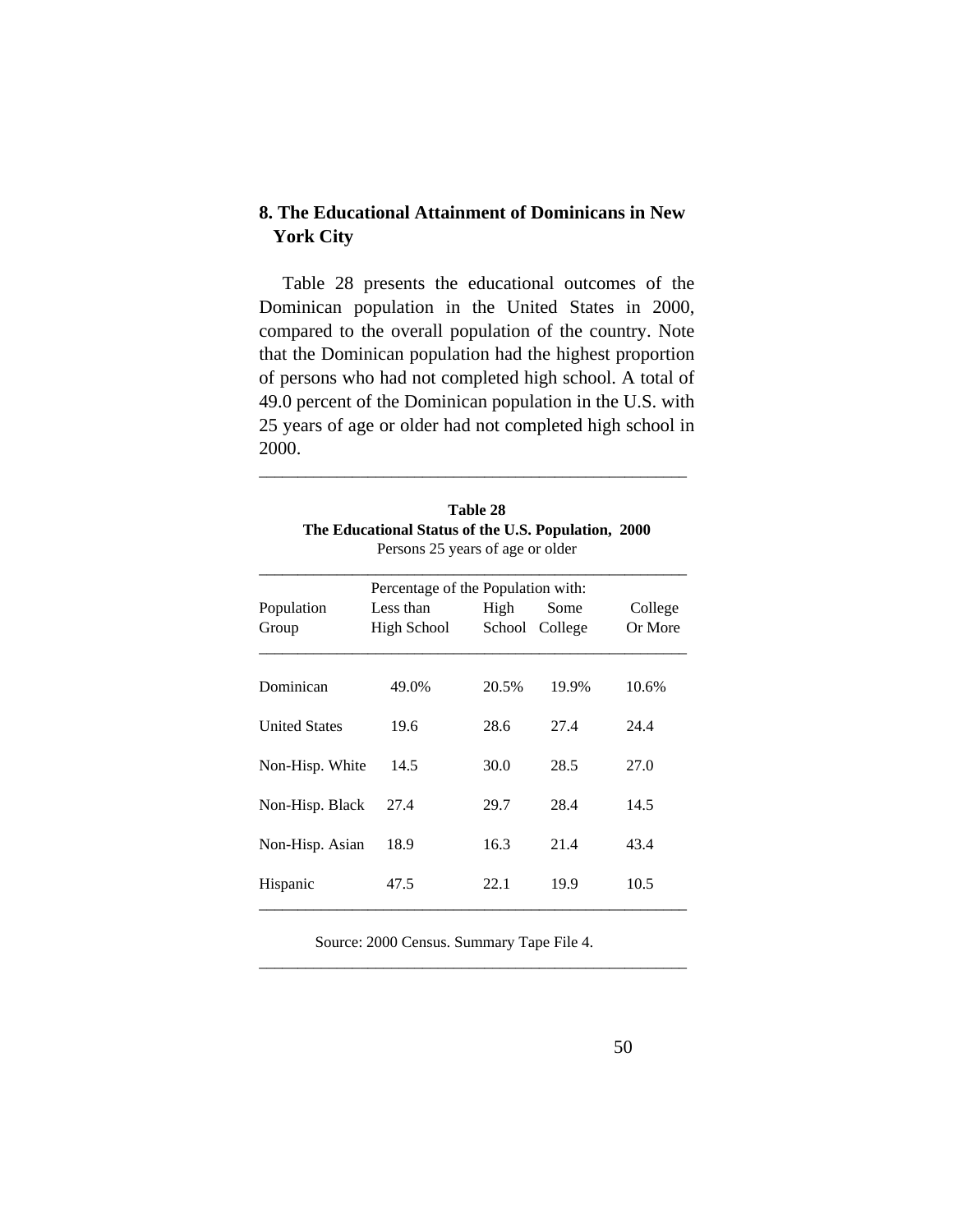## 8. The Educational Attainment of Dominicans in New York City

Table 28 presents the educational outcomes of the Dominican population in the United States in 2000, compared to the overall population of the country. Note that the Dominican population had the highest proportion of persons who had not completed high school. A total of 49.0 percent of the Dominican population in the U.S. with 25 years of age or older had not completed high school in 2000.

**Table 28**
**The Educational Status of the U.S. Population, 2000**
Persons 25 years of age or older

| Population Group | Percentage of the Population with: Less than High School | High School | Some College | College Or More |
|---|---|---|---|---|
| Dominican | 49.0% | 20.5% | 19.9% | 10.6% |
| United States | 19.6 | 28.6 | 27.4 | 24.4 |
| Non-Hisp. White | 14.5 | 30.0 | 28.5 | 27.0 |
| Non-Hisp. Black | 27.4 | 29.7 | 28.4 | 14.5 |
| Non-Hisp. Asian | 18.9 | 16.3 | 21.4 | 43.4 |
| Hispanic | 47.5 | 22.1 | 19.9 | 10.5 |

Source: 2000 Census. Summary Tape File 4.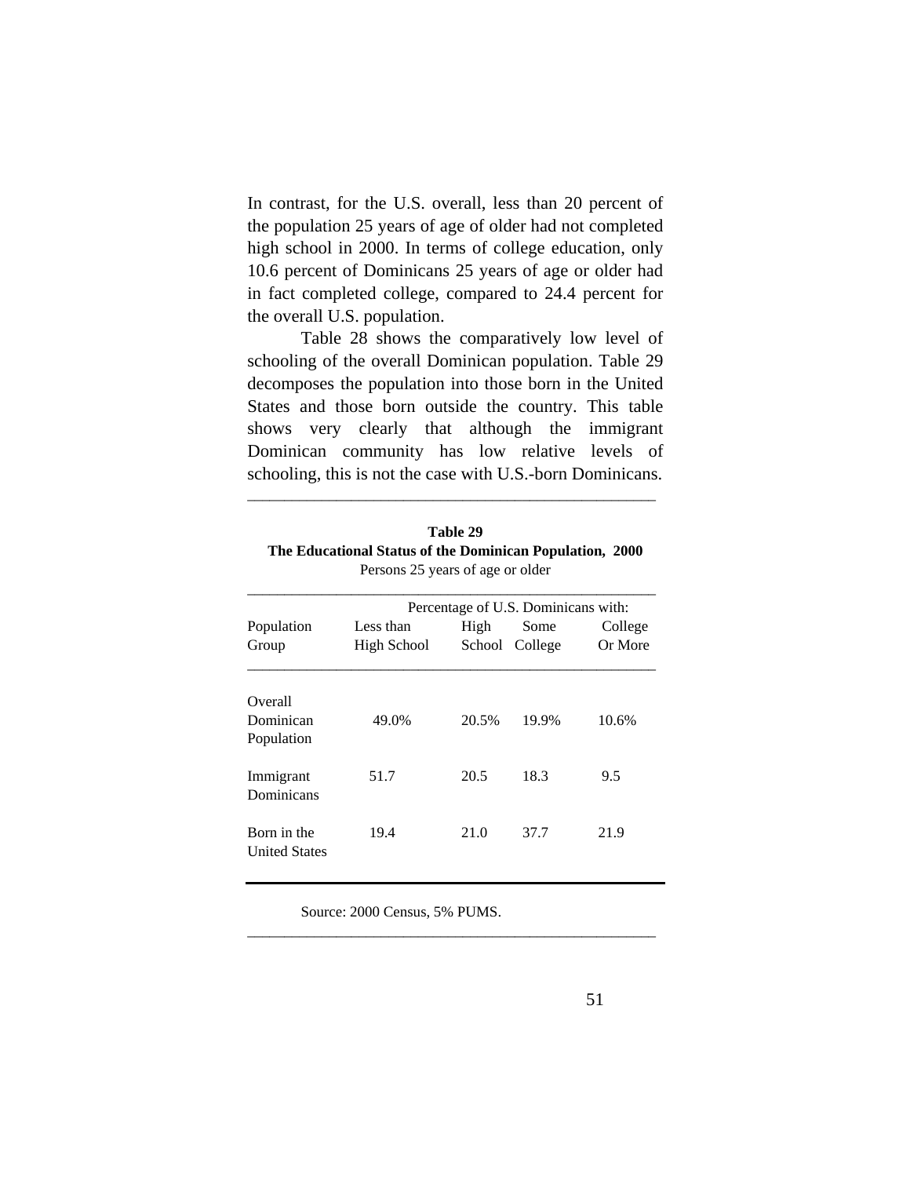In contrast, for the U.S. overall, less than 20 percent of the population 25 years of age of older had not completed high school in 2000. In terms of college education, only 10.6 percent of Dominicans 25 years of age or older had in fact completed college, compared to 24.4 percent for the overall U.S. population.

Table 28 shows the comparatively low level of schooling of the overall Dominican population. Table 29 decomposes the population into those born in the United States and those born outside the country. This table shows very clearly that although the immigrant Dominican community has low relative levels of schooling, this is not the case with U.S.-born Dominicans.

**Table 29**
**The Educational Status of the Dominican Population, 2000**
Persons 25 years of age or older

| Population Group | Percentage of U.S. Dominicans with: Less than High School | High School | Some College | College Or More |
|---|---|---|---|---|
| Overall Dominican Population | 49.0% | 20.5% | 19.9% | 10.6% |
| Immigrant Dominicans | 51.7 | 20.5 | 18.3 | 9.5 |
| Born in the United States | 19.4 | 21.0 | 37.7 | 21.9 |

Source: 2000 Census, 5% PUMS.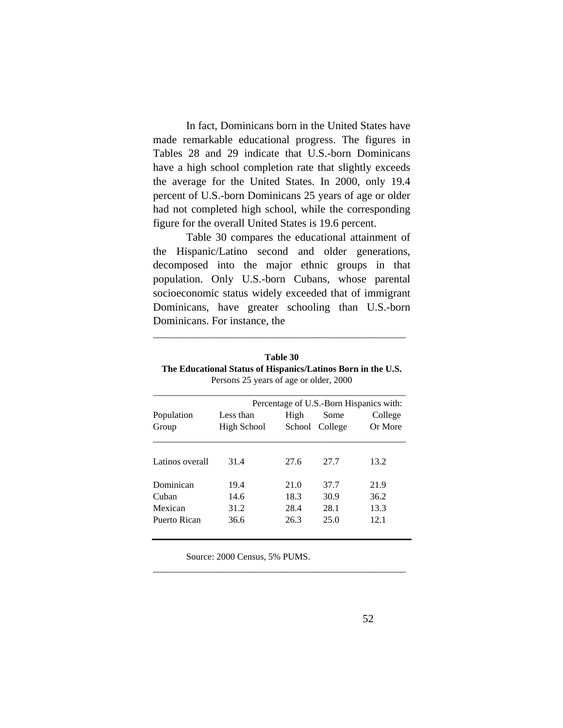In fact, Dominicans born in the United States have made remarkable educational progress. The figures in Tables 28 and 29 indicate that U.S.-born Dominicans have a high school completion rate that slightly exceeds the average for the United States. In 2000, only 19.4 percent of U.S.-born Dominicans 25 years of age or older had not completed high school, while the corresponding figure for the overall United States is 19.6 percent.

Table 30 compares the educational attainment of the Hispanic/Latino second and older generations, decomposed into the major ethnic groups in that population. Only U.S.-born Cubans, whose parental socioeconomic status widely exceeded that of immigrant Dominicans, have greater schooling than U.S.-born Dominicans. For instance, the

**Table 30**
**The Educational Status of Hispanics/Latinos Born in the U.S.**
Persons 25 years of age or older, 2000

| Population Group | Percentage of U.S.-Born Hispanics with: Less than High School | High School | Some College | College Or More |
|---|---|---|---|---|
| Latinos overall | 31.4 | 27.6 | 27.7 | 13.2 |
| Dominican | 19.4 | 21.0 | 37.7 | 21.9 |
| Cuban | 14.6 | 18.3 | 30.9 | 36.2 |
| Mexican | 31.2 | 28.4 | 28.1 | 13.3 |
| Puerto Rican | 36.6 | 26.3 | 25.0 | 12.1 |

Source: 2000 Census, 5% PUMS.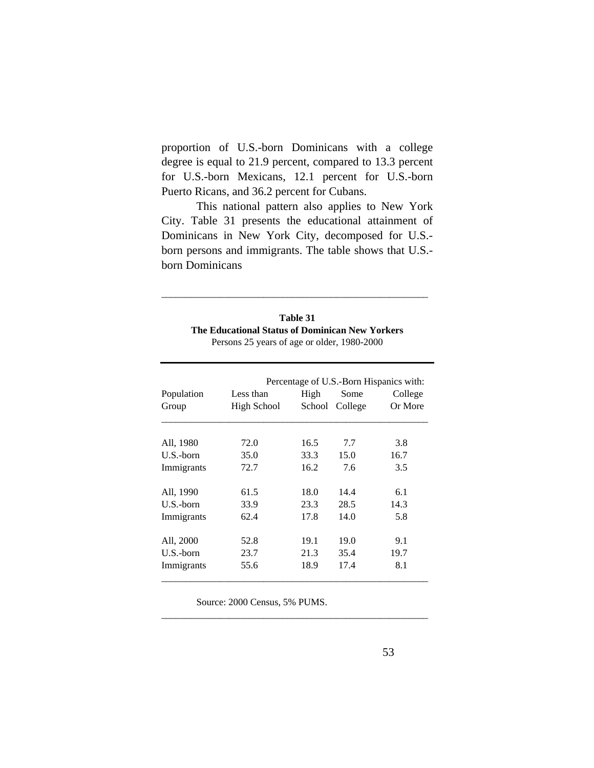proportion of U.S.-born Dominicans with a college degree is equal to 21.9 percent, compared to 13.3 percent for U.S.-born Mexicans, 12.1 percent for U.S.-born Puerto Ricans, and 36.2 percent for Cubans.

This national pattern also applies to New York City. Table 31 presents the educational attainment of Dominicans in New York City, decomposed for U.S.-born persons and immigrants. The table shows that U.S.-born Dominicans

**Table 31**
**The Educational Status of Dominican New Yorkers**
Persons 25 years of age or older, 1980-2000

| | Percentage of U.S.-Born Hispanics with: | | | |
|---|---|---|---|---|
| Population Group | Less than High School | High School | Some College | College Or More |
| All, 1980 | 72.0 | 16.5 | 7.7 | 3.8 |
| U.S.-born | 35.0 | 33.3 | 15.0 | 16.7 |
| Immigrants | 72.7 | 16.2 | 7.6 | 3.5 |
| All, 1990 | 61.5 | 18.0 | 14.4 | 6.1 |
| U.S.-born | 33.9 | 23.3 | 28.5 | 14.3 |
| Immigrants | 62.4 | 17.8 | 14.0 | 5.8 |
| All, 2000 | 52.8 | 19.1 | 19.0 | 9.1 |
| U.S.-born | 23.7 | 21.3 | 35.4 | 19.7 |
| Immigrants | 55.6 | 18.9 | 17.4 | 8.1 |

Source: 2000 Census, 5% PUMS.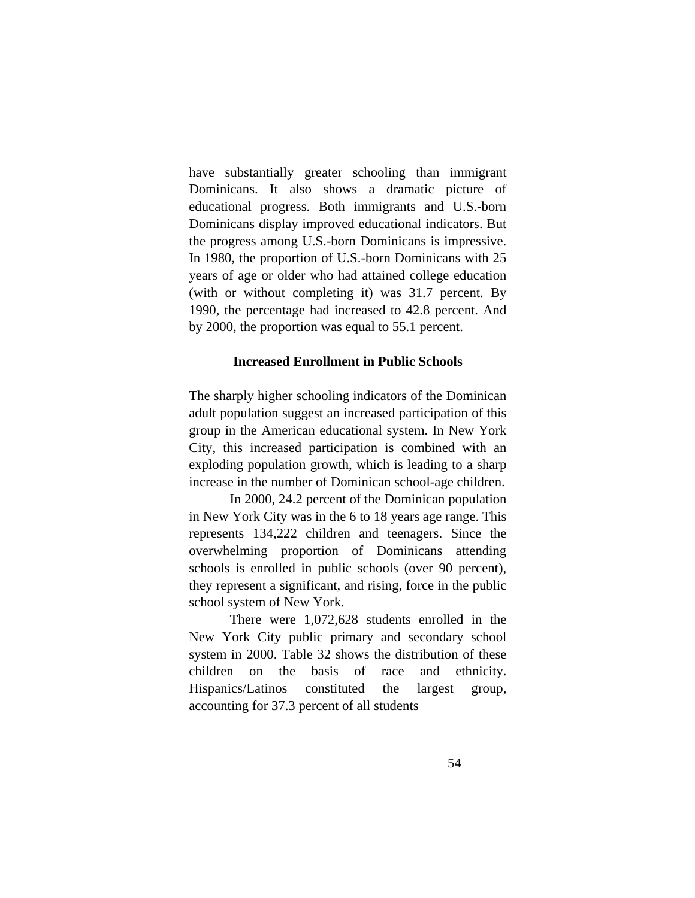have substantially greater schooling than immigrant Dominicans. It also shows a dramatic picture of educational progress. Both immigrants and U.S.-born Dominicans display improved educational indicators. But the progress among U.S.-born Dominicans is impressive. In 1980, the proportion of U.S.-born Dominicans with 25 years of age or older who had attained college education (with or without completing it) was 31.7 percent. By 1990, the percentage had increased to 42.8 percent. And by 2000, the proportion was equal to 55.1 percent.

### Increased Enrollment in Public Schools

The sharply higher schooling indicators of the Dominican adult population suggest an increased participation of this group in the American educational system. In New York City, this increased participation is combined with an exploding population growth, which is leading to a sharp increase in the number of Dominican school-age children.

In 2000, 24.2 percent of the Dominican population in New York City was in the 6 to 18 years age range. This represents 134,222 children and teenagers. Since the overwhelming proportion of Dominicans attending schools is enrolled in public schools (over 90 percent), they represent a significant, and rising, force in the public school system of New York.

There were 1,072,628 students enrolled in the New York City public primary and secondary school system in 2000. Table 32 shows the distribution of these children on the basis of race and ethnicity. Hispanics/Latinos constituted the largest group, accounting for 37.3 percent of all students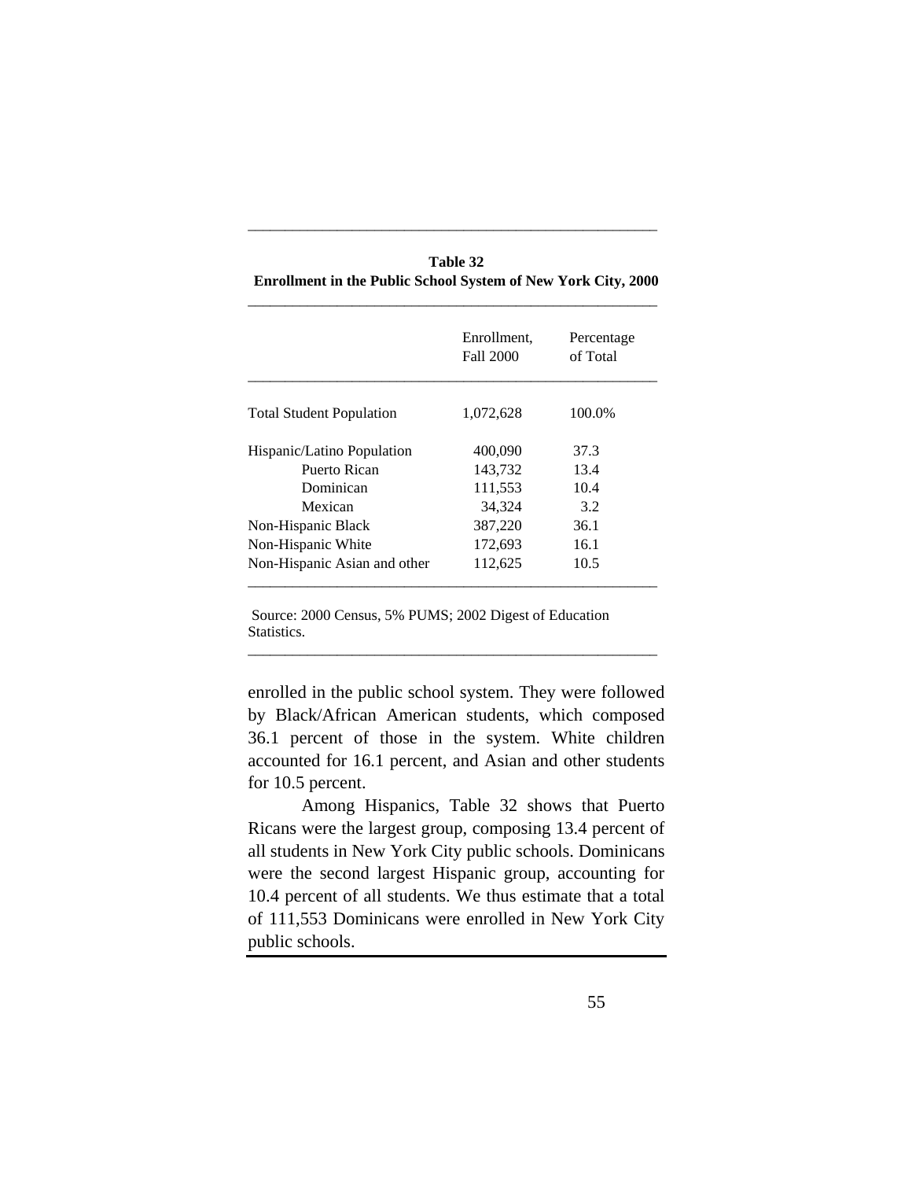**Table 32**
**Enrollment in the Public School System of New York City, 2000**

| | Enrollment, Fall 2000 | Percentage of Total |
|---|---|---|
| Total Student Population | 1,072,628 | 100.0% |
| Hispanic/Latino Population | 400,090 | 37.3 |
| Puerto Rican | 143,732 | 13.4 |
| Dominican | 111,553 | 10.4 |
| Mexican | 34,324 | 3.2 |
| Non-Hispanic Black | 387,220 | 36.1 |
| Non-Hispanic White | 172,693 | 16.1 |
| Non-Hispanic Asian and other | 112,625 | 10.5 |

Source: 2000 Census, 5% PUMS; 2002 Digest of Education Statistics.

enrolled in the public school system. They were followed by Black/African American students, which composed 36.1 percent of those in the system. White children accounted for 16.1 percent, and Asian and other students for 10.5 percent.

Among Hispanics, Table 32 shows that Puerto Ricans were the largest group, composing 13.4 percent of all students in New York City public schools. Dominicans were the second largest Hispanic group, accounting for 10.4 percent of all students. We thus estimate that a total of 111,553 Dominicans were enrolled in New York City public schools.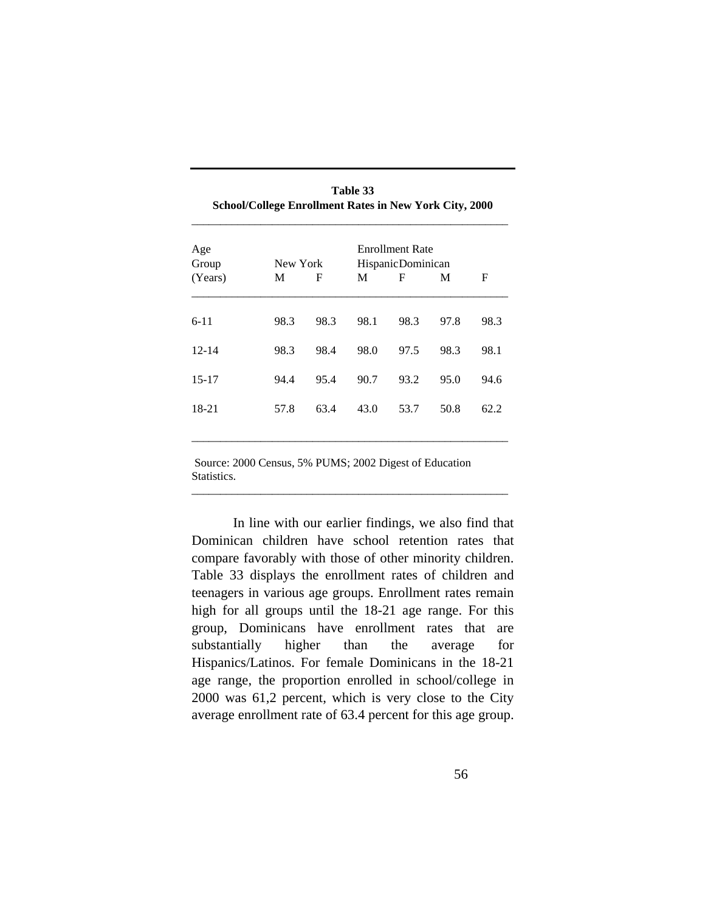**Table 33**
**School/College Enrollment Rates in New York City, 2000**

| Age Group (Years) | Enrollment Rate | | | | | |
|---|---|---|---|---|---|---|
| | New York | | Hispanic | | Dominican | |
| | M | F | M | F | M | F |
| 6-11 | 98.3 | 98.3 | 98.1 | 98.3 | 97.8 | 98.3 |
| 12-14 | 98.3 | 98.4 | 98.0 | 97.5 | 98.3 | 98.1 |
| 15-17 | 94.4 | 95.4 | 90.7 | 93.2 | 95.0 | 94.6 |
| 18-21 | 57.8 | 63.4 | 43.0 | 53.7 | 50.8 | 62.2 |

Source: 2000 Census, 5% PUMS; 2002 Digest of Education Statistics.

In line with our earlier findings, we also find that Dominican children have school retention rates that compare favorably with those of other minority children. Table 33 displays the enrollment rates of children and teenagers in various age groups. Enrollment rates remain high for all groups until the 18-21 age range. For this group, Dominicans have enrollment rates that are substantially higher than the average for Hispanics/Latinos. For female Dominicans in the 18-21 age range, the proportion enrolled in school/college in 2000 was 61,2 percent, which is very close to the City average enrollment rate of 63.4 percent for this age group.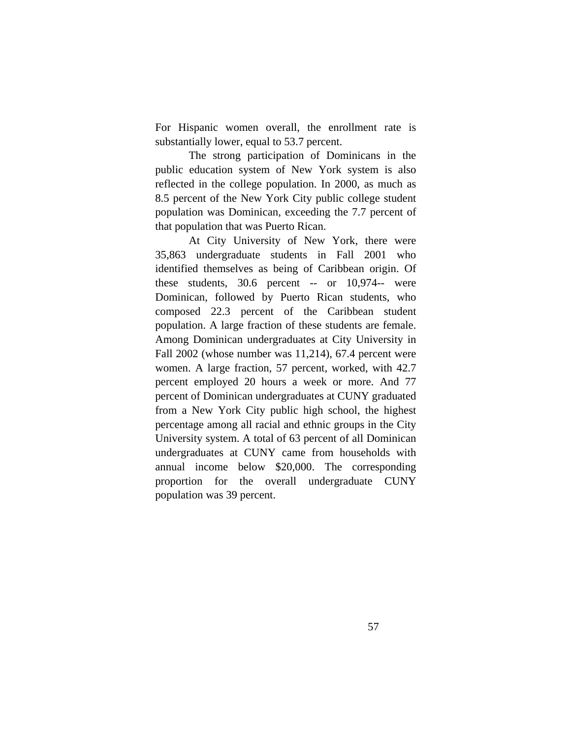For Hispanic women overall, the enrollment rate is substantially lower, equal to 53.7 percent.

The strong participation of Dominicans in the public education system of New York system is also reflected in the college population. In 2000, as much as 8.5 percent of the New York City public college student population was Dominican, exceeding the 7.7 percent of that population that was Puerto Rican.

At City University of New York, there were 35,863 undergraduate students in Fall 2001 who identified themselves as being of Caribbean origin. Of these students, 30.6 percent -- or 10,974-- were Dominican, followed by Puerto Rican students, who composed 22.3 percent of the Caribbean student population. A large fraction of these students are female. Among Dominican undergraduates at City University in Fall 2002 (whose number was 11,214), 67.4 percent were women. A large fraction, 57 percent, worked, with 42.7 percent employed 20 hours a week or more. And 77 percent of Dominican undergraduates at CUNY graduated from a New York City public high school, the highest percentage among all racial and ethnic groups in the City University system. A total of 63 percent of all Dominican undergraduates at CUNY came from households with annual income below $20,000. The corresponding proportion for the overall undergraduate CUNY population was 39 percent.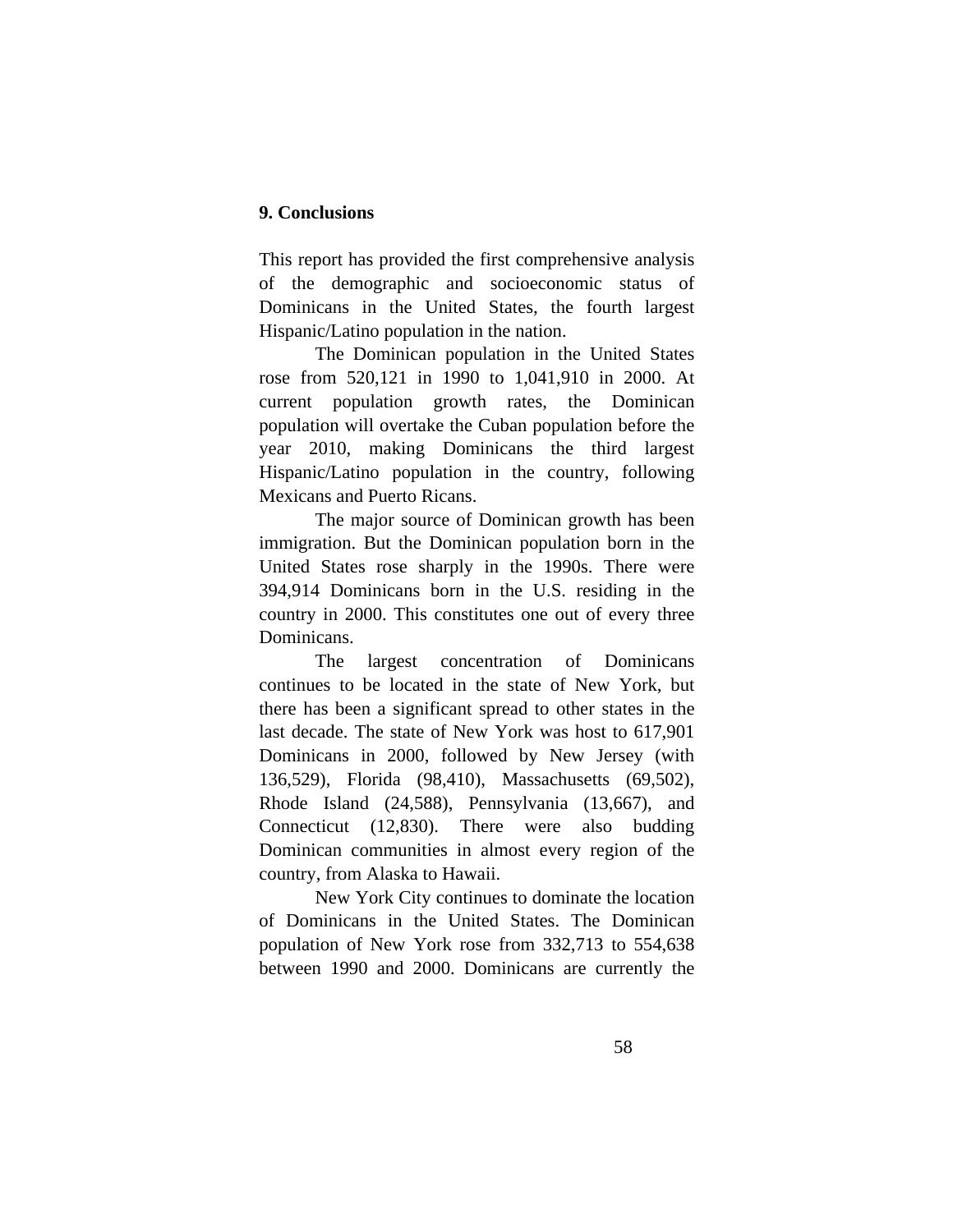## 9. Conclusions

This report has provided the first comprehensive analysis of the demographic and socioeconomic status of Dominicans in the United States, the fourth largest Hispanic/Latino population in the nation.

The Dominican population in the United States rose from 520,121 in 1990 to 1,041,910 in 2000. At current population growth rates, the Dominican population will overtake the Cuban population before the year 2010, making Dominicans the third largest Hispanic/Latino population in the country, following Mexicans and Puerto Ricans.

The major source of Dominican growth has been immigration. But the Dominican population born in the United States rose sharply in the 1990s. There were 394,914 Dominicans born in the U.S. residing in the country in 2000. This constitutes one out of every three Dominicans.

The largest concentration of Dominicans continues to be located in the state of New York, but there has been a significant spread to other states in the last decade. The state of New York was host to 617,901 Dominicans in 2000, followed by New Jersey (with 136,529), Florida (98,410), Massachusetts (69,502), Rhode Island (24,588), Pennsylvania (13,667), and Connecticut (12,830). There were also budding Dominican communities in almost every region of the country, from Alaska to Hawaii.

New York City continues to dominate the location of Dominicans in the United States. The Dominican population of New York rose from 332,713 to 554,638 between 1990 and 2000. Dominicans are currently the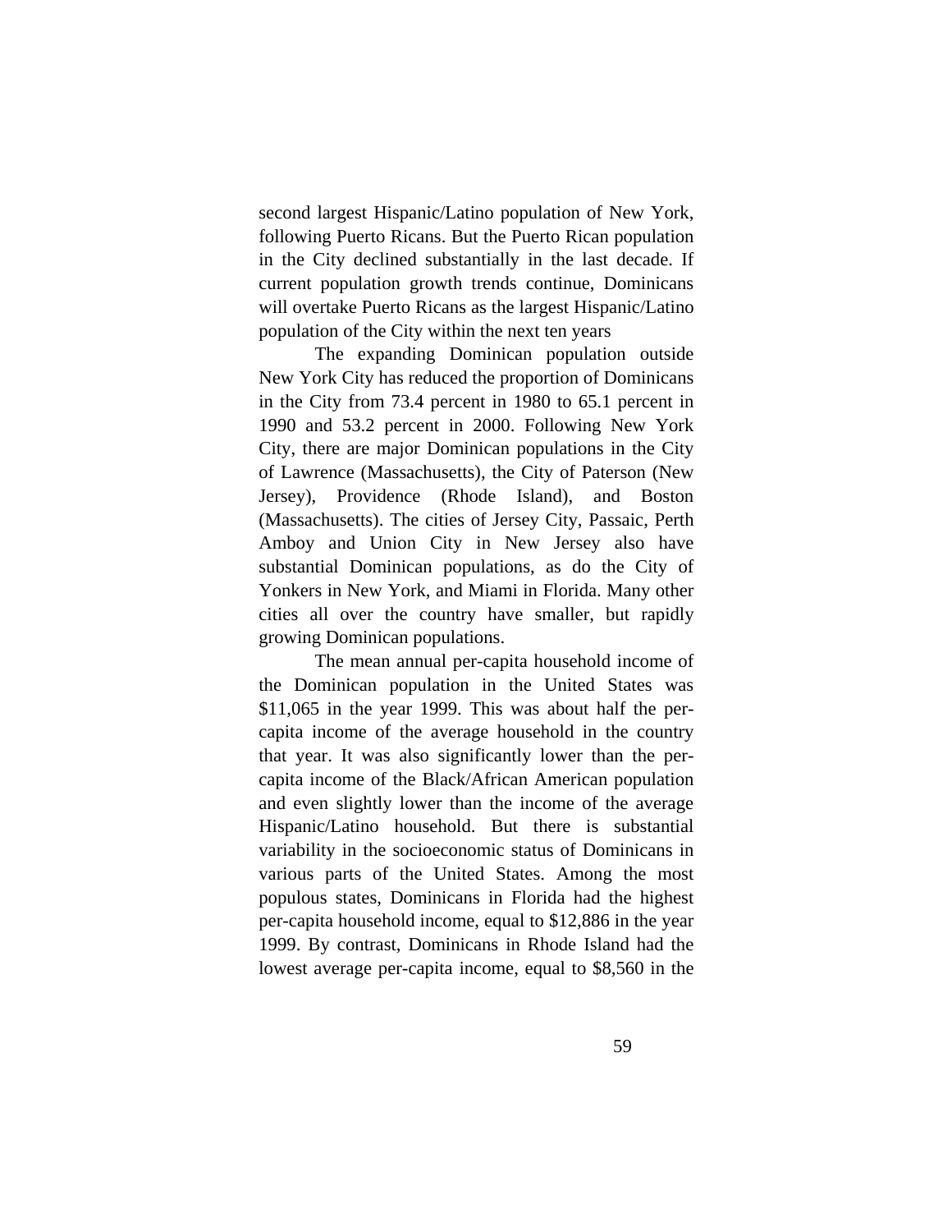second largest Hispanic/Latino population of New York, following Puerto Ricans. But the Puerto Rican population in the City declined substantially in the last decade. If current population growth trends continue, Dominicans will overtake Puerto Ricans as the largest Hispanic/Latino population of the City within the next ten years

The expanding Dominican population outside New York City has reduced the proportion of Dominicans in the City from 73.4 percent in 1980 to 65.1 percent in 1990 and 53.2 percent in 2000. Following New York City, there are major Dominican populations in the City of Lawrence (Massachusetts), the City of Paterson (New Jersey), Providence (Rhode Island), and Boston (Massachusetts). The cities of Jersey City, Passaic, Perth Amboy and Union City in New Jersey also have substantial Dominican populations, as do the City of Yonkers in New York, and Miami in Florida. Many other cities all over the country have smaller, but rapidly growing Dominican populations.

The mean annual per-capita household income of the Dominican population in the United States was $11,065 in the year 1999. This was about half the per-capita income of the average household in the country that year. It was also significantly lower than the per-capita income of the Black/African American population and even slightly lower than the income of the average Hispanic/Latino household. But there is substantial variability in the socioeconomic status of Dominicans in various parts of the United States. Among the most populous states, Dominicans in Florida had the highest per-capita household income, equal to $12,886 in the year 1999. By contrast, Dominicans in Rhode Island had the lowest average per-capita income, equal to $8,560 in the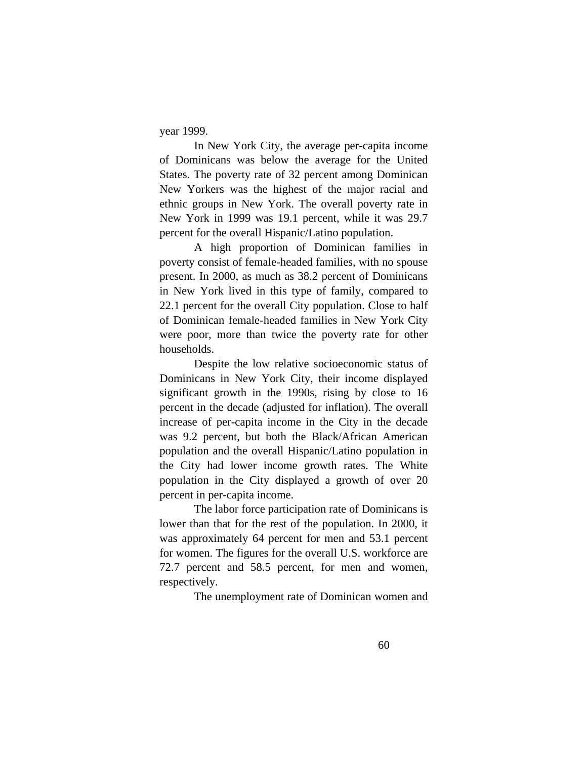year 1999.

In New York City, the average per-capita income of Dominicans was below the average for the United States. The poverty rate of 32 percent among Dominican New Yorkers was the highest of the major racial and ethnic groups in New York. The overall poverty rate in New York in 1999 was 19.1 percent, while it was 29.7 percent for the overall Hispanic/Latino population.

A high proportion of Dominican families in poverty consist of female-headed families, with no spouse present. In 2000, as much as 38.2 percent of Dominicans in New York lived in this type of family, compared to 22.1 percent for the overall City population. Close to half of Dominican female-headed families in New York City were poor, more than twice the poverty rate for other households.

Despite the low relative socioeconomic status of Dominicans in New York City, their income displayed significant growth in the 1990s, rising by close to 16 percent in the decade (adjusted for inflation). The overall increase of per-capita income in the City in the decade was 9.2 percent, but both the Black/African American population and the overall Hispanic/Latino population in the City had lower income growth rates. The White population in the City displayed a growth of over 20 percent in per-capita income.

The labor force participation rate of Dominicans is lower than that for the rest of the population. In 2000, it was approximately 64 percent for men and 53.1 percent for women. The figures for the overall U.S. workforce are 72.7 percent and 58.5 percent, for men and women, respectively.

The unemployment rate of Dominican women and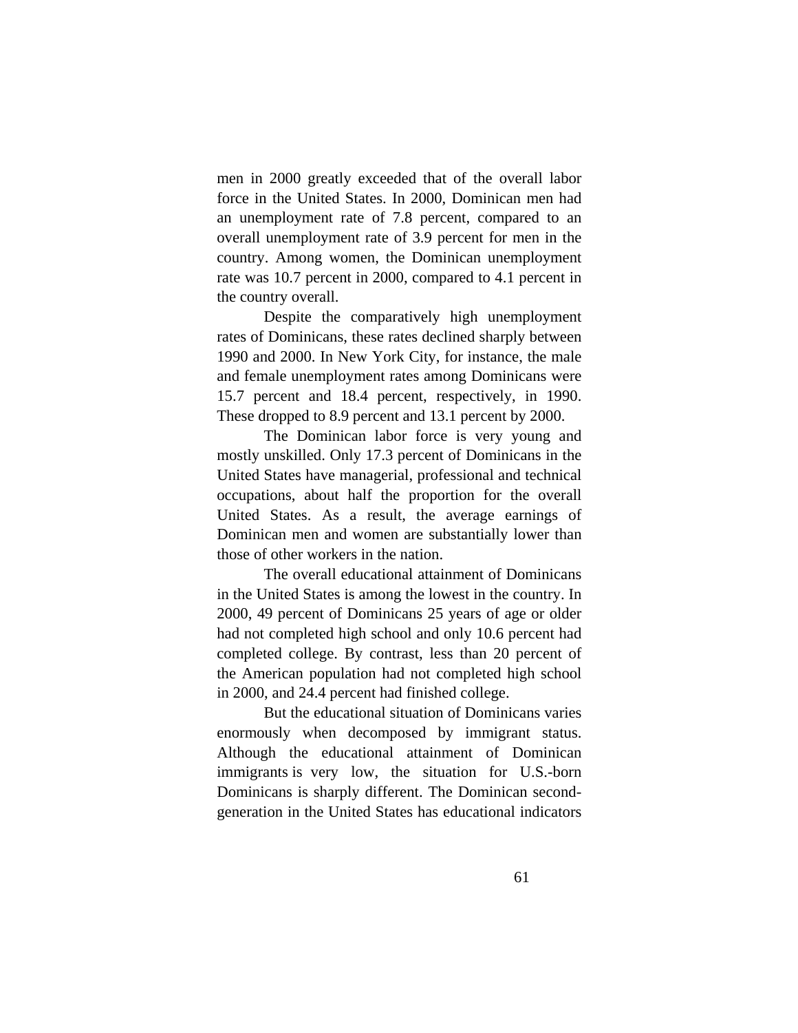men in 2000 greatly exceeded that of the overall labor force in the United States. In 2000, Dominican men had an unemployment rate of 7.8 percent, compared to an overall unemployment rate of 3.9 percent for men in the country. Among women, the Dominican unemployment rate was 10.7 percent in 2000, compared to 4.1 percent in the country overall.

Despite the comparatively high unemployment rates of Dominicans, these rates declined sharply between 1990 and 2000. In New York City, for instance, the male and female unemployment rates among Dominicans were 15.7 percent and 18.4 percent, respectively, in 1990. These dropped to 8.9 percent and 13.1 percent by 2000.

The Dominican labor force is very young and mostly unskilled. Only 17.3 percent of Dominicans in the United States have managerial, professional and technical occupations, about half the proportion for the overall United States. As a result, the average earnings of Dominican men and women are substantially lower than those of other workers in the nation.

The overall educational attainment of Dominicans in the United States is among the lowest in the country. In 2000, 49 percent of Dominicans 25 years of age or older had not completed high school and only 10.6 percent had completed college. By contrast, less than 20 percent of the American population had not completed high school in 2000, and 24.4 percent had finished college.

But the educational situation of Dominicans varies enormously when decomposed by immigrant status. Although the educational attainment of Dominican immigrants is very low, the situation for U.S.-born Dominicans is sharply different. The Dominican second-generation in the United States has educational indicators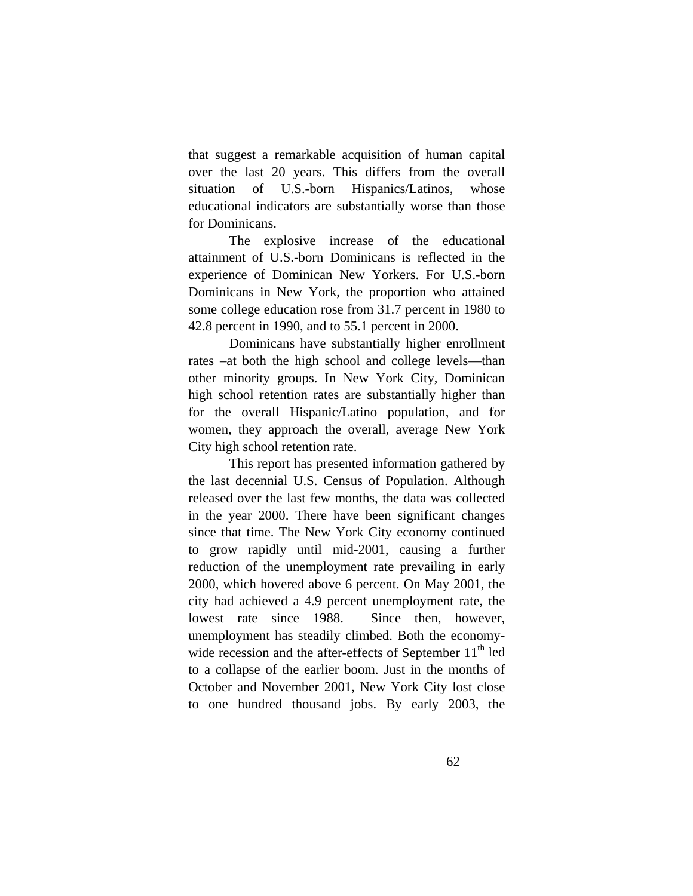that suggest a remarkable acquisition of human capital over the last 20 years. This differs from the overall situation of U.S.-born Hispanics/Latinos, whose educational indicators are substantially worse than those for Dominicans.

The explosive increase of the educational attainment of U.S.-born Dominicans is reflected in the experience of Dominican New Yorkers. For U.S.-born Dominicans in New York, the proportion who attained some college education rose from 31.7 percent in 1980 to 42.8 percent in 1990, and to 55.1 percent in 2000.

Dominicans have substantially higher enrollment rates –at both the high school and college levels—than other minority groups. In New York City, Dominican high school retention rates are substantially higher than for the overall Hispanic/Latino population, and for women, they approach the overall, average New York City high school retention rate.

This report has presented information gathered by the last decennial U.S. Census of Population. Although released over the last few months, the data was collected in the year 2000. There have been significant changes since that time. The New York City economy continued to grow rapidly until mid-2001, causing a further reduction of the unemployment rate prevailing in early 2000, which hovered above 6 percent. On May 2001, the city had achieved a 4.9 percent unemployment rate, the lowest rate since 1988. Since then, however, unemployment has steadily climbed. Both the economy-wide recession and the after-effects of September 11th led to a collapse of the earlier boom. Just in the months of October and November 2001, New York City lost close to one hundred thousand jobs. By early 2003, the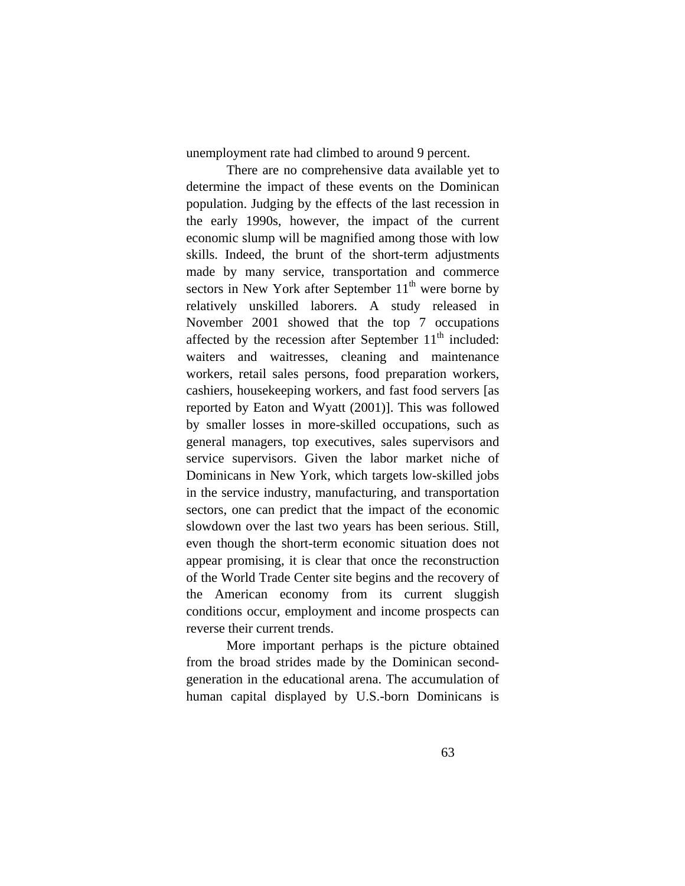unemployment rate had climbed to around 9 percent.

There are no comprehensive data available yet to determine the impact of these events on the Dominican population. Judging by the effects of the last recession in the early 1990s, however, the impact of the current economic slump will be magnified among those with low skills. Indeed, the brunt of the short-term adjustments made by many service, transportation and commerce sectors in New York after September 11th were borne by relatively unskilled laborers. A study released in November 2001 showed that the top 7 occupations affected by the recession after September 11th included: waiters and waitresses, cleaning and maintenance workers, retail sales persons, food preparation workers, cashiers, housekeeping workers, and fast food servers [as reported by Eaton and Wyatt (2001)]. This was followed by smaller losses in more-skilled occupations, such as general managers, top executives, sales supervisors and service supervisors. Given the labor market niche of Dominicans in New York, which targets low-skilled jobs in the service industry, manufacturing, and transportation sectors, one can predict that the impact of the economic slowdown over the last two years has been serious. Still, even though the short-term economic situation does not appear promising, it is clear that once the reconstruction of the World Trade Center site begins and the recovery of the American economy from its current sluggish conditions occur, employment and income prospects can reverse their current trends.

More important perhaps is the picture obtained from the broad strides made by the Dominican second-generation in the educational arena. The accumulation of human capital displayed by U.S.-born Dominicans is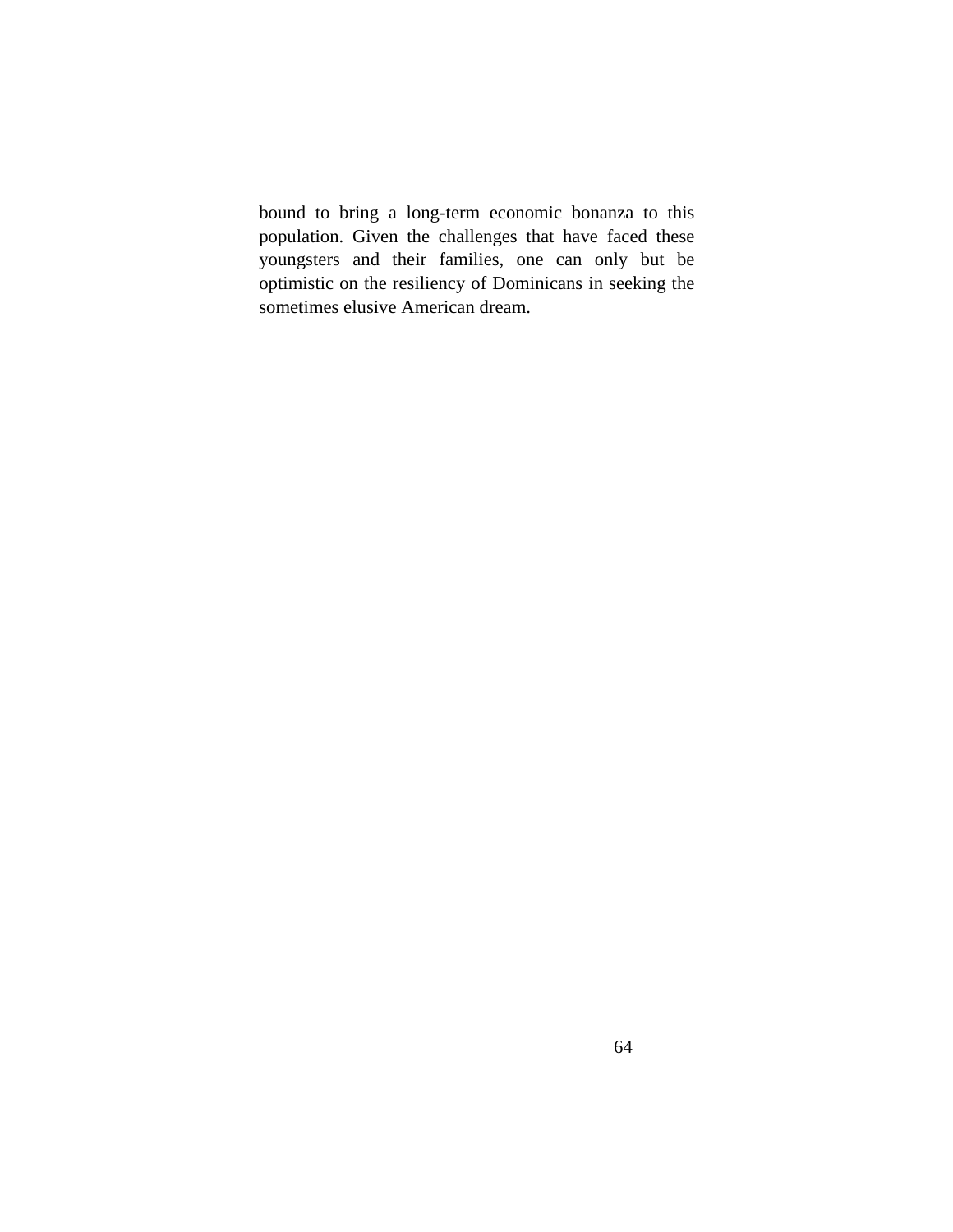bound to bring a long-term economic bonanza to this population. Given the challenges that have faced these youngsters and their families, one can only but be optimistic on the resiliency of Dominicans in seeking the sometimes elusive American dream.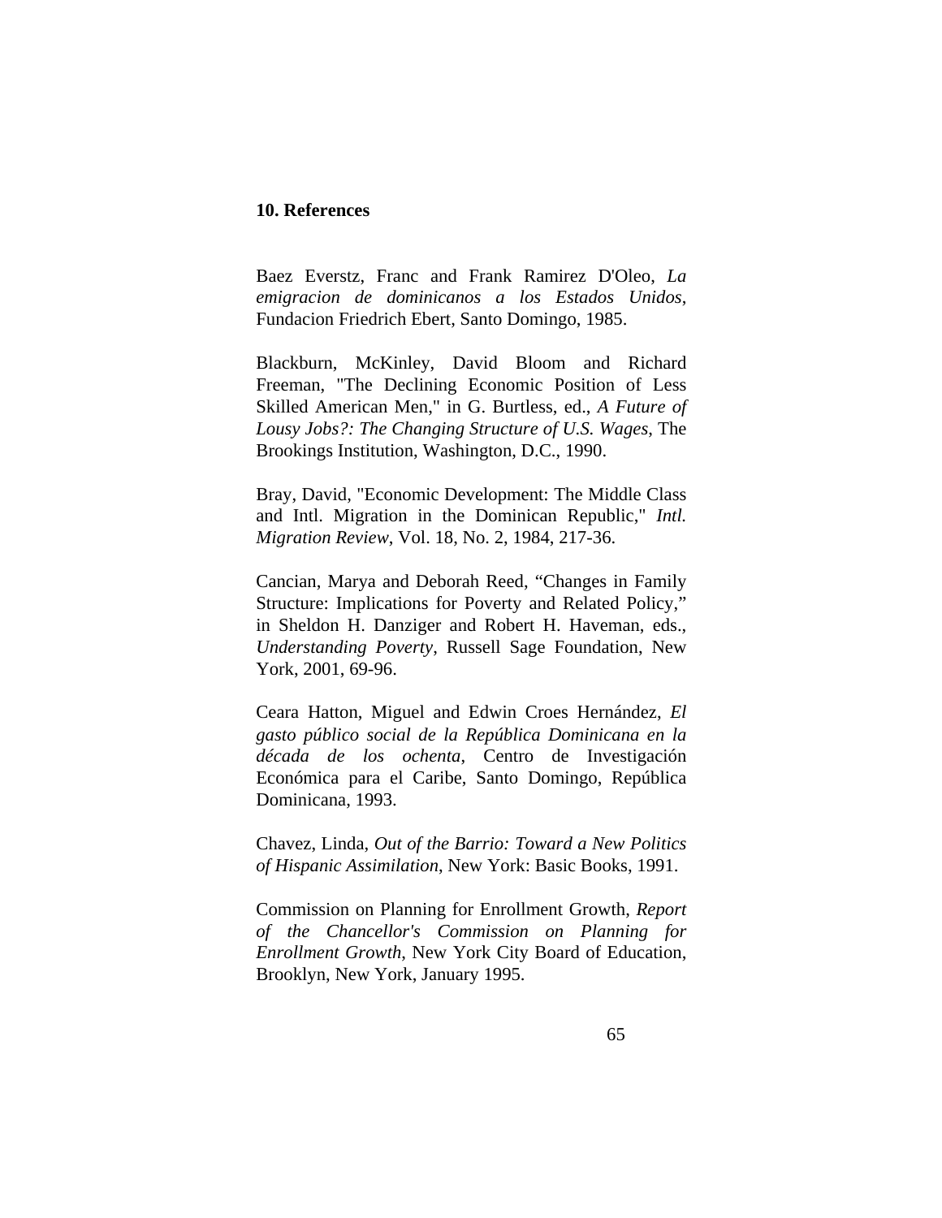## 10. References

Baez Everstz, Franc and Frank Ramirez D'Oleo, *La emigracion de dominicanos a los Estados Unidos*, Fundacion Friedrich Ebert, Santo Domingo, 1985.

Blackburn, McKinley, David Bloom and Richard Freeman, "The Declining Economic Position of Less Skilled American Men," in G. Burtless, ed., *A Future of Lousy Jobs?: The Changing Structure of U.S. Wages*, The Brookings Institution, Washington, D.C., 1990.

Bray, David, "Economic Development: The Middle Class and Intl. Migration in the Dominican Republic," *Intl. Migration Review*, Vol. 18, No. 2, 1984, 217-36.

Cancian, Marya and Deborah Reed, "Changes in Family Structure: Implications for Poverty and Related Policy," in Sheldon H. Danziger and Robert H. Haveman, eds., *Understanding Poverty*, Russell Sage Foundation, New York, 2001, 69-96.

Ceara Hatton, Miguel and Edwin Croes Hernández, *El gasto público social de la República Dominicana en la década de los ochenta*, Centro de Investigación Económica para el Caribe, Santo Domingo, República Dominicana, 1993.

Chavez, Linda, *Out of the Barrio: Toward a New Politics of Hispanic Assimilation*, New York: Basic Books, 1991.

Commission on Planning for Enrollment Growth, *Report of the Chancellor's Commission on Planning for Enrollment Growth*, New York City Board of Education, Brooklyn, New York, January 1995.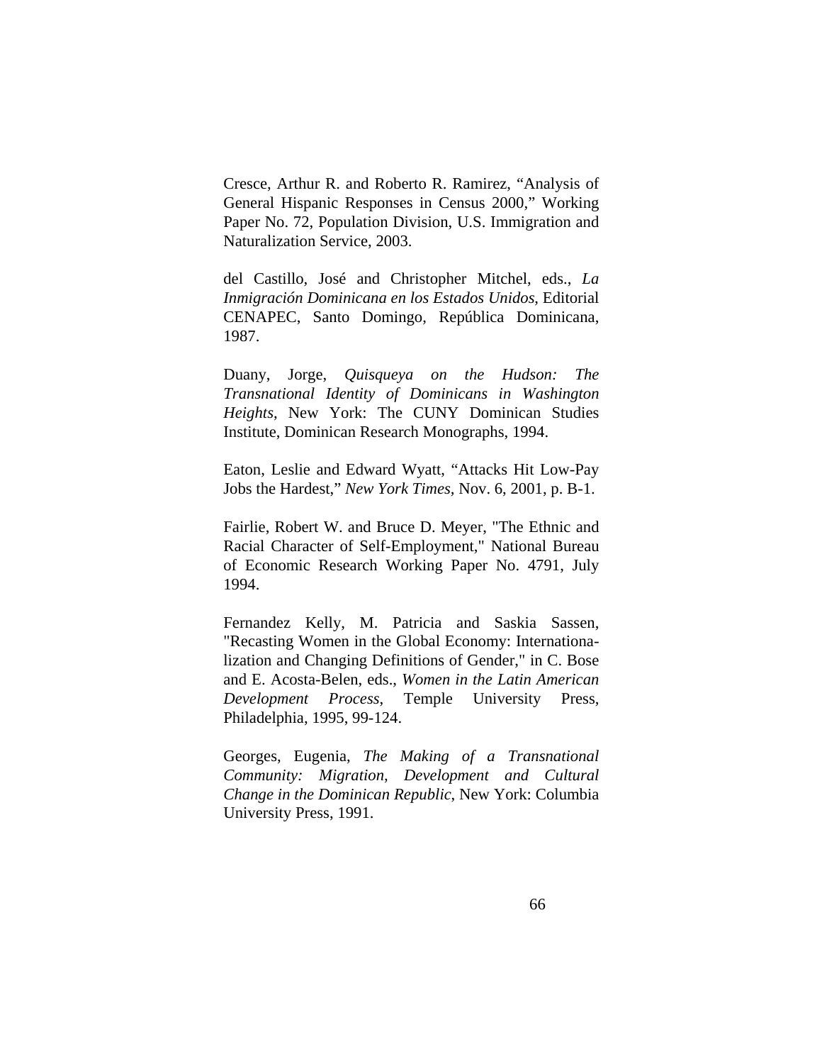Cresce, Arthur R. and Roberto R. Ramirez, “Analysis of General Hispanic Responses in Census 2000,” Working Paper No. 72, Population Division, U.S. Immigration and Naturalization Service, 2003.

del Castillo, José and Christopher Mitchel, eds., *La Inmigración Dominicana en los Estados Unidos*, Editorial CENAPEC, Santo Domingo, República Dominicana, 1987.

Duany, Jorge, *Quisqueya on the Hudson: The Transnational Identity of Dominicans in Washington Heights*, New York: The CUNY Dominican Studies Institute, Dominican Research Monographs, 1994.

Eaton, Leslie and Edward Wyatt, “Attacks Hit Low-Pay Jobs the Hardest,” *New York Times*, Nov. 6, 2001, p. B-1.

Fairlie, Robert W. and Bruce D. Meyer, "The Ethnic and Racial Character of Self-Employment," National Bureau of Economic Research Working Paper No. 4791, July 1994.

Fernandez Kelly, M. Patricia and Saskia Sassen, "Recasting Women in the Global Economy: Internationalization and Changing Definitions of Gender," in C. Bose and E. Acosta-Belen, eds., *Women in the Latin American Development Process*, Temple University Press, Philadelphia, 1995, 99-124.

Georges, Eugenia, *The Making of a Transnational Community: Migration, Development and Cultural Change in the Dominican Republic*, New York: Columbia University Press, 1991.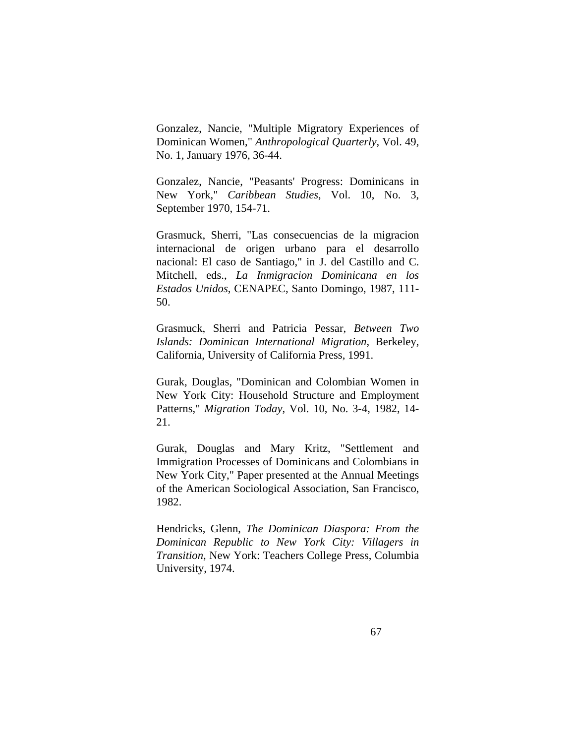Gonzalez, Nancie, "Multiple Migratory Experiences of Dominican Women," *Anthropological Quarterly*, Vol. 49, No. 1, January 1976, 36-44.

Gonzalez, Nancie, "Peasants' Progress: Dominicans in New York," *Caribbean Studies*, Vol. 10, No. 3, September 1970, 154-71.

Grasmuck, Sherri, "Las consecuencias de la migracion internacional de origen urbano para el desarrollo nacional: El caso de Santiago," in J. del Castillo and C. Mitchell, eds., *La Inmigracion Dominicana en los Estados Unidos*, CENAPEC, Santo Domingo, 1987, 111-50.

Grasmuck, Sherri and Patricia Pessar, *Between Two Islands: Dominican International Migration*, Berkeley, California, University of California Press, 1991.

Gurak, Douglas, "Dominican and Colombian Women in New York City: Household Structure and Employment Patterns," *Migration Today*, Vol. 10, No. 3-4, 1982, 14-21.

Gurak, Douglas and Mary Kritz, "Settlement and Immigration Processes of Dominicans and Colombians in New York City," Paper presented at the Annual Meetings of the American Sociological Association, San Francisco, 1982.

Hendricks, Glenn, *The Dominican Diaspora: From the Dominican Republic to New York City: Villagers in Transition*, New York: Teachers College Press, Columbia University, 1974.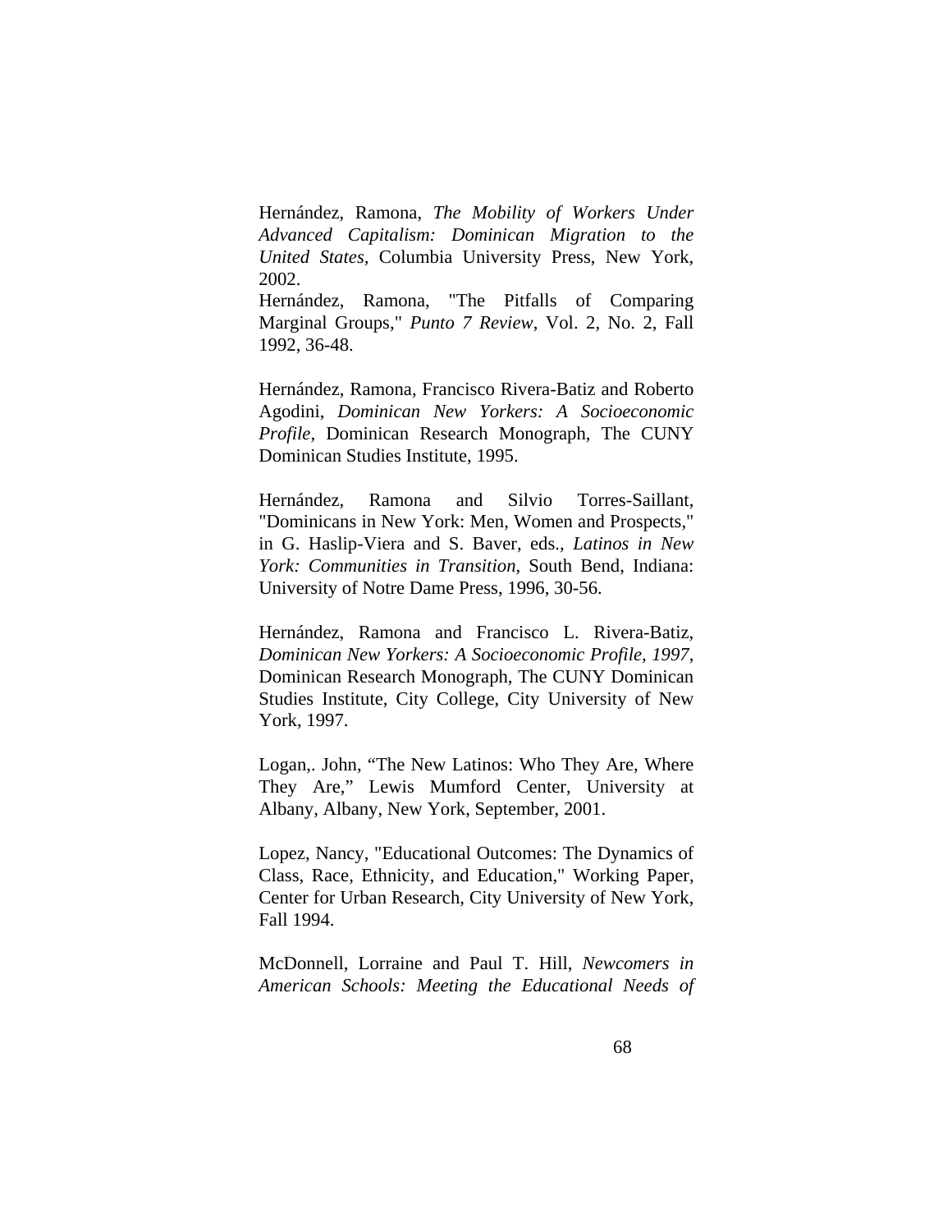Hernández, Ramona, *The Mobility of Workers Under Advanced Capitalism: Dominican Migration to the United States*, Columbia University Press, New York, 2002.
Hernández, Ramona, "The Pitfalls of Comparing Marginal Groups," *Punto 7 Review*, Vol. 2, No. 2, Fall 1992, 36-48.

Hernández, Ramona, Francisco Rivera-Batiz and Roberto Agodini, *Dominican New Yorkers: A Socioeconomic Profile*, Dominican Research Monograph, The CUNY Dominican Studies Institute, 1995.

Hernández, Ramona and Silvio Torres-Saillant, "Dominicans in New York: Men, Women and Prospects," in G. Haslip-Viera and S. Baver, eds., *Latinos in New York: Communities in Transition*, South Bend, Indiana: University of Notre Dame Press, 1996, 30-56.

Hernández, Ramona and Francisco L. Rivera-Batiz, *Dominican New Yorkers: A Socioeconomic Profile, 1997*, Dominican Research Monograph, The CUNY Dominican Studies Institute, City College, City University of New York, 1997.

Logan,. John, “The New Latinos: Who They Are, Where They Are,” Lewis Mumford Center, University at Albany, Albany, New York, September, 2001.

Lopez, Nancy, "Educational Outcomes: The Dynamics of Class, Race, Ethnicity, and Education," Working Paper, Center for Urban Research, City University of New York, Fall 1994.

McDonnell, Lorraine and Paul T. Hill, *Newcomers in American Schools: Meeting the Educational Needs of*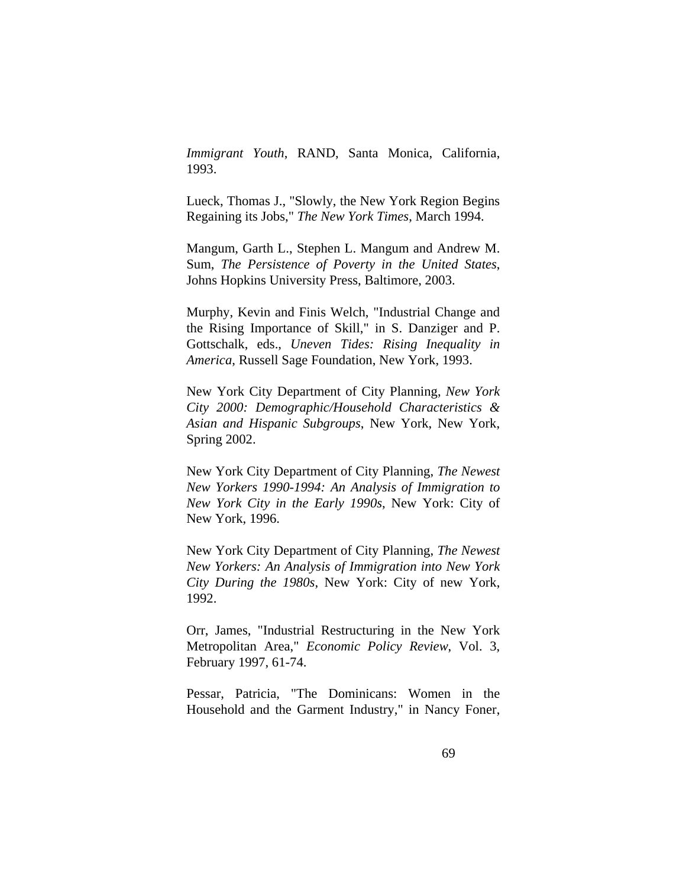*Immigrant Youth*, RAND, Santa Monica, California, 1993.

Lueck, Thomas J., "Slowly, the New York Region Begins Regaining its Jobs," *The New York Times*, March 1994.

Mangum, Garth L., Stephen L. Mangum and Andrew M. Sum, *The Persistence of Poverty in the United States*, Johns Hopkins University Press, Baltimore, 2003.

Murphy, Kevin and Finis Welch, "Industrial Change and the Rising Importance of Skill," in S. Danziger and P. Gottschalk, eds., *Uneven Tides: Rising Inequality in America*, Russell Sage Foundation, New York, 1993.

New York City Department of City Planning, *New York City 2000: Demographic/Household Characteristics & Asian and Hispanic Subgroups*, New York, New York, Spring 2002.

New York City Department of City Planning, *The Newest New Yorkers 1990-1994: An Analysis of Immigration to New York City in the Early 1990s*, New York: City of New York, 1996.

New York City Department of City Planning, *The Newest New Yorkers: An Analysis of Immigration into New York City During the 1980s*, New York: City of new York, 1992.

Orr, James, "Industrial Restructuring in the New York Metropolitan Area," *Economic Policy Review*, Vol. 3, February 1997, 61-74.

Pessar, Patricia, "The Dominicans: Women in the Household and the Garment Industry," in Nancy Foner,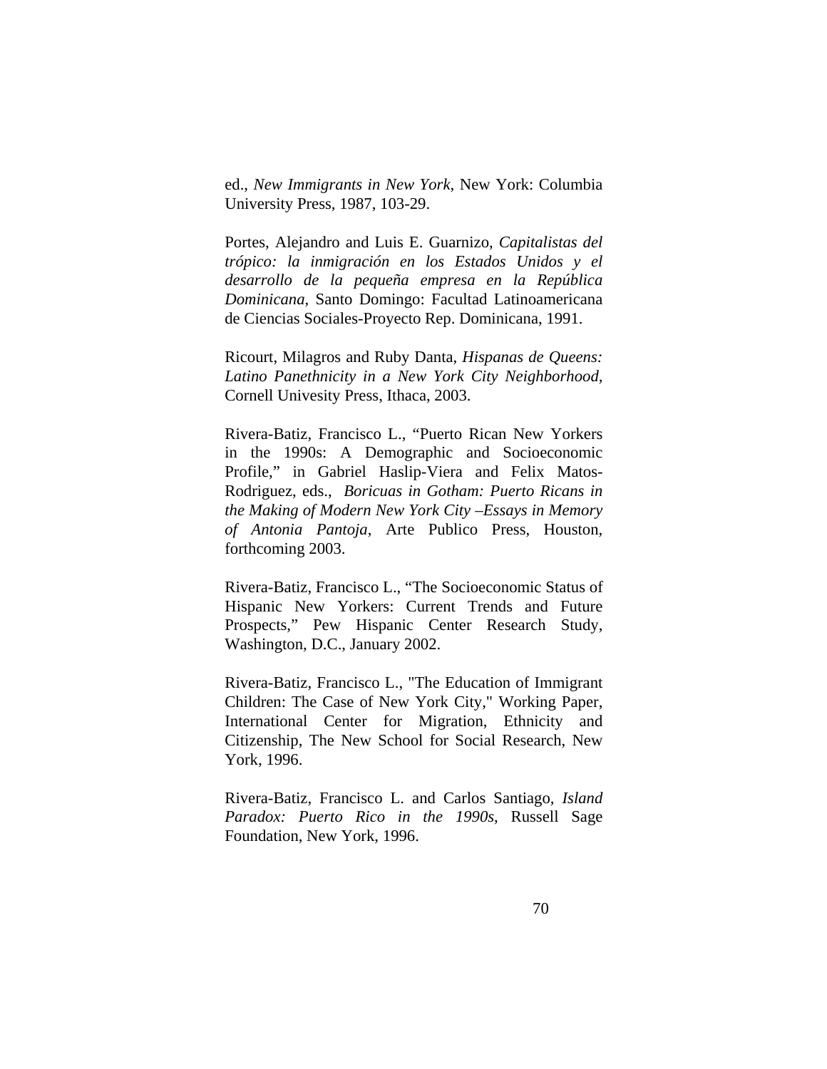ed., *New Immigrants in New York*, New York: Columbia University Press, 1987, 103-29.

Portes, Alejandro and Luis E. Guarnizo, *Capitalistas del trópico: la inmigración en los Estados Unidos y el desarrollo de la pequeña empresa en la República Dominicana*, Santo Domingo: Facultad Latinoamericana de Ciencias Sociales-Proyecto Rep. Dominicana, 1991.

Ricourt, Milagros and Ruby Danta, *Hispanas de Queens: Latino Panethnicity in a New York City Neighborhood*, Cornell Univesity Press, Ithaca, 2003.

Rivera-Batiz, Francisco L., "Puerto Rican New Yorkers in the 1990s: A Demographic and Socioeconomic Profile," in Gabriel Haslip-Viera and Felix Matos-Rodriguez, eds., *Boricuas in Gotham: Puerto Ricans in the Making of Modern New York City –Essays in Memory of Antonia Pantoja*, Arte Publico Press, Houston, forthcoming 2003.

Rivera-Batiz, Francisco L., "The Socioeconomic Status of Hispanic New Yorkers: Current Trends and Future Prospects," Pew Hispanic Center Research Study, Washington, D.C., January 2002.

Rivera-Batiz, Francisco L., "The Education of Immigrant Children: The Case of New York City," Working Paper, International Center for Migration, Ethnicity and Citizenship, The New School for Social Research, New York, 1996.

Rivera-Batiz, Francisco L. and Carlos Santiago, *Island Paradox: Puerto Rico in the 1990s*, Russell Sage Foundation, New York, 1996.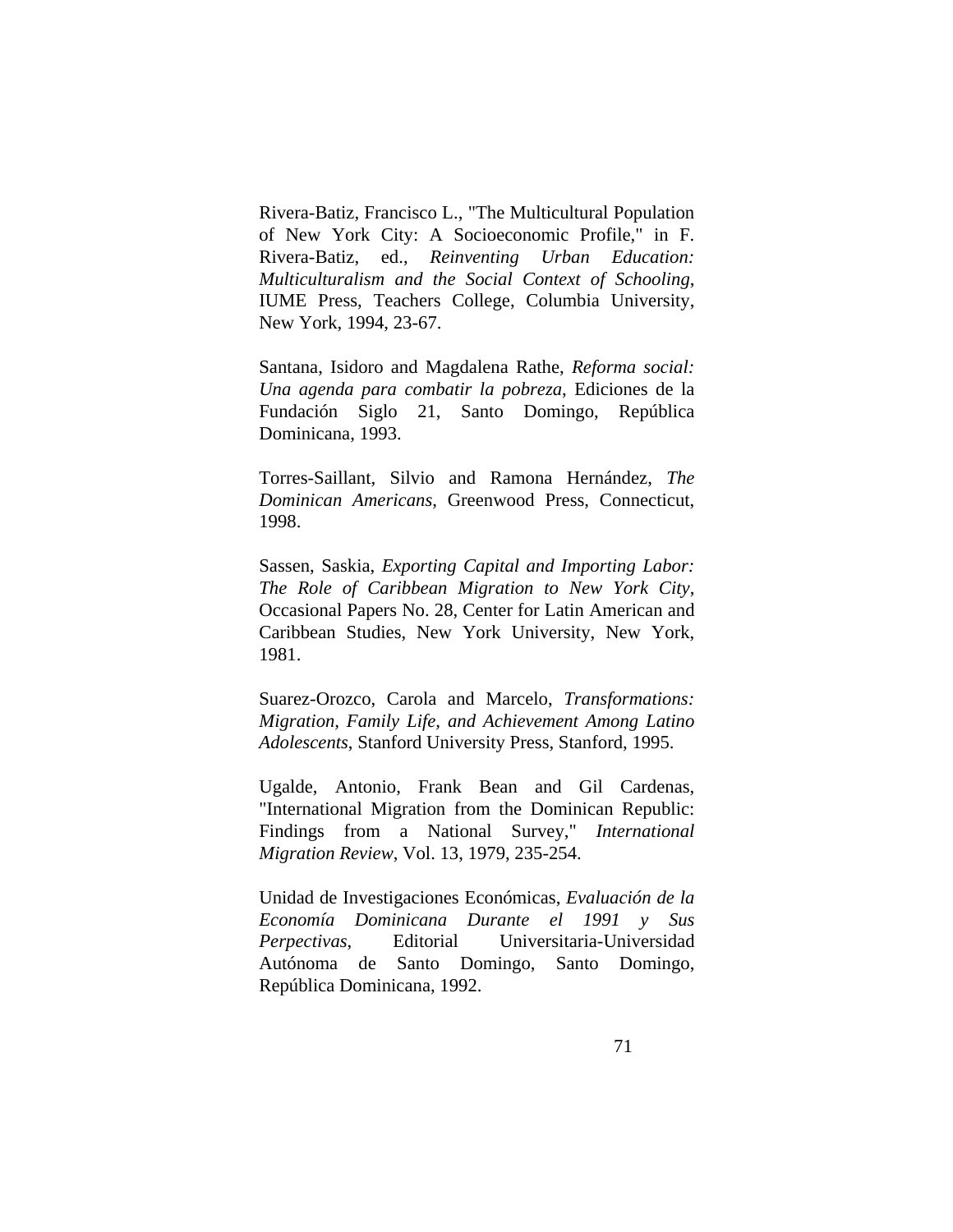Rivera-Batiz, Francisco L., "The Multicultural Population of New York City: A Socioeconomic Profile," in F. Rivera-Batiz, ed., *Reinventing Urban Education: Multiculturalism and the Social Context of Schooling*, IUME Press, Teachers College, Columbia University, New York, 1994, 23-67.

Santana, Isidoro and Magdalena Rathe, *Reforma social: Una agenda para combatir la pobreza*, Ediciones de la Fundación Siglo 21, Santo Domingo, República Dominicana, 1993.

Torres-Saillant, Silvio and Ramona Hernández, *The Dominican Americans*, Greenwood Press, Connecticut, 1998.

Sassen, Saskia, *Exporting Capital and Importing Labor: The Role of Caribbean Migration to New York City*, Occasional Papers No. 28, Center for Latin American and Caribbean Studies, New York University, New York, 1981.

Suarez-Orozco, Carola and Marcelo, *Transformations: Migration, Family Life, and Achievement Among Latino Adolescents*, Stanford University Press, Stanford, 1995.

Ugalde, Antonio, Frank Bean and Gil Cardenas, "International Migration from the Dominican Republic: Findings from a National Survey," *International Migration Review*, Vol. 13, 1979, 235-254.

Unidad de Investigaciones Económicas, *Evaluación de la Economía Dominicana Durante el 1991 y Sus Perpectivas*, Editorial Universitaria-Universidad Autónoma de Santo Domingo, Santo Domingo, República Dominicana, 1992.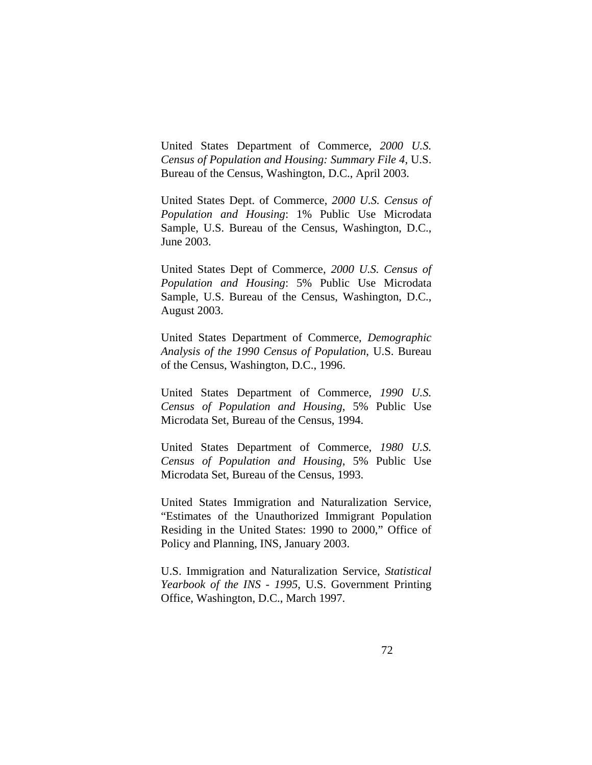United States Department of Commerce, *2000 U.S. Census of Population and Housing: Summary File 4*, U.S. Bureau of the Census, Washington, D.C., April 2003.

United States Dept. of Commerce, *2000 U.S. Census of Population and Housing*: 1% Public Use Microdata Sample, U.S. Bureau of the Census, Washington, D.C., June 2003.

United States Dept of Commerce, *2000 U.S. Census of Population and Housing*: 5% Public Use Microdata Sample, U.S. Bureau of the Census, Washington, D.C., August 2003.

United States Department of Commerce, *Demographic Analysis of the 1990 Census of Population*, U.S. Bureau of the Census, Washington, D.C., 1996.

United States Department of Commerce, *1990 U.S. Census of Population and Housing*, 5% Public Use Microdata Set, Bureau of the Census, 1994.

United States Department of Commerce, *1980 U.S. Census of Population and Housing*, 5% Public Use Microdata Set, Bureau of the Census, 1993.

United States Immigration and Naturalization Service, "Estimates of the Unauthorized Immigrant Population Residing in the United States: 1990 to 2000," Office of Policy and Planning, INS, January 2003.

U.S. Immigration and Naturalization Service, *Statistical Yearbook of the INS - 1995*, U.S. Government Printing Office, Washington, D.C., March 1997.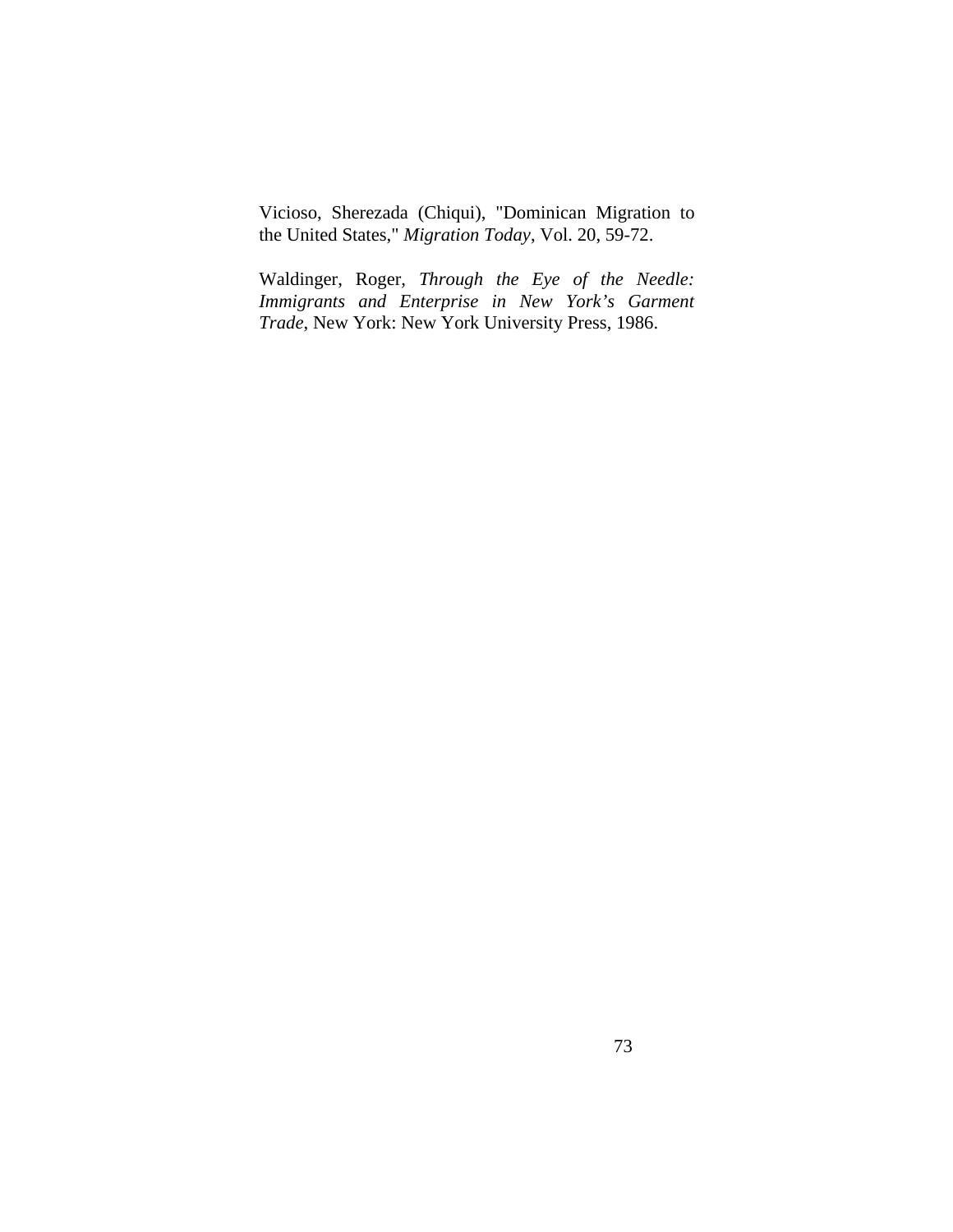Vicioso, Sherezada (Chiqui), "Dominican Migration to the United States," *Migration Today*, Vol. 20, 59-72.

Waldinger, Roger, *Through the Eye of the Needle: Immigrants and Enterprise in New York's Garment Trade*, New York: New York University Press, 1986.